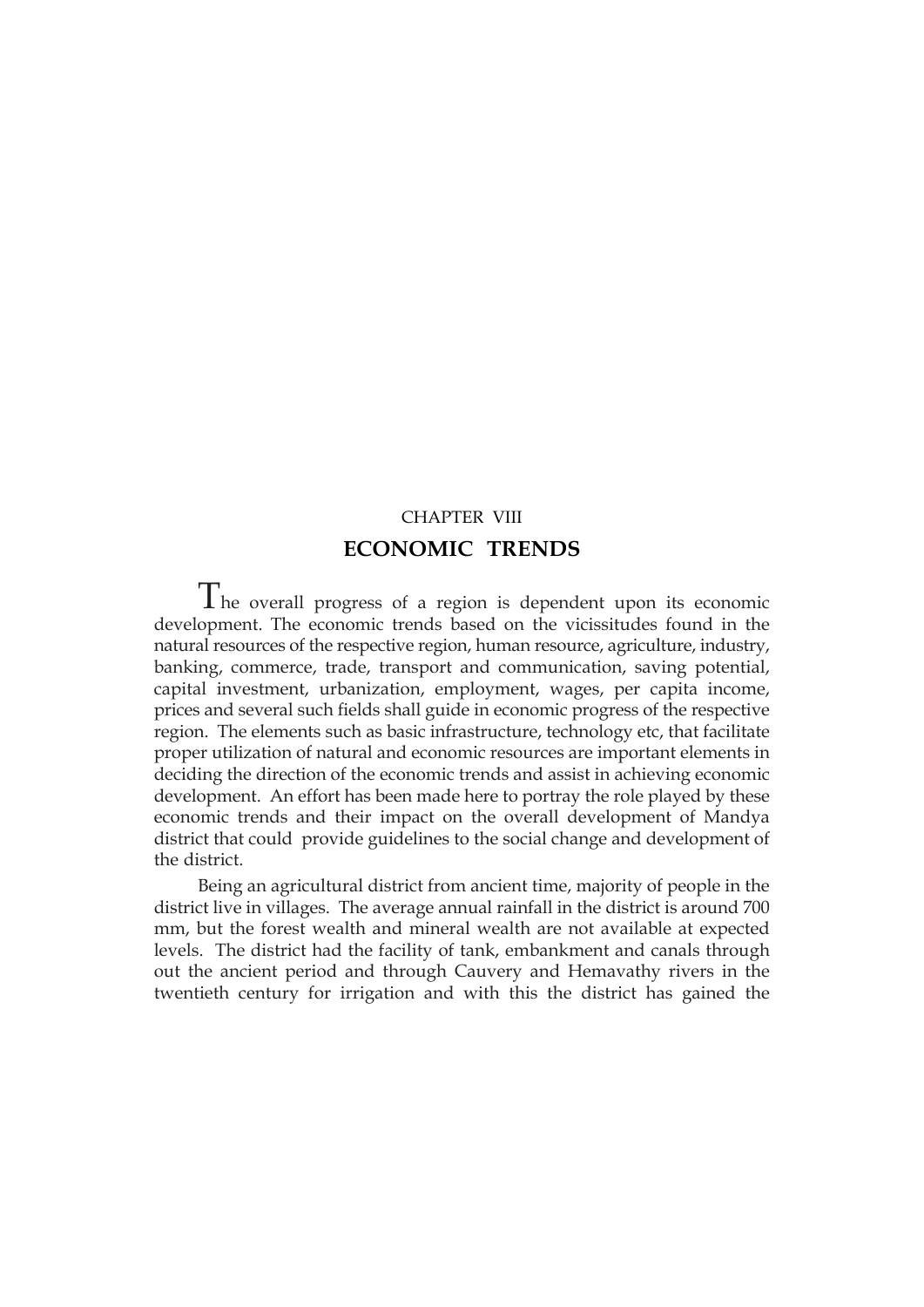CHAPTER VIII

# ECONOMIC TRENDS

The overall progress of a region is dependent upon its economic development. The economic trends based on the vicissitudes found in the natural resources of the respective region, human resource, agriculture, industry, banking, commerce, trade, transport and communication, saving potential, capital investment, urbanization, employment, wages, per capita income, prices and several such fields shall guide in economic progress of the respective region. The elements such as basic infrastructure, technology etc, that facilitate proper utilization of natural and economic resources are important elements in deciding the direction of the economic trends and assist in achieving economic development. An effort has been made here to portray the role played by these economic trends and their impact on the overall development of Mandya district that could provide guidelines to the social change and development of the district.

Being an agricultural district from ancient time, majority of people in the district live in villages. The average annual rainfall in the district is around 700 mm, but the forest wealth and mineral wealth are not available at expected levels. The district had the facility of tank, embankment and canals through out the ancient period and through Cauvery and Hemavathy rivers in the twentieth century for irrigation and with this the district has gained the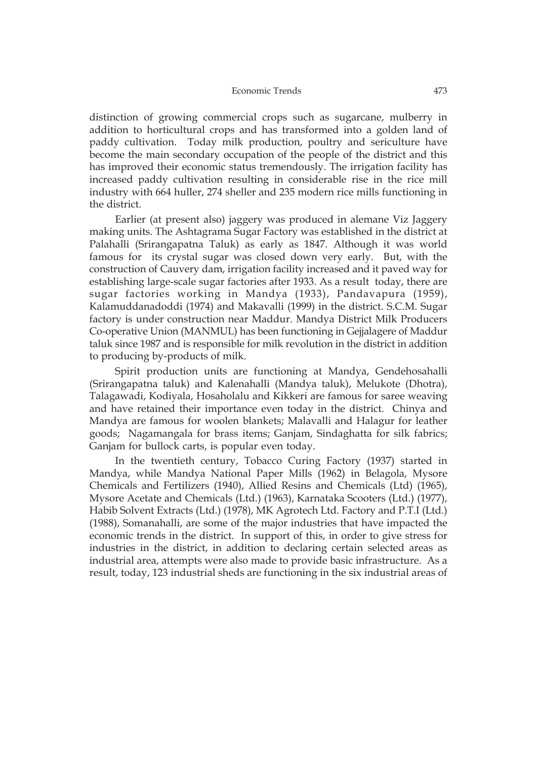distinction of growing commercial crops such as sugarcane, mulberry in addition to horticultural crops and has transformed into a golden land of paddy cultivation. Today milk production, poultry and sericulture have become the main secondary occupation of the people of the district and this has improved their economic status tremendously. The irrigation facility has increased paddy cultivation resulting in considerable rise in the rice mill industry with 664 huller, 274 sheller and 235 modern rice mills functioning in the district.

Earlier (at present also) jaggery was produced in alemane Viz Jaggery making units. The Ashtagrama Sugar Factory was established in the district at Palahalli (Srirangapatna Taluk) as early as 1847. Although it was world famous for its crystal sugar was closed down very early. But, with the construction of Cauvery dam, irrigation facility increased and it paved way for establishing large-scale sugar factories after 1933. As a result today, there are sugar factories working in Mandya (1933), Pandavapura (1959), Kalamuddanadoddi (1974) and Makavalli (1999) in the district. S.C.M. Sugar factory is under construction near Maddur. Mandya District Milk Producers Co-operative Union (MANMUL) has been functioning in Gejjalagere of Maddur taluk since 1987 and is responsible for milk revolution in the district in addition to producing by-products of milk.

Spirit production units are functioning at Mandya, Gendehosahalli (Srirangapatna taluk) and Kalenahalli (Mandya taluk), Melukote (Dhotra), Talagawadi, Kodiyala, Hosaholalu and Kikkeri are famous for saree weaving and have retained their importance even today in the district. Chinya and Mandya are famous for woolen blankets; Malavalli and Halagur for leather goods; Nagamangala for brass items; Ganjam, Sindaghatta for silk fabrics; Ganjam for bullock carts, is popular even today.

In the twentieth century, Tobacco Curing Factory (1937) started in Mandya, while Mandya National Paper Mills (1962) in Belagola, Mysore Chemicals and Fertilizers (1940), Allied Resins and Chemicals (Ltd) (1965), Mysore Acetate and Chemicals (Ltd.) (1963), Karnataka Scooters (Ltd.) (1977), Habib Solvent Extracts (Ltd.) (1978), MK Agrotech Ltd. Factory and P.T.I (Ltd.) (1988), Somanahalli, are some of the major industries that have impacted the economic trends in the district. In support of this, in order to give stress for industries in the district, in addition to declaring certain selected areas as industrial area, attempts were also made to provide basic infrastructure. As a result, today, 123 industrial sheds are functioning in the six industrial areas of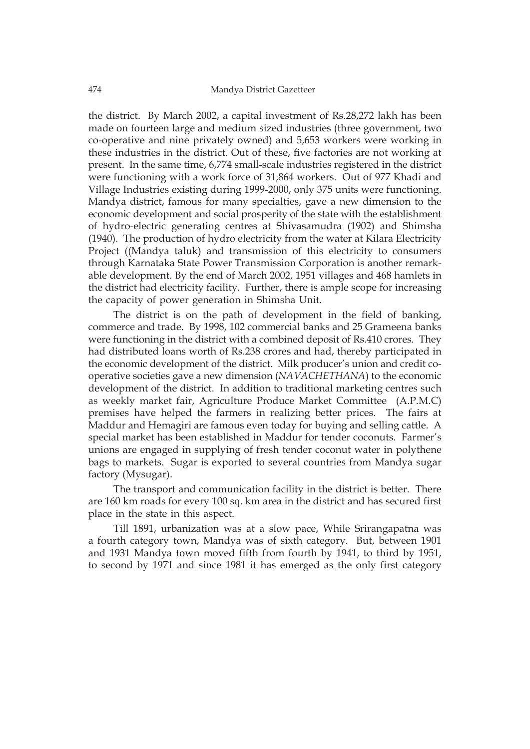the district. By March 2002, a capital investment of Rs.28,272 lakh has been made on fourteen large and medium sized industries (three government, two co-operative and nine privately owned) and 5,653 workers were working in these industries in the district. Out of these, five factories are not working at present. In the same time, 6,774 small-scale industries registered in the district were functioning with a work force of 31,864 workers. Out of 977 Khadi and Village Industries existing during 1999-2000, only 375 units were functioning. Mandya district, famous for many specialties, gave a new dimension to the economic development and social prosperity of the state with the establishment of hydro-electric generating centres at Shivasamudra (1902) and Shimsha (1940). The production of hydro electricity from the water at Kilara Electricity Project ((Mandya taluk) and transmission of this electricity to consumers through Karnataka State Power Transmission Corporation is another remarkable development. By the end of March 2002, 1951 villages and 468 hamlets in the district had electricity facility. Further, there is ample scope for increasing the capacity of power generation in Shimsha Unit.

The district is on the path of development in the field of banking, commerce and trade. By 1998, 102 commercial banks and 25 Grameena banks were functioning in the district with a combined deposit of Rs.410 crores. They had distributed loans worth of Rs.238 crores and had, thereby participated in the economic development of the district. Milk producer's union and credit co-operative societies gave a new dimension (*NAVACHETHANA*) to the economic development of the district. In addition to traditional marketing centres such as weekly market fair, Agriculture Produce Market Committee (A.P.M.C) premises have helped the farmers in realizing better prices. The fairs at Maddur and Hemagiri are famous even today for buying and selling cattle. A special market has been established in Maddur for tender coconuts. Farmer's unions are engaged in supplying of fresh tender coconut water in polythene bags to markets. Sugar is exported to several countries from Mandya sugar factory (Mysugar).

The transport and communication facility in the district is better. There are 160 km roads for every 100 sq. km area in the district and has secured first place in the state in this aspect.

Till 1891, urbanization was at a slow pace, While Srirangapatna was a fourth category town, Mandya was of sixth category. But, between 1901 and 1931 Mandya town moved fifth from fourth by 1941, to third by 1951, to second by 1971 and since 1981 it has emerged as the only first category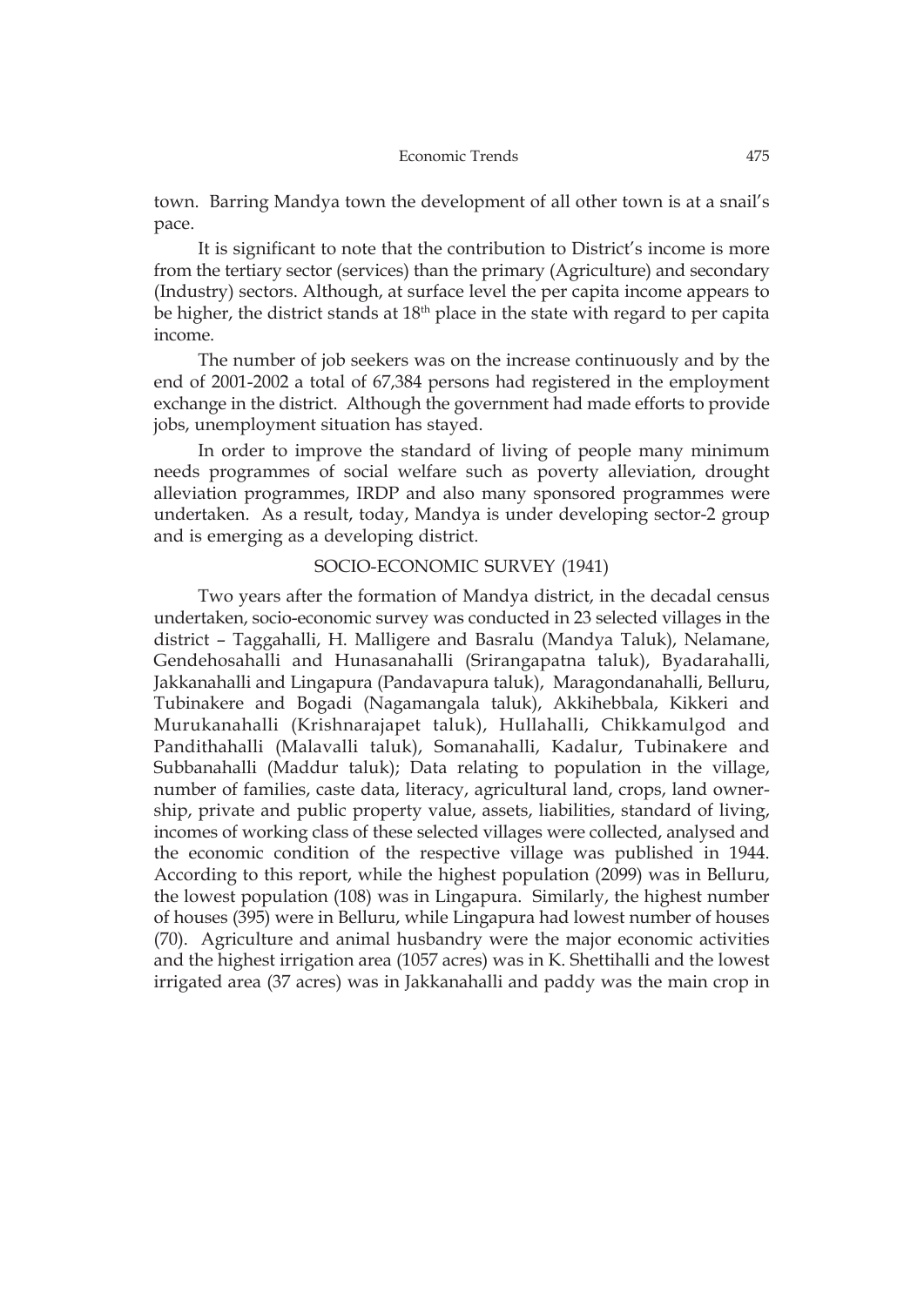town. Barring Mandya town the development of all other town is at a snail's pace.

It is significant to note that the contribution to District's income is more from the tertiary sector (services) than the primary (Agriculture) and secondary (Industry) sectors. Although, at surface level the per capita income appears to be higher, the district stands at 18th place in the state with regard to per capita income.

The number of job seekers was on the increase continuously and by the end of 2001-2002 a total of 67,384 persons had registered in the employment exchange in the district. Although the government had made efforts to provide jobs, unemployment situation has stayed.

In order to improve the standard of living of people many minimum needs programmes of social welfare such as poverty alleviation, drought alleviation programmes, IRDP and also many sponsored programmes were undertaken. As a result, today, Mandya is under developing sector-2 group and is emerging as a developing district.

## SOCIO-ECONOMIC SURVEY (1941)

Two years after the formation of Mandya district, in the decadal census undertaken, socio-economic survey was conducted in 23 selected villages in the district – Taggahalli, H. Malligere and Basralu (Mandya Taluk), Nelamane, Gendehosahalli and Hunasanahalli (Srirangapatna taluk), Byadarahalli, Jakkanahalli and Lingapura (Pandavapura taluk), Maragondanahalli, Belluru, Tubinakere and Bogadi (Nagamangala taluk), Akkihebbala, Kikkeri and Murukanahalli (Krishnarajapet taluk), Hullahalli, Chikkamulgod and Pandithahalli (Malavalli taluk), Somanahalli, Kadalur, Tubinakere and Subbanahalli (Maddur taluk); Data relating to population in the village, number of families, caste data, literacy, agricultural land, crops, land ownership, private and public property value, assets, liabilities, standard of living, incomes of working class of these selected villages were collected, analysed and the economic condition of the respective village was published in 1944. According to this report, while the highest population (2099) was in Belluru, the lowest population (108) was in Lingapura. Similarly, the highest number of houses (395) were in Belluru, while Lingapura had lowest number of houses (70). Agriculture and animal husbandry were the major economic activities and the highest irrigation area (1057 acres) was in K. Shettihalli and the lowest irrigated area (37 acres) was in Jakkanahalli and paddy was the main crop in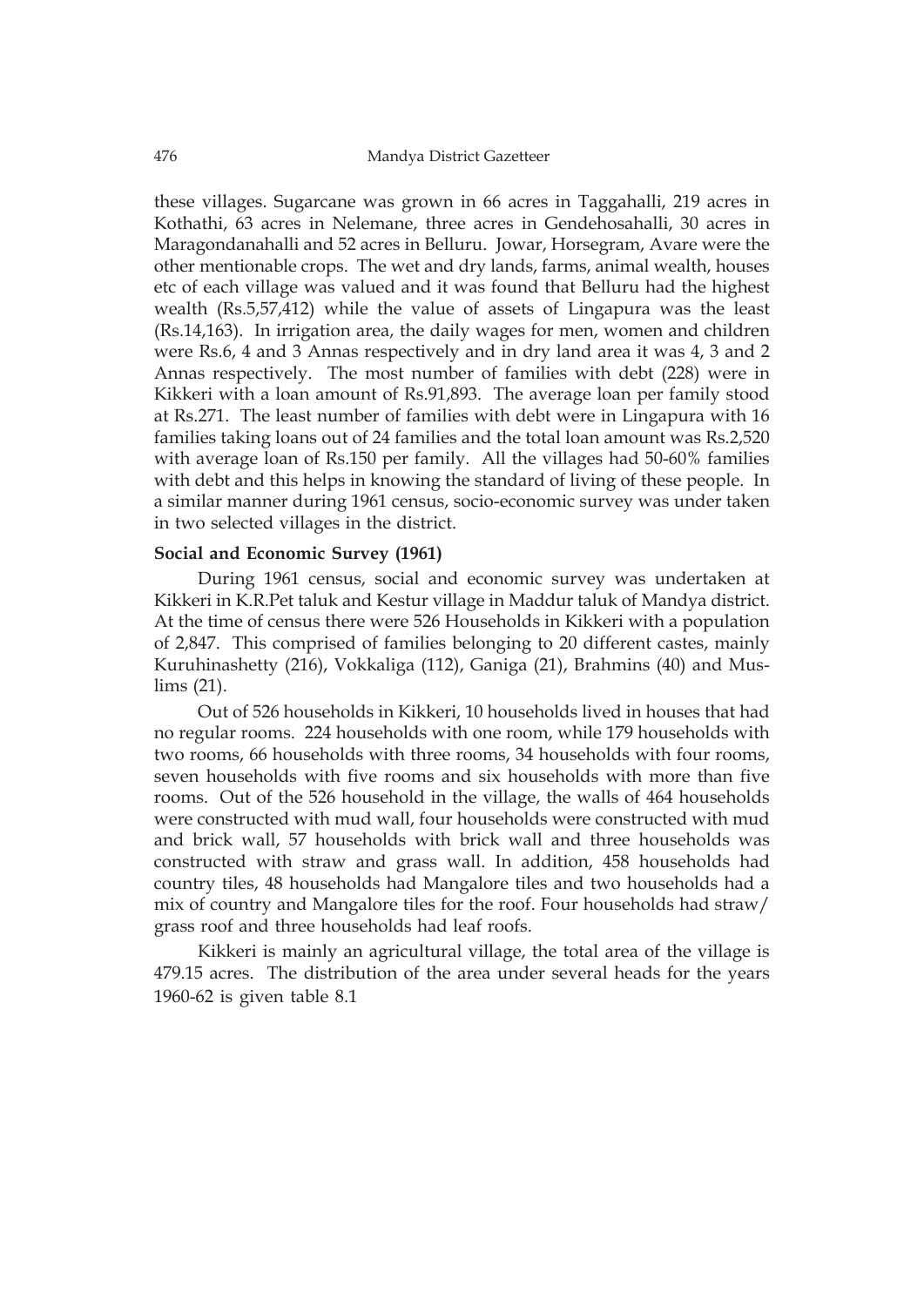these villages. Sugarcane was grown in 66 acres in Taggahalli, 219 acres in Kothathi, 63 acres in Nelemane, three acres in Gendehosahalli, 30 acres in Maragondanahalli and 52 acres in Belluru. Jowar, Horsegram, Avare were the other mentionable crops. The wet and dry lands, farms, animal wealth, houses etc of each village was valued and it was found that Belluru had the highest wealth (Rs.5,57,412) while the value of assets of Lingapura was the least (Rs.14,163). In irrigation area, the daily wages for men, women and children were Rs.6, 4 and 3 Annas respectively and in dry land area it was 4, 3 and 2 Annas respectively. The most number of families with debt (228) were in Kikkeri with a loan amount of Rs.91,893. The average loan per family stood at Rs.271. The least number of families with debt were in Lingapura with 16 families taking loans out of 24 families and the total loan amount was Rs.2,520 with average loan of Rs.150 per family. All the villages had 50-60% families with debt and this helps in knowing the standard of living of these people. In a similar manner during 1961 census, socio-economic survey was under taken in two selected villages in the district.

**Social and Economic Survey (1961)**

During 1961 census, social and economic survey was undertaken at Kikkeri in K.R.Pet taluk and Kestur village in Maddur taluk of Mandya district. At the time of census there were 526 Households in Kikkeri with a population of 2,847. This comprised of families belonging to 20 different castes, mainly Kuruhinashetty (216), Vokkaliga (112), Ganiga (21), Brahmins (40) and Muslims (21).

Out of 526 households in Kikkeri, 10 households lived in houses that had no regular rooms. 224 households with one room, while 179 households with two rooms, 66 households with three rooms, 34 households with four rooms, seven households with five rooms and six households with more than five rooms. Out of the 526 household in the village, the walls of 464 households were constructed with mud wall, four households were constructed with mud and brick wall, 57 households with brick wall and three households was constructed with straw and grass wall. In addition, 458 households had country tiles, 48 households had Mangalore tiles and two households had a mix of country and Mangalore tiles for the roof. Four households had straw/grass roof and three households had leaf roofs.

Kikkeri is mainly an agricultural village, the total area of the village is 479.15 acres. The distribution of the area under several heads for the years 1960-62 is given table 8.1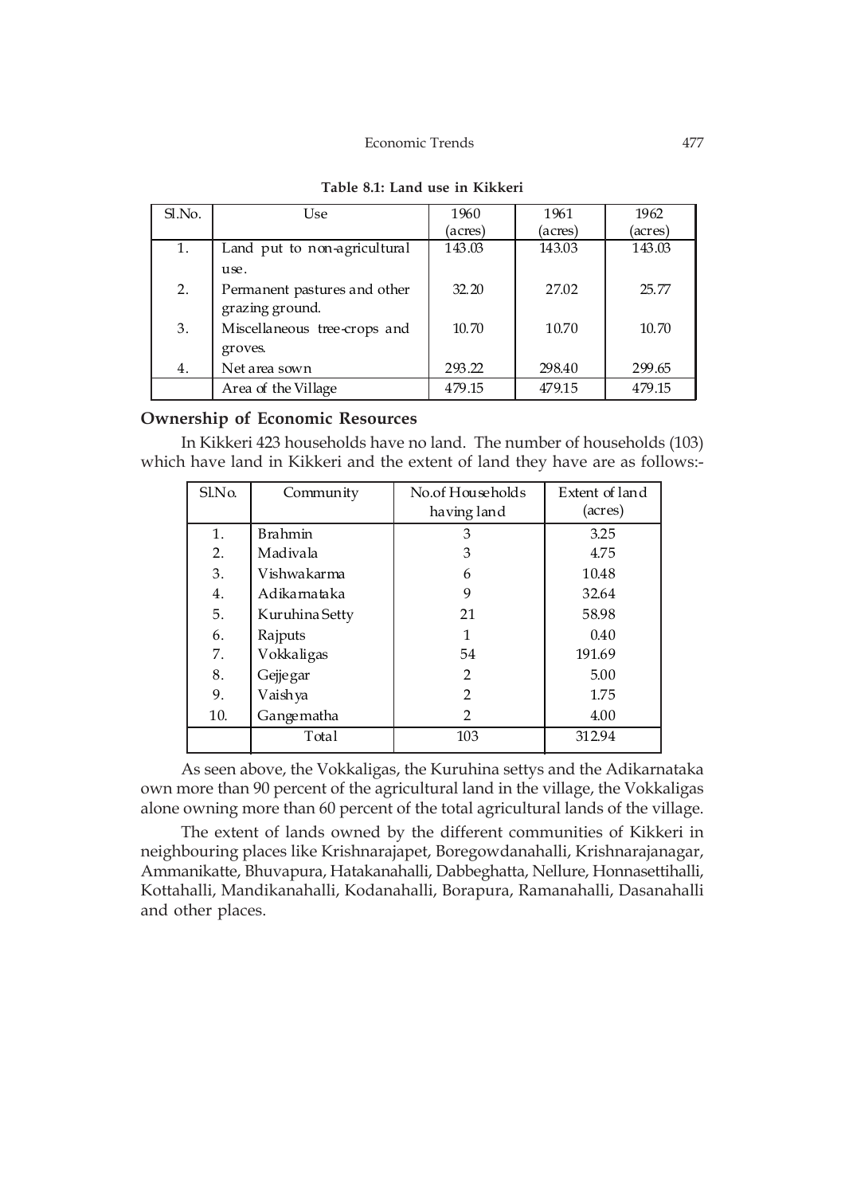**Table 8.1: Land use in Kikkeri**

| Sl.No. | Use | 1960 (acres) | 1961 (acres) | 1962 (acres) |
|---|---|---|---|---|
| 1. | Land put to non-agricultural use. | 143.03 | 143.03 | 143.03 |
| 2. | Permanent pastures and other grazing ground. | 32.20 | 27.02 | 25.77 |
| 3. | Miscellaneous tree-crops and groves. | 10.70 | 10.70 | 10.70 |
| 4. | Net area sown | 293.22 | 298.40 | 299.65 |
| | Area of the Village | 479.15 | 479.15 | 479.15 |

### Ownership of Economic Resources

In Kikkeri 423 households have no land. The number of households (103) which have land in Kikkeri and the extent of land they have are as follows:-

| Sl.No. | Community | No.of Households having land | Extent of land (acres) |
|---|---|---|---|
| 1. | Brahmin | 3 | 3.25 |
| 2. | Madivala | 3 | 4.75 |
| 3. | Vishwakarma | 6 | 10.48 |
| 4. | Adikarnataka | 9 | 32.64 |
| 5. | Kuruhina Setty | 21 | 58.98 |
| 6. | Rajputs | 1 | 0.40 |
| 7. | Vokkaligas | 54 | 191.69 |
| 8. | Gejjegar | 2 | 5.00 |
| 9. | Vaishya | 2 | 1.75 |
| 10. | Gangematha | 2 | 4.00 |
| | Total | 103 | 312.94 |

As seen above, the Vokkaligas, the Kuruhina settys and the Adikarnataka own more than 90 percent of the agricultural land in the village, the Vokkaligas alone owning more than 60 percent of the total agricultural lands of the village.

The extent of lands owned by the different communities of Kikkeri in neighbouring places like Krishnarajapet, Boregowdanahalli, Krishnarajanagar, Ammanikatte, Bhuvapura, Hatakanahalli, Dabbeghatta, Nellure, Honnasettihalli, Kottahalli, Mandikanahalli, Kodanahalli, Borapura, Ramanahalli, Dasanahalli and other places.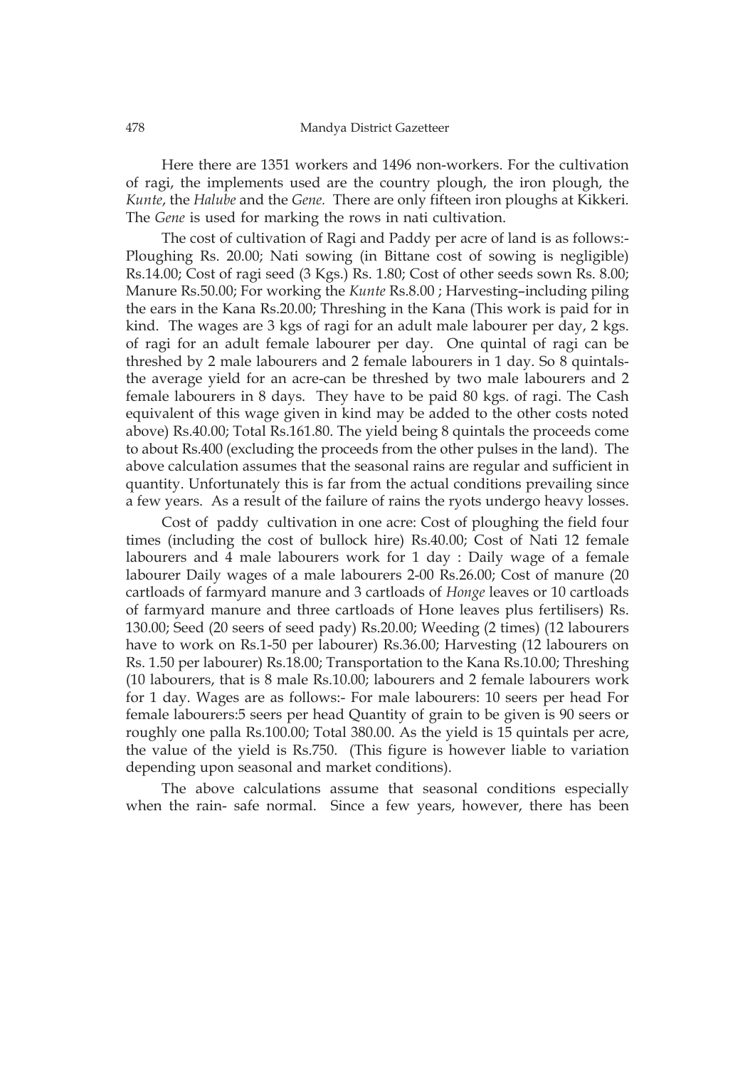Here there are 1351 workers and 1496 non-workers. For the cultivation of ragi, the implements used are the country plough, the iron plough, the *Kunte*, the *Halube* and the *Gene.* There are only fifteen iron ploughs at Kikkeri. The *Gene* is used for marking the rows in nati cultivation.

The cost of cultivation of Ragi and Paddy per acre of land is as follows:- Ploughing Rs. 20.00; Nati sowing (in Bittane cost of sowing is negligible) Rs.14.00; Cost of ragi seed (3 Kgs.) Rs. 1.80; Cost of other seeds sown Rs. 8.00; Manure Rs.50.00; For working the *Kunte* Rs.8.00 ; Harvesting–including piling the ears in the Kana Rs.20.00; Threshing in the Kana (This work is paid for in kind. The wages are 3 kgs of ragi for an adult male labourer per day, 2 kgs. of ragi for an adult female labourer per day. One quintal of ragi can be threshed by 2 male labourers and 2 female labourers in 1 day. So 8 quintals-the average yield for an acre-can be threshed by two male labourers and 2 female labourers in 8 days. They have to be paid 80 kgs. of ragi. The Cash equivalent of this wage given in kind may be added to the other costs noted above) Rs.40.00; Total Rs.161.80. The yield being 8 quintals the proceeds come to about Rs.400 (excluding the proceeds from the other pulses in the land). The above calculation assumes that the seasonal rains are regular and sufficient in quantity. Unfortunately this is far from the actual conditions prevailing since a few years. As a result of the failure of rains the ryots undergo heavy losses.

Cost of paddy cultivation in one acre: Cost of ploughing the field four times (including the cost of bullock hire) Rs.40.00; Cost of Nati 12 female labourers and 4 male labourers work for 1 day : Daily wage of a female labourer Daily wages of a male labourers 2-00 Rs.26.00; Cost of manure (20 cartloads of farmyard manure and 3 cartloads of *Honge* leaves or 10 cartloads of farmyard manure and three cartloads of Hone leaves plus fertilisers) Rs. 130.00; Seed (20 seers of seed pady) Rs.20.00; Weeding (2 times) (12 labourers have to work on Rs.1-50 per labourer) Rs.36.00; Harvesting (12 labourers on Rs. 1.50 per labourer) Rs.18.00; Transportation to the Kana Rs.10.00; Threshing (10 labourers, that is 8 male Rs.10.00; labourers and 2 female labourers work for 1 day. Wages are as follows:- For male labourers: 10 seers per head For female labourers:5 seers per head Quantity of grain to be given is 90 seers or roughly one palla Rs.100.00; Total 380.00. As the yield is 15 quintals per acre, the value of the yield is Rs.750. (This figure is however liable to variation depending upon seasonal and market conditions).

The above calculations assume that seasonal conditions especially when the rain- safe normal. Since a few years, however, there has been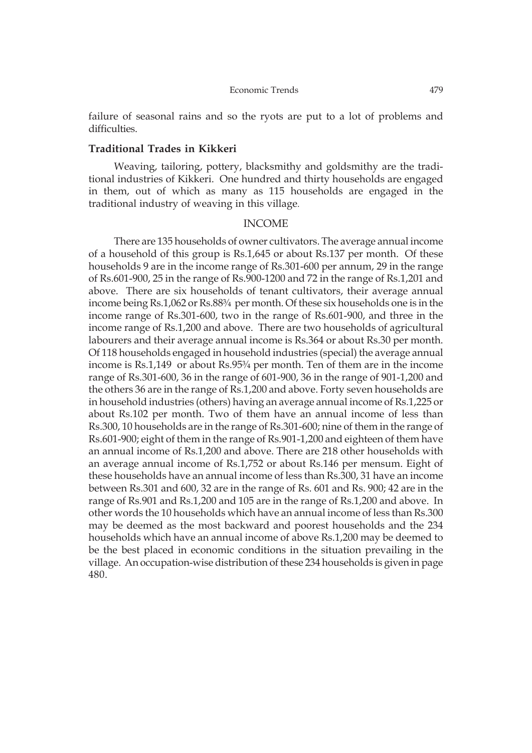failure of seasonal rains and so the ryots are put to a lot of problems and difficulties.

### Traditional Trades in Kikkeri

Weaving, tailoring, pottery, blacksmithy and goldsmithy are the traditional industries of Kikkeri. One hundred and thirty households are engaged in them, out of which as many as 115 households are engaged in the traditional industry of weaving in this village.

## INCOME

There are 135 households of owner cultivators. The average annual income of a household of this group is Rs.1,645 or about Rs.137 per month. Of these households 9 are in the income range of Rs.301-600 per annum, 29 in the range of Rs.601-900, 25 in the range of Rs.900-1200 and 72 in the range of Rs.1,201 and above. There are six households of tenant cultivators, their average annual income being Rs.1,062 or Rs.88¾ per month. Of these six households one is in the income range of Rs.301-600, two in the range of Rs.601-900, and three in the income range of Rs.1,200 and above. There are two households of agricultural labourers and their average annual income is Rs.364 or about Rs.30 per month. Of 118 households engaged in household industries (special) the average annual income is Rs.1,149 or about Rs.95¾ per month. Ten of them are in the income range of Rs.301-600, 36 in the range of 601-900, 36 in the range of 901-1,200 and the others 36 are in the range of Rs.1,200 and above. Forty seven households are in household industries (others) having an average annual income of Rs.1,225 or about Rs.102 per month. Two of them have an annual income of less than Rs.300, 10 households are in the range of Rs.301-600; nine of them in the range of Rs.601-900; eight of them in the range of Rs.901-1,200 and eighteen of them have an annual income of Rs.1,200 and above. There are 218 other households with an average annual income of Rs.1,752 or about Rs.146 per mensum. Eight of these households have an annual income of less than Rs.300, 31 have an income between Rs.301 and 600, 32 are in the range of Rs. 601 and Rs. 900; 42 are in the range of Rs.901 and Rs.1,200 and 105 are in the range of Rs.1,200 and above. In other words the 10 households which have an annual income of less than Rs.300 may be deemed as the most backward and poorest households and the 234 households which have an annual income of above Rs.1,200 may be deemed to be the best placed in economic conditions in the situation prevailing in the village. An occupation-wise distribution of these 234 households is given in page 480.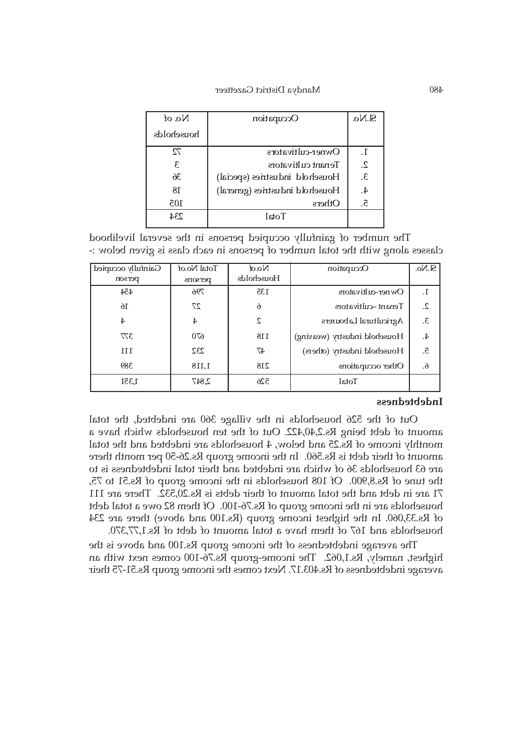| Sl.No. | Occupation | No. of households |
|---|---|---|
| 1. | Owner-cultivators | 72 |
| 2. | Tenant cultivators | 3 |
| 3. | Household industries (special) | 36 |
| 4. | Household industries (general) | 18 |
| 5. | Others | 105 |
| | Total | 234 |

The number of gainfully occupied persons in the several livelihood classes along with the total number of persons in each class is given below :-

| Sl.No. | Occupation | No.of Households | Total No.of persons | Gainfully occupied person |
|---|---|---|---|---|
| 1. | Owner-cultivators | 135 | 796 | 454 |
| 2. | Tenant –cultivators | 6 | 27 | 16 |
| 3. | Agricultural Labourers | 2 | 4 | 4 |
| 4. | Household industry (weaving) | 118 | 670 | 377 |
| 5. | Household industry (others) | 47 | 232 | 111 |
| 6. | Other occupations | 218 | 1,118 | 389 |
| | Total | 526 | 2,847 | 1,351 |

**Indebtedness**

Out of the 526 households in the village 360 are indebted, the total amount of debt being Rs.2,40,422. Out of the ten households which have a monthly income of Rs.25 and below, 4 households are indebted and the total amount of their debt is Rs.560. In the income group Rs.26-50 per month there are 63 households 36 of which are indebted and their total indebtedness is to the tune of Rs.8,900. Of 108 households in the income group of Rs.51 to 75, 71 are in debt and the total amount of their debts is Rs.20,532. There are 111 households are in the income group of Rs.76-100. Of them 82 owe a total debt of Rs.33,060. In the highest income group (Rs.100 and above) there are 234 households and 167 of them have a total amount of debt of Rs.1,77,370.

The average indebtedness of the income group Rs.100 and above is the highest, namely, Rs.1,062. The income-group Rs.76-100 comes next with an average indebtedness of Rs.403.17. Next comes the income group Rs.51-75 their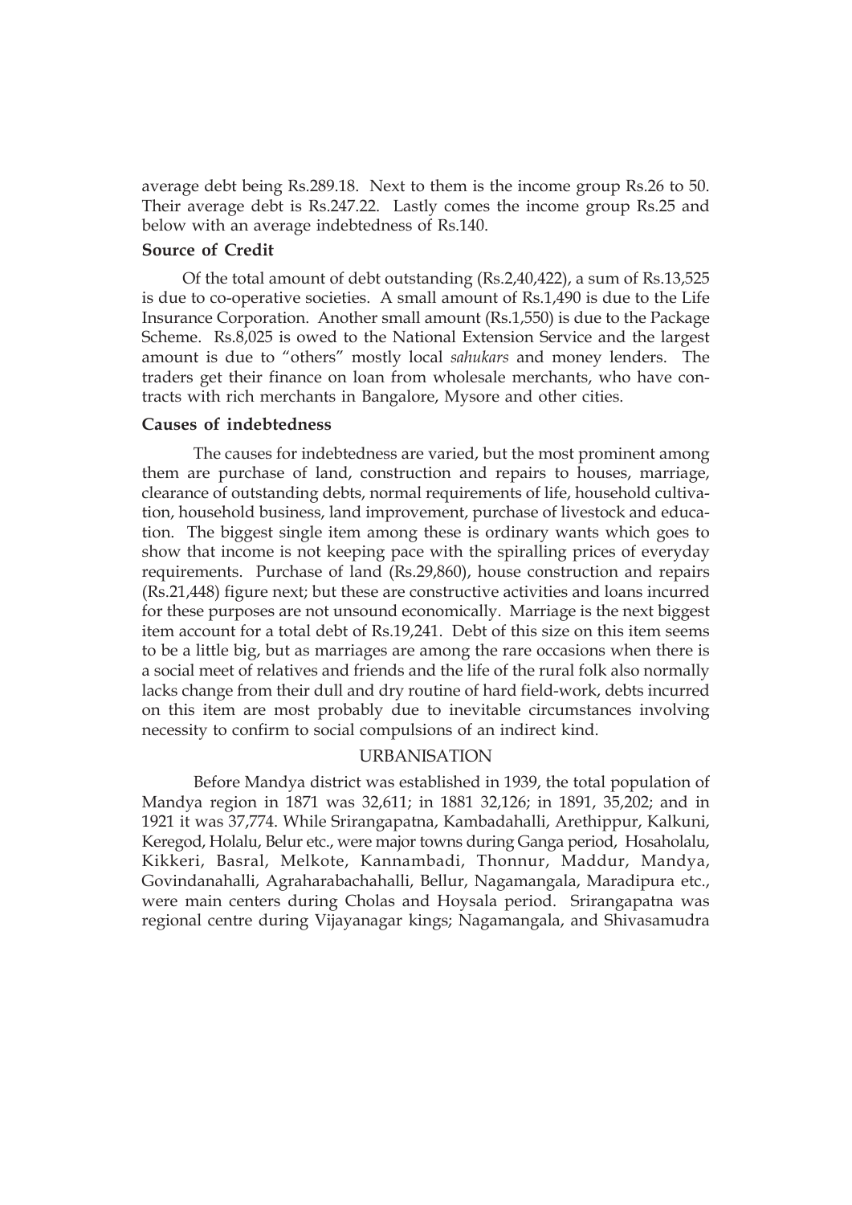average debt being Rs.289.18. Next to them is the income group Rs.26 to 50. Their average debt is Rs.247.22. Lastly comes the income group Rs.25 and below with an average indebtedness of Rs.140.

**Source of Credit**

Of the total amount of debt outstanding (Rs.2,40,422), a sum of Rs.13,525 is due to co-operative societies. A small amount of Rs.1,490 is due to the Life Insurance Corporation. Another small amount (Rs.1,550) is due to the Package Scheme. Rs.8,025 is owed to the National Extension Service and the largest amount is due to "others" mostly local *sahukars* and money lenders. The traders get their finance on loan from wholesale merchants, who have contracts with rich merchants in Bangalore, Mysore and other cities.

**Causes of indebtedness**

The causes for indebtedness are varied, but the most prominent among them are purchase of land, construction and repairs to houses, marriage, clearance of outstanding debts, normal requirements of life, household cultivation, household business, land improvement, purchase of livestock and education. The biggest single item among these is ordinary wants which goes to show that income is not keeping pace with the spiralling prices of everyday requirements. Purchase of land (Rs.29,860), house construction and repairs (Rs.21,448) figure next; but these are constructive activities and loans incurred for these purposes are not unsound economically. Marriage is the next biggest item account for a total debt of Rs.19,241. Debt of this size on this item seems to be a little big, but as marriages are among the rare occasions when there is a social meet of relatives and friends and the life of the rural folk also normally lacks change from their dull and dry routine of hard field-work, debts incurred on this item are most probably due to inevitable circumstances involving necessity to confirm to social compulsions of an indirect kind.

## URBANISATION

Before Mandya district was established in 1939, the total population of Mandya region in 1871 was 32,611; in 1881 32,126; in 1891, 35,202; and in 1921 it was 37,774. While Srirangapatna, Kambadahalli, Arethippur, Kalkuni, Keregod, Holalu, Belur etc., were major towns during Ganga period, Hosaholalu, Kikkeri, Basral, Melkote, Kannambadi, Thonnur, Maddur, Mandya, Govindanahalli, Agraharabachahalli, Bellur, Nagamangala, Maradipura etc., were main centers during Cholas and Hoysala period. Srirangapatna was regional centre during Vijayanagar kings; Nagamangala, and Shivasamudra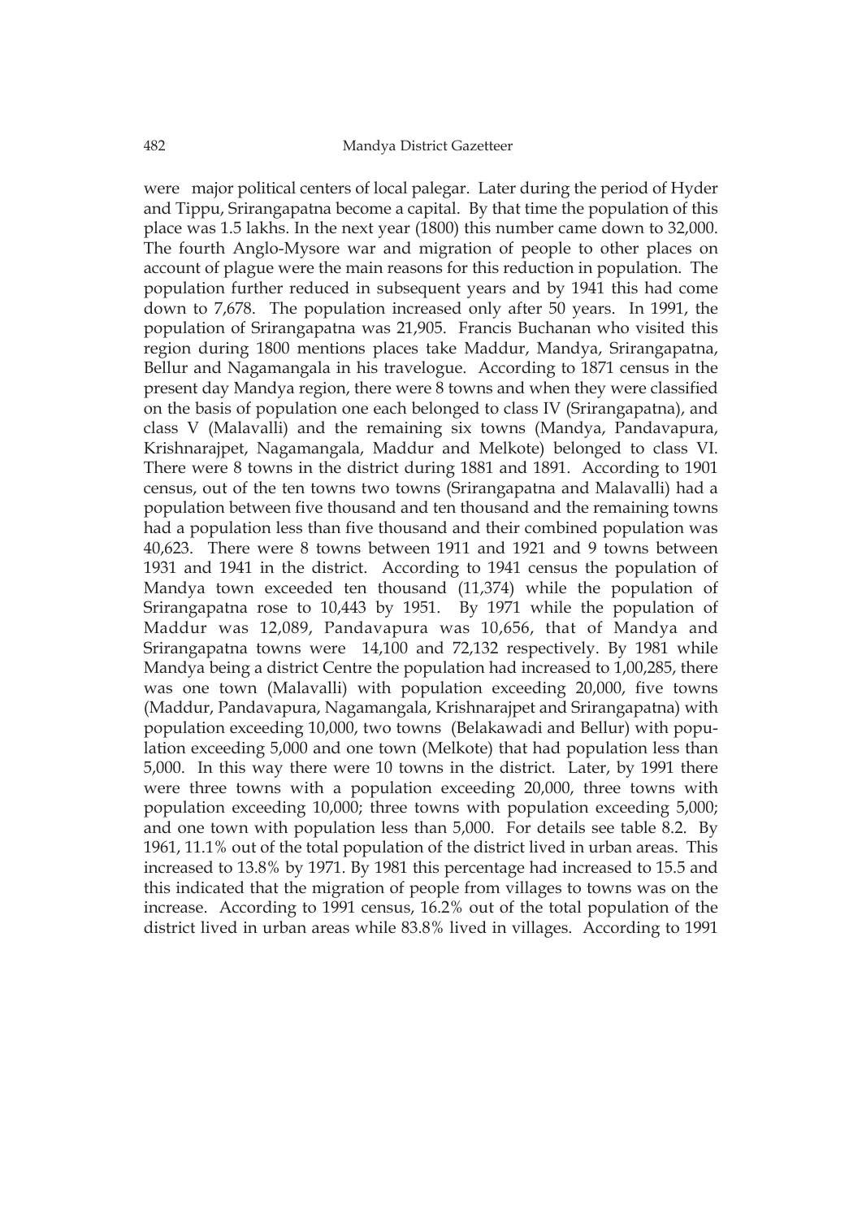were major political centers of local palegar. Later during the period of Hyder and Tippu, Srirangapatna become a capital. By that time the population of this place was 1.5 lakhs. In the next year (1800) this number came down to 32,000. The fourth Anglo-Mysore war and migration of people to other places on account of plague were the main reasons for this reduction in population. The population further reduced in subsequent years and by 1941 this had come down to 7,678. The population increased only after 50 years. In 1991, the population of Srirangapatna was 21,905. Francis Buchanan who visited this region during 1800 mentions places take Maddur, Mandya, Srirangapatna, Bellur and Nagamangala in his travelogue. According to 1871 census in the present day Mandya region, there were 8 towns and when they were classified on the basis of population one each belonged to class IV (Srirangapatna), and class V (Malavalli) and the remaining six towns (Mandya, Pandavapura, Krishnarajpet, Nagamangala, Maddur and Melkote) belonged to class VI. There were 8 towns in the district during 1881 and 1891. According to 1901 census, out of the ten towns two towns (Srirangapatna and Malavalli) had a population between five thousand and ten thousand and the remaining towns had a population less than five thousand and their combined population was 40,623. There were 8 towns between 1911 and 1921 and 9 towns between 1931 and 1941 in the district. According to 1941 census the population of Mandya town exceeded ten thousand (11,374) while the population of Srirangapatna rose to 10,443 by 1951. By 1971 while the population of Maddur was 12,089, Pandavapura was 10,656, that of Mandya and Srirangapatna towns were 14,100 and 72,132 respectively. By 1981 while Mandya being a district Centre the population had increased to 1,00,285, there was one town (Malavalli) with population exceeding 20,000, five towns (Maddur, Pandavapura, Nagamangala, Krishnarajpet and Srirangapatna) with population exceeding 10,000, two towns (Belakawadi and Bellur) with population exceeding 5,000 and one town (Melkote) that had population less than 5,000. In this way there were 10 towns in the district. Later, by 1991 there were three towns with a population exceeding 20,000, three towns with population exceeding 10,000; three towns with population exceeding 5,000; and one town with population less than 5,000. For details see table 8.2. By 1961, 11.1% out of the total population of the district lived in urban areas. This increased to 13.8% by 1971. By 1981 this percentage had increased to 15.5 and this indicated that the migration of people from villages to towns was on the increase. According to 1991 census, 16.2% out of the total population of the district lived in urban areas while 83.8% lived in villages. According to 1991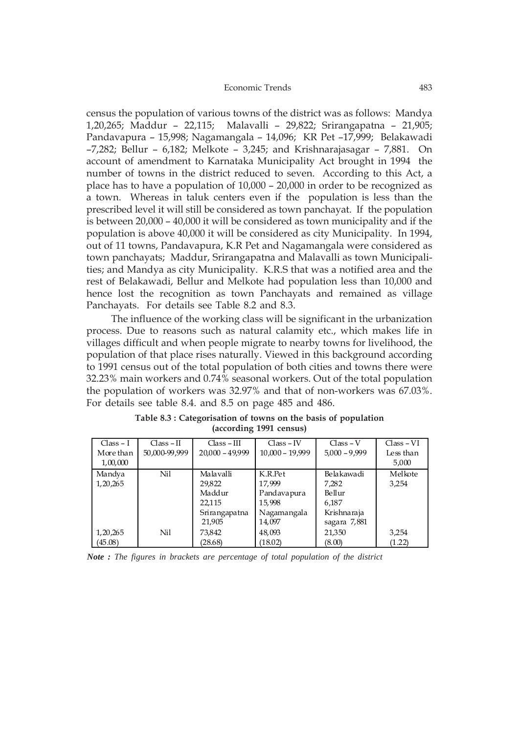census the population of various towns of the district was as follows: Mandya 1,20,265; Maddur – 22,115; Malavalli – 29,822; Srirangapatna – 21,905; Pandavapura – 15,998; Nagamangala – 14,096; KR Pet –17,999; Belakawadi –7,282; Bellur – 6,182; Melkote – 3,245; and Krishnarajasagar – 7,881. On account of amendment to Karnataka Municipality Act brought in 1994 the number of towns in the district reduced to seven. According to this Act, a place has to have a population of 10,000 – 20,000 in order to be recognized as a town. Whereas in taluk centers even if the population is less than the prescribed level it will still be considered as town panchayat. If the population is between 20,000 – 40,000 it will be considered as town municipality and if the population is above 40,000 it will be considered as city Municipality. In 1994, out of 11 towns, Pandavapura, K.R Pet and Nagamangala were considered as town panchayats; Maddur, Srirangapatna and Malavalli as town Municipalities; and Mandya as city Municipality. K.R.S that was a notified area and the rest of Belakawadi, Bellur and Melkote had population less than 10,000 and hence lost the recognition as town Panchayats and remained as village Panchayats. For details see Table 8.2 and 8.3.

The influence of the working class will be significant in the urbanization process. Due to reasons such as natural calamity etc., which makes life in villages difficult and when people migrate to nearby towns for livelihood, the population of that place rises naturally. Viewed in this background according to 1991 census out of the total population of both cities and towns there were 32.23% main workers and 0.74% seasonal workers. Out of the total population the population of workers was 32.97% and that of non-workers was 67.03%. For details see table 8.4. and 8.5 on page 485 and 486.

**Table 8.3 : Categorisation of towns on the basis of population (according 1991 census)**

| Class – I More than 1,00,000 | Class – II 50,000-99,999 | Class – III 20,000 – 49,999 | Class – IV 10,000 – 19,999 | Class – V 5,000 – 9,999 | Class – VI Less than 5,000 |
|---|---|---|---|---|---|
| Mandya 1,20,265 | Nil | Malavalli 29,822 | K.R.Pet 17,999 | Belakawadi 7,282 | Melkote 3,254 |
| | | Maddur 22,115 | Pandavapura 15,998 | Bellur 6,187 | |
| | | Srirangapatna 21,905 | Nagamangala 14,097 | Krishnaraja sagara 7,881 | |
| 1,20,265 (45.08) | Nil | 73,842 (28.68) | 48,093 (18.02) | 21,350 (8.00) | 3,254 (1.22) |

*Note : The figures in brackets are percentage of total population of the district*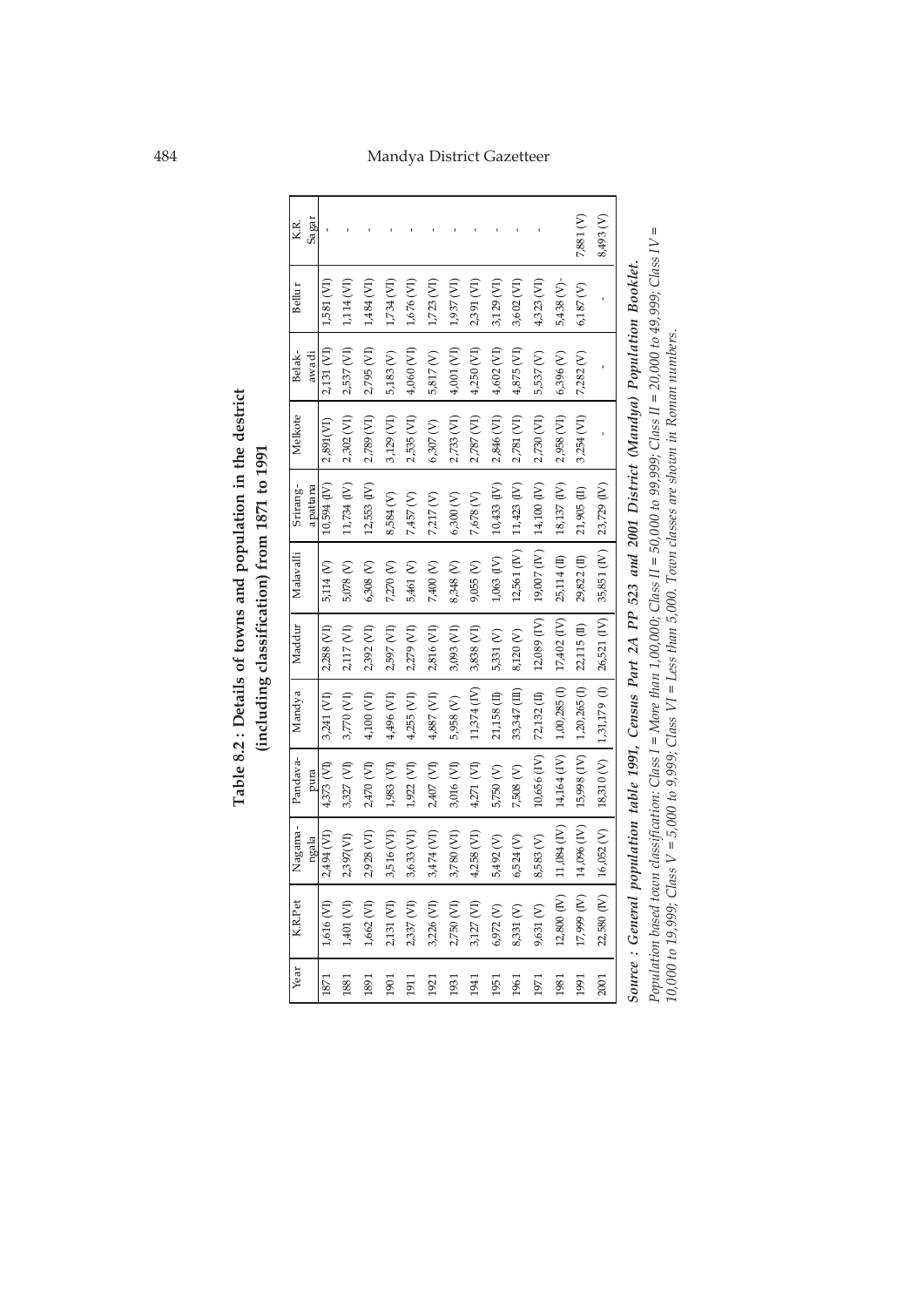**Table 8.2 : Details of towns and population in the district (including classification) from 1871 to 1991**

| Year | K.R.Pet | Nagamangala | Pandavapura | Mandya | Maddur | Malavalli | Srirangapattana | Melkote | Belakawadi | Bellur | K.R. Sagar |
|---|---|---|---|---|---|---|---|---|---|---|---|
| 1871 | 1,616 (VI) | 2,494 (VI) | 4,373 (VI) | 3,241 (VI) | 2,288 (VI) | 5,114 (V) | 10,594 (IV) | 2,891(VI) | 2,131 (VI) | 1,581 (VI) | - |
| 1881 | 1,401 (VI) | 2,397(VI) | 3,327 (VI) | 3,770 (VI) | 2,117 (VI) | 5,078 (V) | 11,734 (IV) | 2,302 (VI) | 2,537 (VI) | 1,114 (VI) | - |
| 1891 | 1,662 (VI) | 2,928 (VI) | 2,470 (VI) | 4,100 (VI) | 2,392 (VI) | 6,308 (V) | 12,553 (IV) | 2,789 (VI) | 2,795 (VI) | 1,484 (VI) | - |
| 1901 | 2,131 (VI) | 3,516 (VI) | 1,983 (VI) | 4,496 (VI) | 2,597 (VI) | 7,270 (V) | 8,584 (V) | 3,129 (VI) | 5,183 (V) | 1,734 (VI) | - |
| 1911 | 2,337 (VI) | 3,633 (VI) | 1,922 (VI) | 4,255 (VI) | 2,279 (VI) | 5,461 (V) | 7,457 (V) | 2,535 (VI) | 4,060 (VI) | 1,676 (VI) | - |
| 1921 | 3,226 (VI) | 3,474 (VI) | 2,407 (VI) | 4,887 (VI) | 2,816 (VI) | 7,400 (V) | 7,217 (V) | 6,307 (V) | 5,817 (V) | 1,723 (VI) | - |
| 1931 | 2,750 (VI) | 3,780 (VI) | 3,016 (VI) | 5,958 (V) | 3,093 (VI) | 8,348 (V) | 6,300 (V) | 2,733 (VI) | 4,001 (VI) | 1,937 (VI) | - |
| 1941 | 3,127 (VI) | 4,258 (VI) | 4,271 (VI) | 11,374 (IV) | 3,838 (VI) | 9,055 (V) | 7,678 (V) | 2,787 (VI) | 4,250 (VI) | 2,391 (VI) | - |
| 1951 | 6,972 (V) | 5,492 (V) | 5,750 (V) | 21,158 (II) | 5,331 (V) | 1,063 (IV) | 10,433 (IV) | 2,846 (VI) | 4,602 (VI) | 3,129 (VI) | - |
| 1961 | 8,331 (V) | 6,524 (V) | 7,508 (V) | 33,347 (III) | 8,120 (V) | 12,561 (IV) | 11,423 (IV) | 2,781 (VI) | 4,875 (VI) | 3,602 (VI) | - |
| 1971 | 9,631 (V) | 8,583 (V) | 10,656 (IV) | 72,132 (II) | 12,089 (IV) | 19,007 (IV) | 14,100 (IV) | 2,730 (VI) | 5,537 (V) | 4,323 (VI) | - |
| 1981 | 12,800 (IV) | 11,084 (IV) | 14,164 (IV) | 1,00,285 (I) | 17,402 (IV) | 25,114 (II) | 18,137 (IV) | 2,958 (VI) | 6,396 (V) | 5,438 (V)- | |
| 1991 | 17,999 (IV) | 14,096 (IV) | 15,998 (IV) | 1,20,265 (I) | 22,115 (II) | 29,822 (II) | 21,905 (II) | 3,254 (VI) | 7,282 (V) | 6,187 (V) | 7,881 (V) |
| 2001 | 22,580 (IV) | 16,052 (V) | 18,310 (V) | 1,31,179 (I) | 26,521 (IV) | 35,851 (IV) | 23,729 (IV) | - | - | - | 8,493 (V) |

***Source : General population table 1991, Census Part 2A PP 523 and 2001 District (Mandya) Population Booklet.***

*Population based town classification: Class I = More than 1,00,000; Class II = 50,000 to 99,999; Class II = 20,000 to 49,999; Class IV = 10,000 to 19,999; Class V = 5,000 to 9,999; Class VI = Less than 5,000. Town classes are shown in Roman numbers.*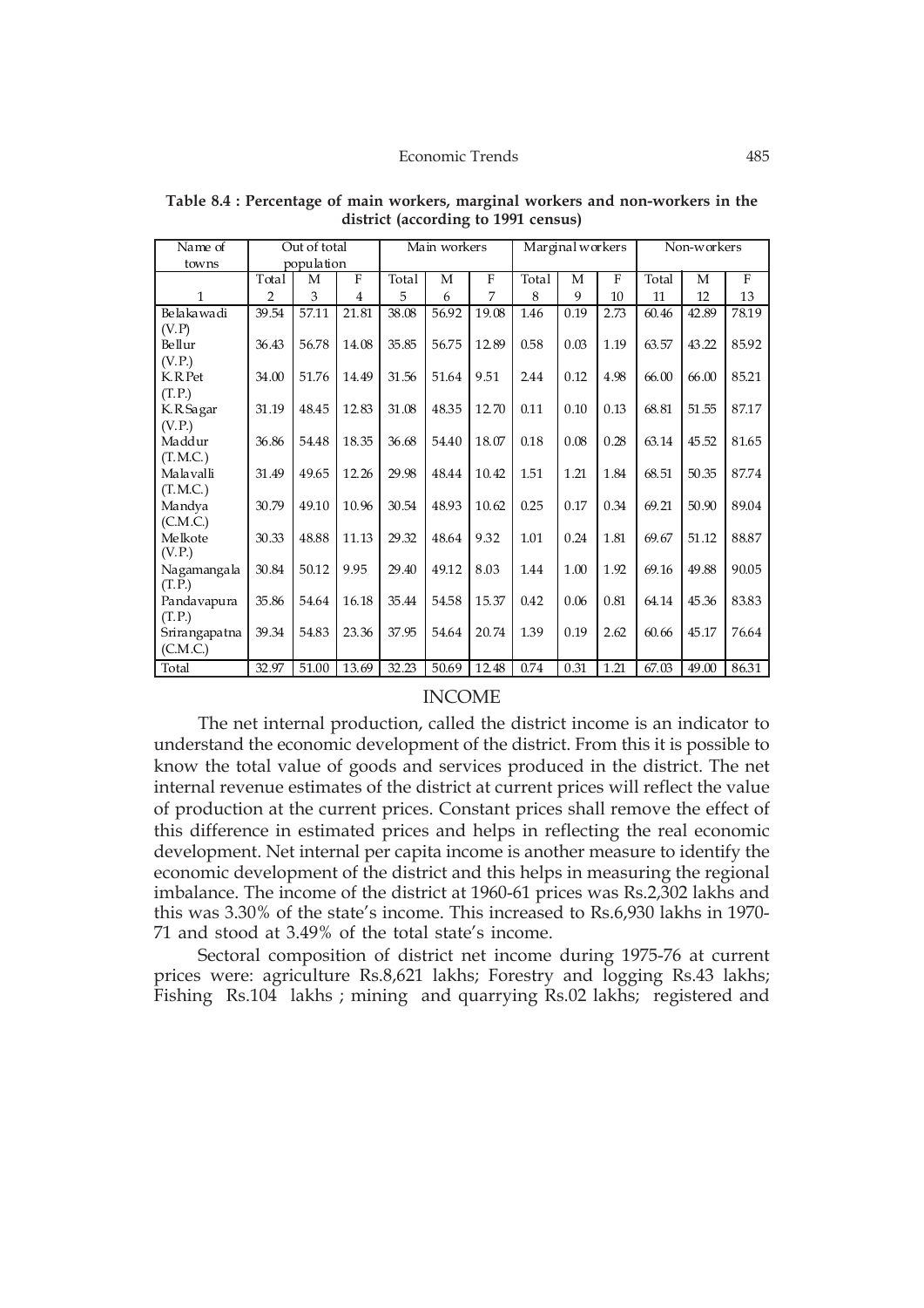**Table 8.4 : Percentage of main workers, marginal workers and non-workers in the district (according to 1991 census)**

| Name of towns | Out of total population | | | Main workers | | | Marginal workers | | | Non-workers | | |
|---|---|---|---|---|---|---|---|---|---|---|---|---|
| | Total | M | F | Total | M | F | Total | M | F | Total | M | F |
| 1 | 2 | 3 | 4 | 5 | 6 | 7 | 8 | 9 | 10 | 11 | 12 | 13 |
| Belakawadi (V.P) | 39.54 | 57.11 | 21.81 | 38.08 | 56.92 | 19.08 | 1.46 | 0.19 | 2.73 | 60.46 | 42.89 | 78.19 |
| Bellur (V.P.) | 36.43 | 56.78 | 14.08 | 35.85 | 56.75 | 12.89 | 0.58 | 0.03 | 1.19 | 63.57 | 43.22 | 85.92 |
| K.R.Pet (T.P.) | 34.00 | 51.76 | 14.49 | 31.56 | 51.64 | 9.51 | 2.44 | 0.12 | 4.98 | 66.00 | 66.00 | 85.21 |
| K.R.Sagar (V.P.) | 31.19 | 48.45 | 12.83 | 31.08 | 48.35 | 12.70 | 0.11 | 0.10 | 0.13 | 68.81 | 51.55 | 87.17 |
| Maddur (T.M.C.) | 36.86 | 54.48 | 18.35 | 36.68 | 54.40 | 18.07 | 0.18 | 0.08 | 0.28 | 63.14 | 45.52 | 81.65 |
| Malavalli (T.M.C.) | 31.49 | 49.65 | 12.26 | 29.98 | 48.44 | 10.42 | 1.51 | 1.21 | 1.84 | 68.51 | 50.35 | 87.74 |
| Mandya (C.M.C.) | 30.79 | 49.10 | 10.96 | 30.54 | 48.93 | 10.62 | 0.25 | 0.17 | 0.34 | 69.21 | 50.90 | 89.04 |
| Melkote (V.P.) | 30.33 | 48.88 | 11.13 | 29.32 | 48.64 | 9.32 | 1.01 | 0.24 | 1.81 | 69.67 | 51.12 | 88.87 |
| Nagamangala (T.P.) | 30.84 | 50.12 | 9.95 | 29.40 | 49.12 | 8.03 | 1.44 | 1.00 | 1.92 | 69.16 | 49.88 | 90.05 |
| Pandavapura (T.P.) | 35.86 | 54.64 | 16.18 | 35.44 | 54.58 | 15.37 | 0.42 | 0.06 | 0.81 | 64.14 | 45.36 | 83.83 |
| Srirangapatna (C.M.C.) | 39.34 | 54.83 | 23.36 | 37.95 | 54.64 | 20.74 | 1.39 | 0.19 | 2.62 | 60.66 | 45.17 | 76.64 |
| Total | 32.97 | 51.00 | 13.69 | 32.23 | 50.69 | 12.48 | 0.74 | 0.31 | 1.21 | 67.03 | 49.00 | 86.31 |

## INCOME

The net internal production, called the district income is an indicator to understand the economic development of the district. From this it is possible to know the total value of goods and services produced in the district. The net internal revenue estimates of the district at current prices will reflect the value of production at the current prices. Constant prices shall remove the effect of this difference in estimated prices and helps in reflecting the real economic development. Net internal per capita income is another measure to identify the economic development of the district and this helps in measuring the regional imbalance. The income of the district at 1960-61 prices was Rs.2,302 lakhs and this was 3.30% of the state's income. This increased to Rs.6,930 lakhs in 1970-71 and stood at 3.49% of the total state's income.

Sectoral composition of district net income during 1975-76 at current prices were: agriculture Rs.8,621 lakhs; Forestry and logging Rs.43 lakhs; Fishing Rs.104 lakhs ; mining and quarrying Rs.02 lakhs; registered and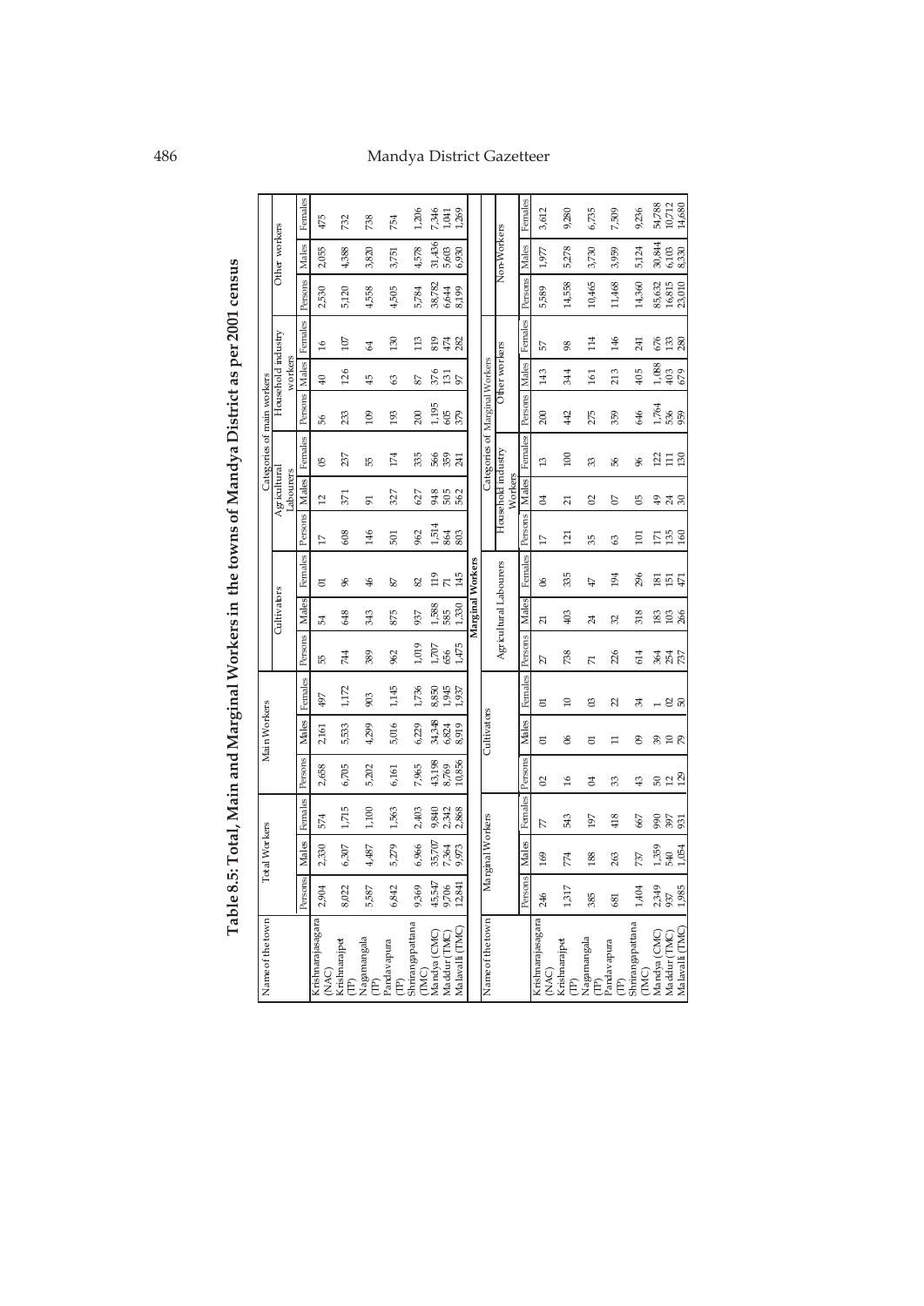# Table 8.5: Total, Main and Marginal Workers in the towns of Mandya District as per 2001 census

| Name of the town | Total Workers | | | Main Workers | | | Categories of main workers | | | | | | | | | | | |
|---|---|---|---|---|---|---|---|---|---|---|---|---|---|---|---|---|---|---|
| | | | | | | | Cultivators | | | Agricultural Labourers | | | Household industry workers | | | Other workers | | |
| | Persons | Males | Females | Persons | Males | Females | Persons | Males | Females | Persons | Males | Females | Persons | Males | Females | Persons | Males | Females |
| Krishnarajasagara (NAC) | 2,904 | 2,330 | 574 | 2,658 | 2,161 | 497 | 55 | 54 | 01 | 17 | 12 | 05 | 56 | 40 | 16 | 2,530 | 2,055 | 475 |
| Krishnarajpet (TP) | 8,022 | 6,307 | 1,715 | 6,705 | 5,533 | 1,172 | 744 | 648 | 96 | 608 | 371 | 237 | 233 | 126 | 107 | 5,120 | 4,388 | 732 |
| Nagamangala (TP) | 5,587 | 4,487 | 1,100 | 5,202 | 4,299 | 903 | 389 | 343 | 46 | 146 | 91 | 55 | 109 | 45 | 64 | 4,558 | 3,820 | 738 |
| Pandavapura (TP) | 6,842 | 5,279 | 1,563 | 6,161 | 5,016 | 1,145 | 962 | 875 | 87 | 501 | 327 | 174 | 193 | 63 | 130 | 4,505 | 3,751 | 754 |
| Shrirangapattana (TMC) | 9,369 | 6,966 | 2,403 | 7,965 | 6,229 | 1,736 | 1,019 | 937 | 82 | 962 | 627 | 335 | 200 | 87 | 113 | 5,784 | 4,578 | 1,206 |
| Mandya (CMC) | 45,547 | 35,707 | 9,840 | 43,198 | 34,348 | 8,850 | 1,707 | 1,588 | 119 | 1,514 | 948 | 566 | 1,195 | 376 | 819 | 38,782 | 31,436 | 7,346 |
| Maddur (TMC) | 9,706 | 7,364 | 2,342 | 8,769 | 6,824 | 1,945 | 656 | 585 | 71 | 864 | 505 | 359 | 605 | 131 | 474 | 6,644 | 5,603 | 1,041 |
| Malavalli (TMC) | 12,841 | 9,973 | 2,868 | 10,856 | 8,919 | 1,937 | 1,475 | 1,330 | 145 | 803 | 562 | 241 | 379 | 97 | 282 | 8,199 | 6,930 | 1,269 |

**Marginal Workers**

| Name of the town | Marginal Workers | | | Categories of Marginal Workers | | | | | | | | | | | | Non-Workers | | |
|---|---|---|---|---|---|---|---|---|---|---|---|---|---|---|---|---|---|---|
| | | | | Cultivators | | | Agricultural Labourers | | | Household industry Workers | | | Other workers | | | | | |
| | Persons | Males | Females | Persons | Males | Females | Persons | Males | Females | Persons | Males | Females | Persons | Males | Females | Persons | Males | Females |
| Krishnarajasagara (NAC) | 246 | 169 | 77 | 02 | 01 | 01 | 27 | 21 | 06 | 17 | 04 | 13 | 200 | 143 | 57 | 5,589 | 1,977 | 3,612 |
| Krishnarajpet (TP) | 1,317 | 774 | 543 | 16 | 06 | 10 | 738 | 403 | 335 | 121 | 21 | 100 | 442 | 344 | 98 | 14,558 | 5,278 | 9,280 |
| Nagamangala (TP) | 385 | 188 | 197 | 04 | 01 | 03 | 71 | 24 | 47 | 35 | 02 | 33 | 275 | 161 | 114 | 10,465 | 3,730 | 6,735 |
| Pandavapura (TP) | 681 | 263 | 418 | 33 | 11 | 22 | 226 | 32 | 194 | 63 | 07 | 56 | 359 | 213 | 146 | 11,468 | 3,959 | 7,509 |
| Shrirangapattana (TMC) | 1,404 | 737 | 667 | 43 | 09 | 34 | 614 | 318 | 296 | 101 | 05 | 96 | 646 | 405 | 241 | 14,360 | 5,124 | 9,236 |
| Mandya (CMC) | 2,349 | 1,359 | 990 | 50 | 39 | 1 | 364 | 183 | 181 | 171 | 49 | 122 | 1,764 | 1,088 | 676 | 85,632 | 30,844 | 54,788 |
| Maddur (TMC) | 937 | 540 | 397 | 12 | 10 | 02 | 254 | 103 | 151 | 135 | 24 | 111 | 536 | 403 | 133 | 16,815 | 6,103 | 10,712 |
| Malavalli (TMC) | 1,985 | 1,054 | 931 | 129 | 79 | 50 | 737 | 266 | 471 | 160 | 30 | 130 | 959 | 679 | 280 | 23,010 | 8,330 | 14,680 |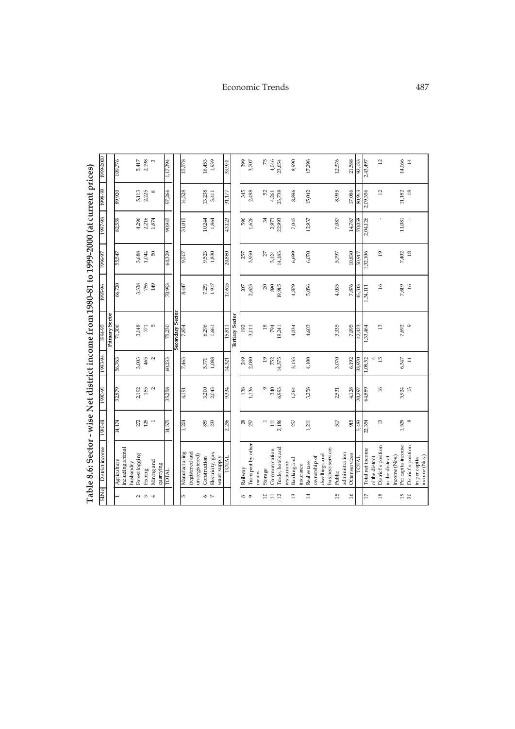## Table 8.6: Sector - wise Net district income from 1980-81 to 1999-2000 (at current prices)

| Sl.No | District income | 1980-81 | 1990-91 | 1993-94 | 1994-95 | 1995-96 | 1996-97 | 1997-98 | 1998-99 | 1999-2000 |
|---|---|---|---|---|---|---|---|---|---|---|
| | **Primary Sector** | | | | | | | | | |
| 1 | Agriculture including animal husbandry | 14,174 | 32,879 | 56,763 | 71,306 | 66,720 | 55,547 | 82,559 | 89,920 | 109,776 |
| 2 | Forest logging | 272 | 2,192 | 3,003 | 3,148 | 3,338 | 3,688 | 4,296 | 5,113 | 5,417 |
| 3 | Fishing | 128 | 185 | 465 | 771 | 786 | 1,044 | 2,216 | 2,225 | 2,198 |
| 4 | Mining and quarrying | 1 | 2 | 2 | 5 | 149 | 50 | 1,874 | 8 | 3 |
| | TOTAL | 14,575 | 35,258 | 60,233 | 75,230 | 70,993 | 60,329 | 90,945 | 97,266 | 1,17,394 |
| | **Secondary Sector** | | | | | | | | | |
| 5 | Manufacturing (registered and un-registered) | 1,204 | 4,191 | 7,463 | 7,854 | 8,447 | 9,507 | 31,015 | 14,528 | 15,578 |
| 6 | Construction | 859 | 3,200 | 5,770 | 6,296 | 7,251 | 9,523 | 10,244 | 13,238 | 16,453 |
| 7 | Electricity, gas, water supply | 233 | 2,043 | 1,088 | 1,661 | 1,917 | 1,830 | 1,864 | 3,411 | 1,939 |
| | TOTAL | 2,296 | 9,334 | 14,321 | 15,811 | 17,615 | 20,860 | 43,123 | 31,177 | 33,970 |
| | **Tertiary Sector** | | | | | | | | | |
| 8 | Railway | 28 | 138 | 249 | 192 | 207 | 257 | 596 | 345 | 399 |
| 9 | Transport by other means | 257 | 1,136 | 2,080 | 3,111 | 2,625 | 3,930 | 1,626 | 2,498 | 3,707 |
| 10 | Storage | 1 | 9 | 19 | 18 | 20 | 27 | 34 | 52 | 75 |
| 11 | Communication | 111 | 340 | 752 | 794 | 890 | 3,124 | 2,973 | 4,261 | 4,046 |
| 12 | Trade, hotels and restaurants | 2,186 | 6,993 | 14,375 | 19,241 | 19,915 | 14,183 | 22,993 | 23,738 | 23,654 |
| 13 | Banking and insurance | 257 | 1,764 | 3,133 | 4,034 | 4,879 | 6,699 | 7,045 | 8,896 | 8,990 |
| 14 | Real estate ownership of dwellings and business services | 1,211 | 3,258 | 4,100 | 4,603 | 5,056 | 6,070 | 12,937 | 15,042 | 17,298 |
| 15 | Public administration | 517 | 2,531 | 3,070 | 3,335 | 4,035 | 5,797 | 7,087 | 8,995 | 12,376 |
| 16 | Other services | 915 | 4,128 | 6,192 | 7,095 | 7,876 | 10,830 | 14,767 | 17,086 | 21,588 |
| | TOTAL | 5,483 | 20,297 | 33,970 | 42,423 | 45,503 | 50,917 | 70,058 | 80,913 | 92,133 |
| 17 | Total net income of the district | 22,354 | 64,889 | 1,08,524 | 1,33,464 | 1,34,111 | 1,32,106 | 2,04,126 | 2,09,356 | 2,43,497 |
| 18 | District's position in the district income (Nos.) | 13 | 16 | 15 | 13 | 16 | 19 | - | 12 | 12 |
| 19 | Per capita income | 1,529 | 3,924 | 6,347 | 7,692 | 7,619 | 7,402 | 11,081 | 11,182 | 14,066 |
| 20 | District's position in per capita income (Nos.) | 8 | 13 | 11 | 9 | 16 | 18 | - | 18 | 14 |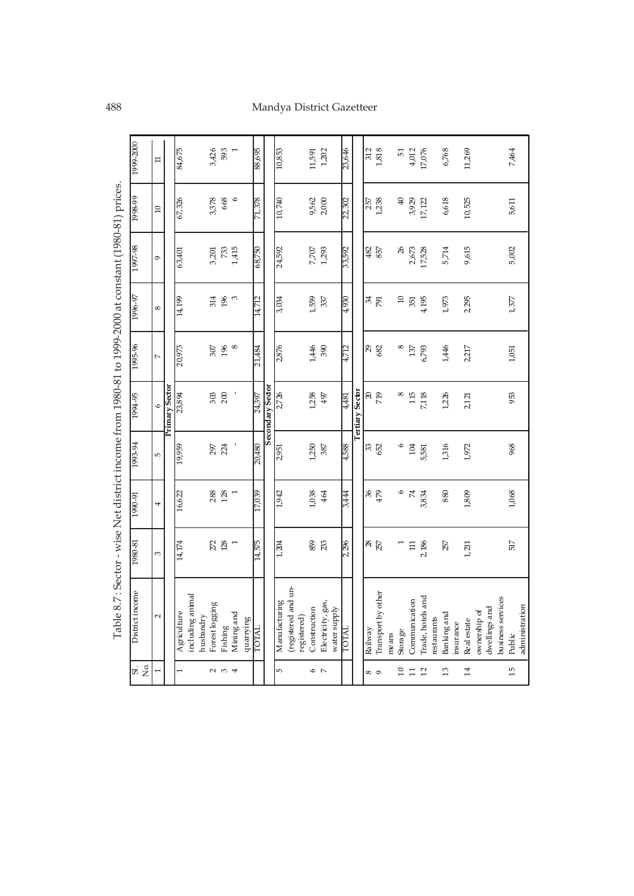Table 8.7 : Sector - wise Net district income from 1980-81 to 1999-2000 at constant (1980-81) prices.

| Sl. No. | District income | 1980-81 | 1990-91 | 1993-94 | 1994-95 | 1995-96 | 1996-97 | 1997-98 | 1998-99 | 1999-2000 |
|---|---|---|---|---|---|---|---|---|---|---|
| 1 | 2 | 3 | 4 | 5 | 6 | 7 | 8 | 9 | 10 | 11 |
| | **Primary Sector** | | | | | | | | | |
| 1 | Agriculture including animal husbandry | 14,174 | 16,622 | 19,959 | 23,894 | 20,973 | 14,199 | 63,401 | 67,326 | 84,675 |
| 2 | Forest logging | 272 | 288 | 297 | 303 | 307 | 314 | 3,201 | 3,378 | 3,426 |
| 3 | Fishing | 128 | 128 | 224 | 200 | 196 | 196 | 733 | 668 | 593 |
| 4 | Mining and quarrying | 1 | 1 | - | - | 8 | 3 | 1,415 | 6 | 1 |
| | TOTAL | 14,575 | 17,039 | 20,480 | 24,397 | 21,484 | 14,712 | 68,750 | 71,378 | 88,695 |
| | **Secondary Sector** | | | | | | | | | |
| 5 | Manufacturing (registered and un-registered) | 1,204 | 1,942 | 2,951 | 2,726 | 2,876 | 3,034 | 24,592 | 10,740 | 10,853 |
| 6 | Construction | 859 | 1,038 | 1,250 | 1,258 | 1,446 | 1,559 | 7,707 | 9,562 | 11,591 |
| 7 | Electricity, gas, water supply | 233 | 464 | 387 | 497 | 390 | 337 | 1,293 | 2,000 | 1,202 |
| | TOTAL | 2,296 | 3,444 | 4,588 | 4,481 | 4,712 | 4,930 | 33,592 | 22,302 | 23,646 |
| | **Tertiary Sector** | | | | | | | | | |
| 8 | Railway | 28 | 36 | 33 | 20 | 29 | 34 | 482 | 257 | 312 |
| 9 | Transport by other means | 257 | 479 | 652 | 719 | 682 | 791 | 857 | 1,238 | 1,818 |
| 10 | Storage | 1 | 6 | 6 | 8 | 8 | 10 | 26 | 40 | 51 |
| 11 | Communication | 111 | 74 | 104 | 115 | 137 | 351 | 2,673 | 3,929 | 4,012 |
| 12 | Trade, hotels and restaurants | 2,186 | 3,834 | 5,581 | 7,118 | 6,793 | 4,195 | 17,528 | 17,122 | 17,076 |
| 13 | Banking and insurance | 257 | 880 | 1,316 | 1,226 | 1,446 | 1,973 | 5,714 | 6,618 | 6,768 |
| 14 | Real estate ownership of dwellings and business services | 1,211 | 1,809 | 1,972 | 2,121 | 2,217 | 2,295 | 9,615 | 10,525 | 11,269 |
| 15 | Public administration | 517 | 1,068 | 968 | 953 | 1,051 | 1,377 | 5,002 | 5,611 | 7,464 |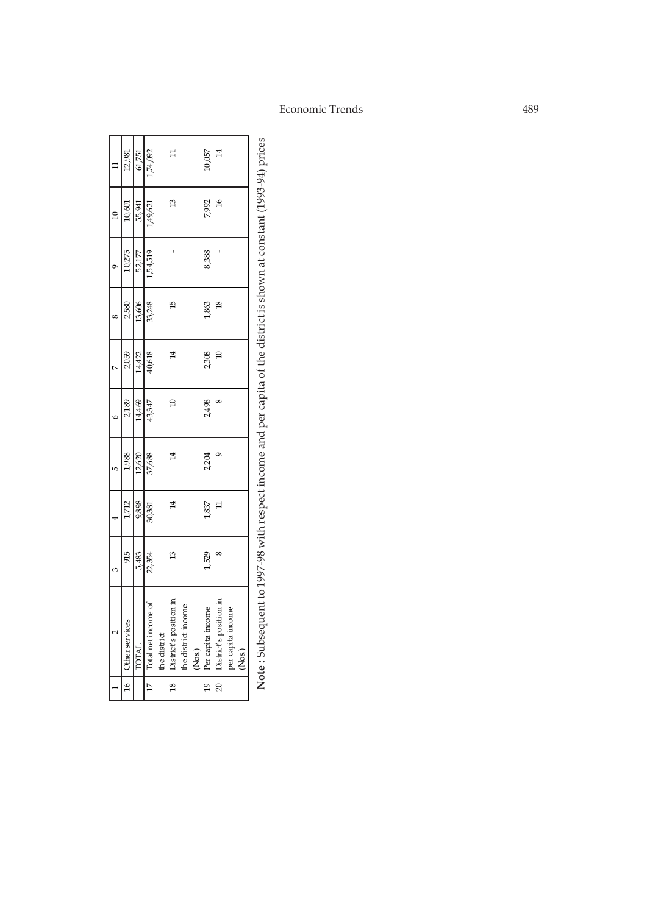| 1 | 2 | 3 | 4 | 5 | 6 | 7 | 8 | 9 | 10 | 11 |
|---|---|---|---|---|---|---|---|---|---|---|
| 16 | Other services | 915 | 1,712 | 1,988 | 2,189 | 2,059 | 2,580 | 10,275 | 10,601 | 12,981 |
| | TOTAL | 5,483 | 9,898 | 12,620 | 14,469 | 14,422 | 13,606 | 52,177 | 55,941 | 61,751 |
| 17 | Total net income of the district | 22,354 | 30,381 | 37,688 | 43,347 | 40,618 | 33,248 | 1,54,519 | 1,49,621 | 1,74,092 |
| 18 | District's position in the district income (Nos) | 13 | 14 | 14 | 10 | 14 | 15 | - | 13 | 11 |
| 19 | Per capita income | 1,529 | 1,837 | 2,204 | 2,498 | 2,308 | 1,863 | 8,388 | 7,992 | 10,057 |
| 20 | District's position in per capita income (Nos) | 8 | 11 | 9 | 8 | 10 | 18 | - | 16 | 14 |

**Note :** Subsequent to 1997-98 with respect income and per capita of the district is shown at constant (1993-94) prices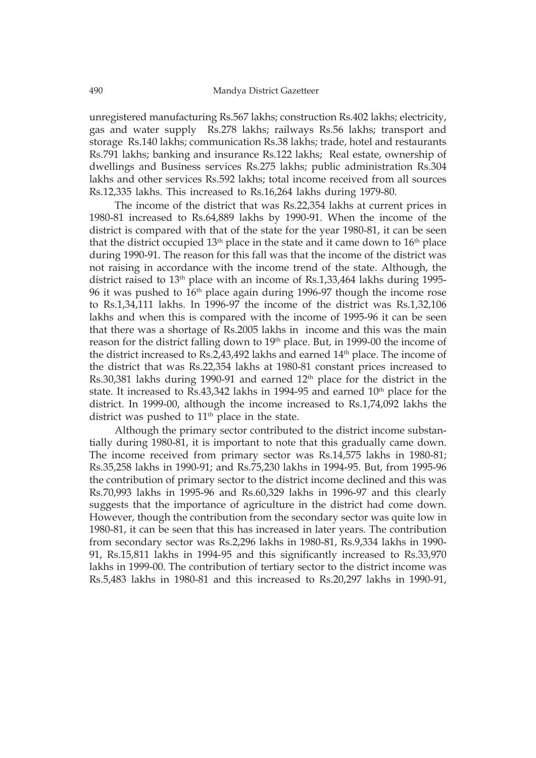unregistered manufacturing Rs.567 lakhs; construction Rs.402 lakhs; electricity, gas and water supply Rs.278 lakhs; railways Rs.56 lakhs; transport and storage Rs.140 lakhs; communication Rs.38 lakhs; trade, hotel and restaurants Rs.791 lakhs; banking and insurance Rs.122 lakhs; Real estate, ownership of dwellings and Business services Rs.275 lakhs; public administration Rs.304 lakhs and other services Rs.592 lakhs; total income received from all sources Rs.12,335 lakhs. This increased to Rs.16,264 lakhs during 1979-80.

The income of the district that was Rs.22,354 lakhs at current prices in 1980-81 increased to Rs.64,889 lakhs by 1990-91. When the income of the district is compared with that of the state for the year 1980-81, it can be seen that the district occupied 13th place in the state and it came down to 16th place during 1990-91. The reason for this fall was that the income of the district was not raising in accordance with the income trend of the state. Although, the district raised to 13th place with an income of Rs.1,33,464 lakhs during 1995-96 it was pushed to 16th place again during 1996-97 though the income rose to Rs.1,34,111 lakhs. In 1996-97 the income of the district was Rs.1,32,106 lakhs and when this is compared with the income of 1995-96 it can be seen that there was a shortage of Rs.2005 lakhs in income and this was the main reason for the district falling down to 19th place. But, in 1999-00 the income of the district increased to Rs.2,43,492 lakhs and earned 14th place. The income of the district that was Rs.22,354 lakhs at 1980-81 constant prices increased to Rs.30,381 lakhs during 1990-91 and earned 12th place for the district in the state. It increased to Rs.43,342 lakhs in 1994-95 and earned 10th place for the district. In 1999-00, although the income increased to Rs.1,74,092 lakhs the district was pushed to 11th place in the state.

Although the primary sector contributed to the district income substantially during 1980-81, it is important to note that this gradually came down. The income received from primary sector was Rs.14,575 lakhs in 1980-81; Rs.35,258 lakhs in 1990-91; and Rs.75,230 lakhs in 1994-95. But, from 1995-96 the contribution of primary sector to the district income declined and this was Rs.70,993 lakhs in 1995-96 and Rs.60,329 lakhs in 1996-97 and this clearly suggests that the importance of agriculture in the district had come down. However, though the contribution from the secondary sector was quite low in 1980-81, it can be seen that this has increased in later years. The contribution from secondary sector was Rs.2,296 lakhs in 1980-81, Rs.9,334 lakhs in 1990-91, Rs.15,811 lakhs in 1994-95 and this significantly increased to Rs.33,970 lakhs in 1999-00. The contribution of tertiary sector to the district income was Rs.5,483 lakhs in 1980-81 and this increased to Rs.20,297 lakhs in 1990-91,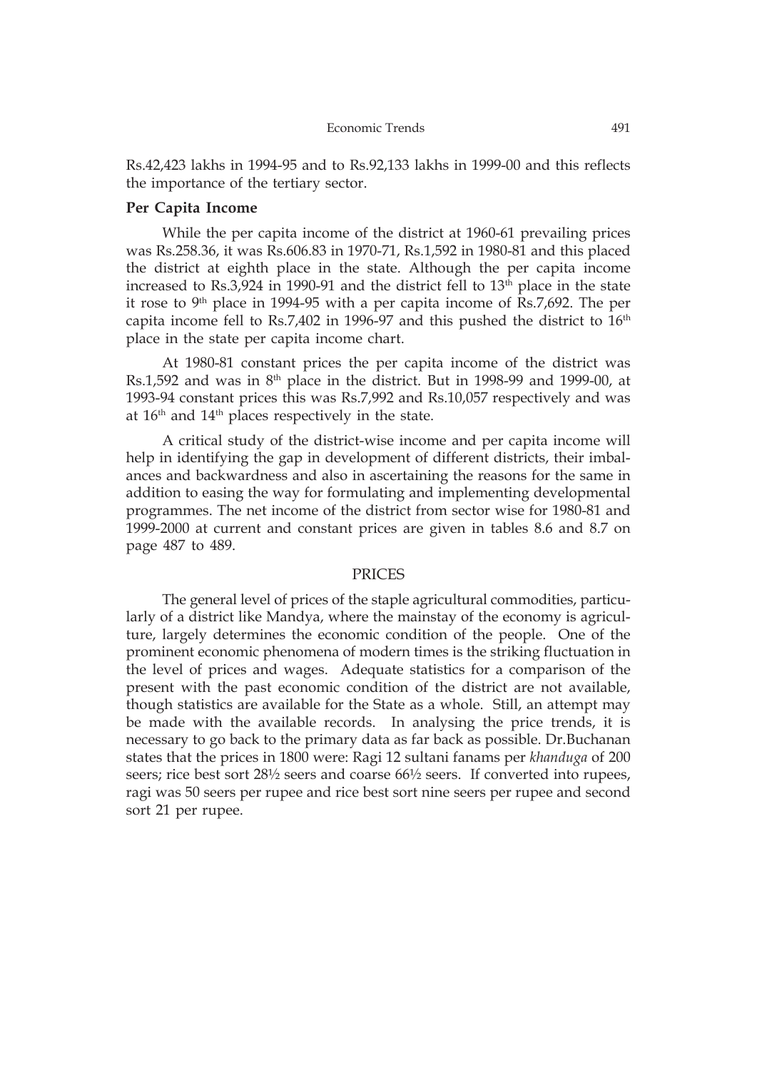Rs.42,423 lakhs in 1994-95 and to Rs.92,133 lakhs in 1999-00 and this reflects the importance of the tertiary sector.

### Per Capita Income

While the per capita income of the district at 1960-61 prevailing prices was Rs.258.36, it was Rs.606.83 in 1970-71, Rs.1,592 in 1980-81 and this placed the district at eighth place in the state. Although the per capita income increased to Rs.3,924 in 1990-91 and the district fell to 13th place in the state it rose to 9th place in 1994-95 with a per capita income of Rs.7,692. The per capita income fell to Rs.7,402 in 1996-97 and this pushed the district to 16th place in the state per capita income chart.

At 1980-81 constant prices the per capita income of the district was Rs.1,592 and was in 8th place in the district. But in 1998-99 and 1999-00, at 1993-94 constant prices this was Rs.7,992 and Rs.10,057 respectively and was at 16th and 14th places respectively in the state.

A critical study of the district-wise income and per capita income will help in identifying the gap in development of different districts, their imbalances and backwardness and also in ascertaining the reasons for the same in addition to easing the way for formulating and implementing developmental programmes. The net income of the district from sector wise for 1980-81 and 1999-2000 at current and constant prices are given in tables 8.6 and 8.7 on page 487 to 489.

## PRICES

The general level of prices of the staple agricultural commodities, particularly of a district like Mandya, where the mainstay of the economy is agriculture, largely determines the economic condition of the people. One of the prominent economic phenomena of modern times is the striking fluctuation in the level of prices and wages. Adequate statistics for a comparison of the present with the past economic condition of the district are not available, though statistics are available for the State as a whole. Still, an attempt may be made with the available records. In analysing the price trends, it is necessary to go back to the primary data as far back as possible. Dr.Buchanan states that the prices in 1800 were: Ragi 12 sultani fanams per *khanduga* of 200 seers; rice best sort 28½ seers and coarse 66½ seers. If converted into rupees, ragi was 50 seers per rupee and rice best sort nine seers per rupee and second sort 21 per rupee.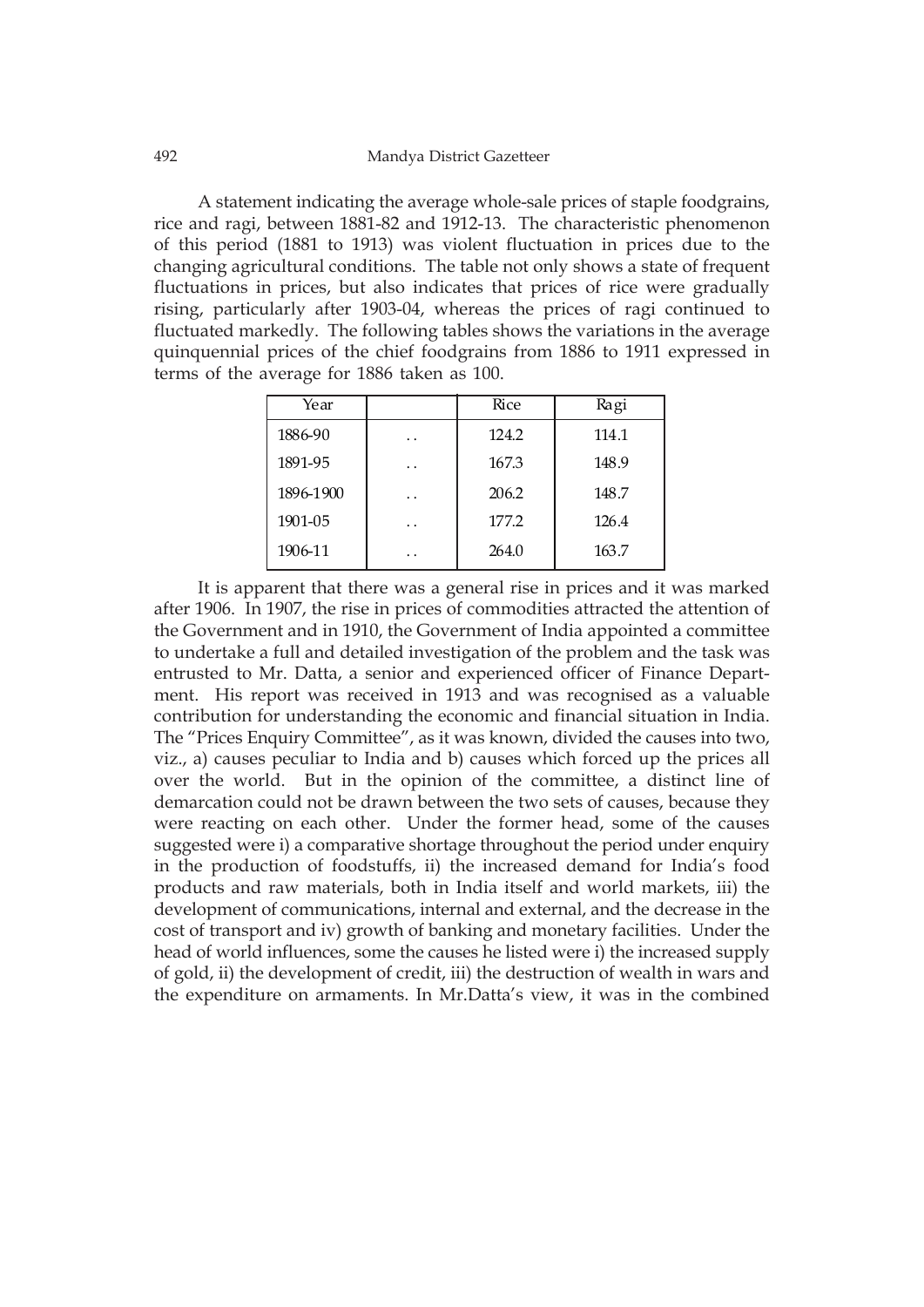A statement indicating the average whole-sale prices of staple foodgrains, rice and ragi, between 1881-82 and 1912-13. The characteristic phenomenon of this period (1881 to 1913) was violent fluctuation in prices due to the changing agricultural conditions. The table not only shows a state of frequent fluctuations in prices, but also indicates that prices of rice were gradually rising, particularly after 1903-04, whereas the prices of ragi continued to fluctuated markedly. The following tables shows the variations in the average quinquennial prices of the chief foodgrains from 1886 to 1911 expressed in terms of the average for 1886 taken as 100.

| Year | | Rice | Ragi |
|---|---|---|---|
| 1886-90 | . . | 124.2 | 114.1 |
| 1891-95 | . . | 167.3 | 148.9 |
| 1896-1900 | . . | 206.2 | 148.7 |
| 1901-05 | . . | 177.2 | 126.4 |
| 1906-11 | . . | 264.0 | 163.7 |

It is apparent that there was a general rise in prices and it was marked after 1906. In 1907, the rise in prices of commodities attracted the attention of the Government and in 1910, the Government of India appointed a committee to undertake a full and detailed investigation of the problem and the task was entrusted to Mr. Datta, a senior and experienced officer of Finance Department. His report was received in 1913 and was recognised as a valuable contribution for understanding the economic and financial situation in India. The "Prices Enquiry Committee", as it was known, divided the causes into two, viz., a) causes peculiar to India and b) causes which forced up the prices all over the world. But in the opinion of the committee, a distinct line of demarcation could not be drawn between the two sets of causes, because they were reacting on each other. Under the former head, some of the causes suggested were i) a comparative shortage throughout the period under enquiry in the production of foodstuffs, ii) the increased demand for India's food products and raw materials, both in India itself and world markets, iii) the development of communications, internal and external, and the decrease in the cost of transport and iv) growth of banking and monetary facilities. Under the head of world influences, some the causes he listed were i) the increased supply of gold, ii) the development of credit, iii) the destruction of wealth in wars and the expenditure on armaments. In Mr.Datta's view, it was in the combined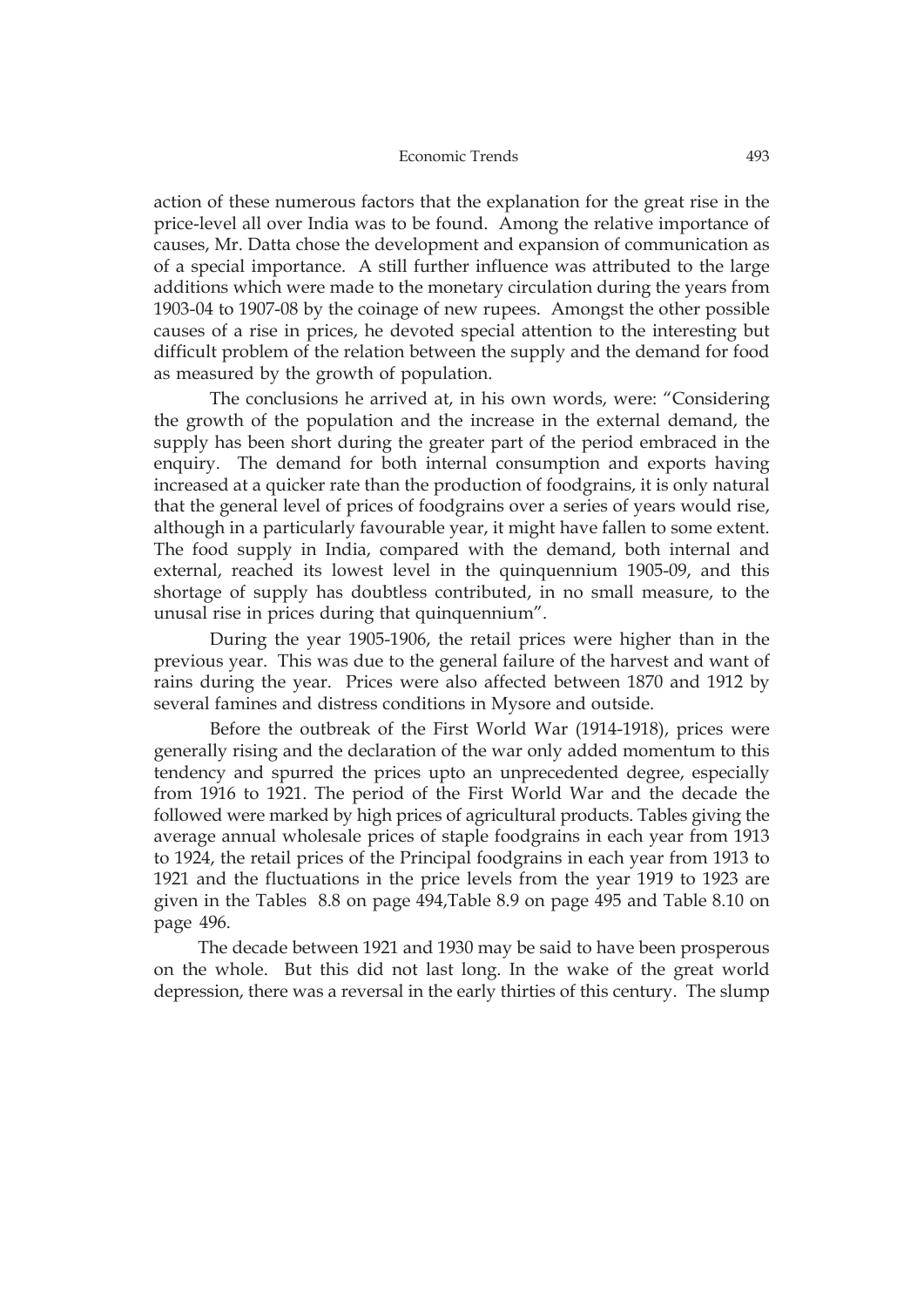action of these numerous factors that the explanation for the great rise in the price-level all over India was to be found. Among the relative importance of causes, Mr. Datta chose the development and expansion of communication as of a special importance. A still further influence was attributed to the large additions which were made to the monetary circulation during the years from 1903-04 to 1907-08 by the coinage of new rupees. Amongst the other possible causes of a rise in prices, he devoted special attention to the interesting but difficult problem of the relation between the supply and the demand for food as measured by the growth of population.

The conclusions he arrived at, in his own words, were: "Considering the growth of the population and the increase in the external demand, the supply has been short during the greater part of the period embraced in the enquiry. The demand for both internal consumption and exports having increased at a quicker rate than the production of foodgrains, it is only natural that the general level of prices of foodgrains over a series of years would rise, although in a particularly favourable year, it might have fallen to some extent. The food supply in India, compared with the demand, both internal and external, reached its lowest level in the quinquennium 1905-09, and this shortage of supply has doubtless contributed, in no small measure, to the unusal rise in prices during that quinquennium".

During the year 1905-1906, the retail prices were higher than in the previous year. This was due to the general failure of the harvest and want of rains during the year. Prices were also affected between 1870 and 1912 by several famines and distress conditions in Mysore and outside.

Before the outbreak of the First World War (1914-1918), prices were generally rising and the declaration of the war only added momentum to this tendency and spurred the prices upto an unprecedented degree, especially from 1916 to 1921. The period of the First World War and the decade the followed were marked by high prices of agricultural products. Tables giving the average annual wholesale prices of staple foodgrains in each year from 1913 to 1924, the retail prices of the Principal foodgrains in each year from 1913 to 1921 and the fluctuations in the price levels from the year 1919 to 1923 are given in the Tables 8.8 on page 494,Table 8.9 on page 495 and Table 8.10 on page 496.

The decade between 1921 and 1930 may be said to have been prosperous on the whole. But this did not last long. In the wake of the great world depression, there was a reversal in the early thirties of this century. The slump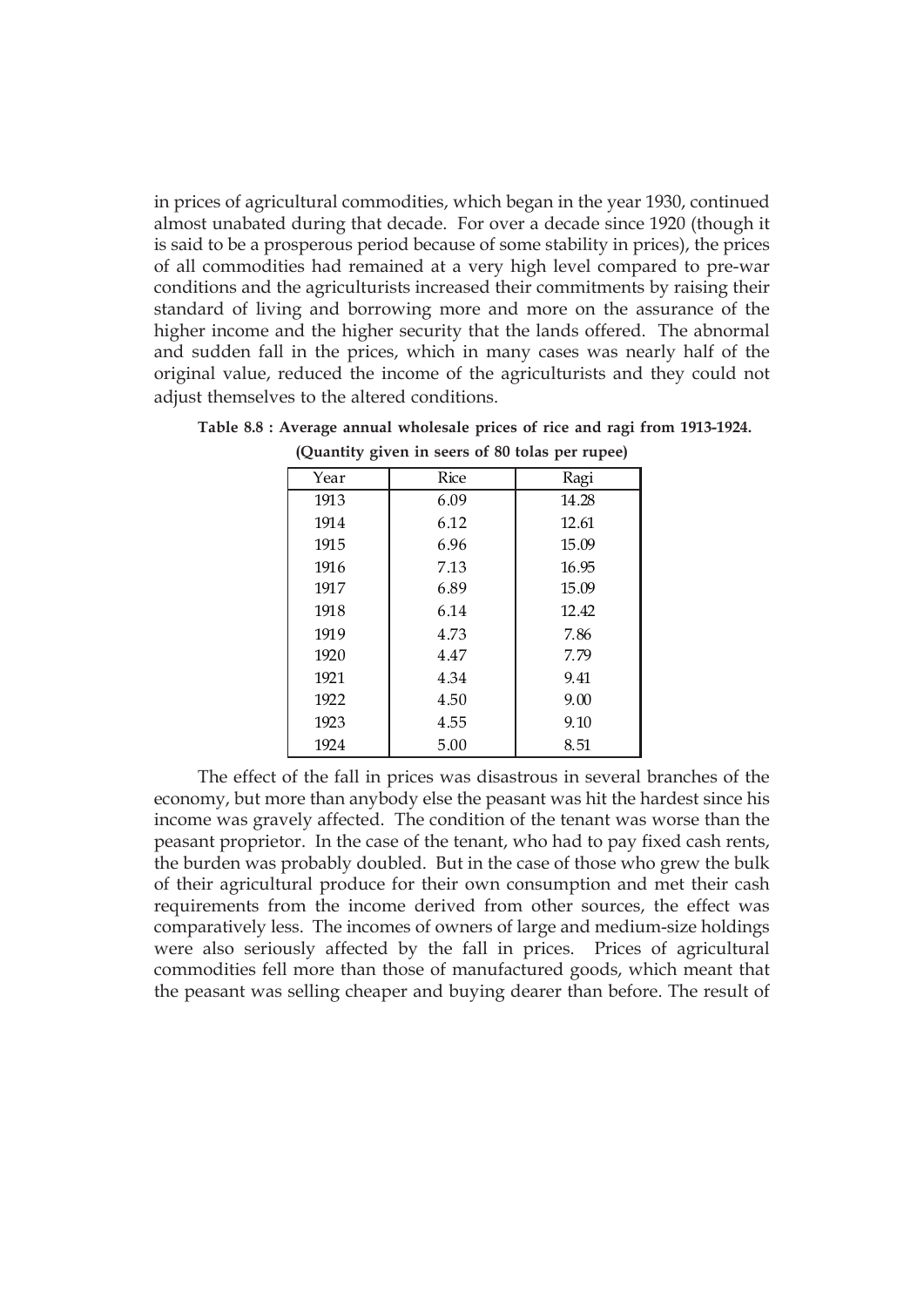in prices of agricultural commodities, which began in the year 1930, continued almost unabated during that decade. For over a decade since 1920 (though it is said to be a prosperous period because of some stability in prices), the prices of all commodities had remained at a very high level compared to pre-war conditions and the agriculturists increased their commitments by raising their standard of living and borrowing more and more on the assurance of the higher income and the higher security that the lands offered. The abnormal and sudden fall in the prices, which in many cases was nearly half of the original value, reduced the income of the agriculturists and they could not adjust themselves to the altered conditions.

**Table 8.8 : Average annual wholesale prices of rice and ragi from 1913-1924.**

**(Quantity given in seers of 80 tolas per rupee)**

| Year | Rice | Ragi |
|---|---|---|
| 1913 | 6.09 | 14.28 |
| 1914 | 6.12 | 12.61 |
| 1915 | 6.96 | 15.09 |
| 1916 | 7.13 | 16.95 |
| 1917 | 6.89 | 15.09 |
| 1918 | 6.14 | 12.42 |
| 1919 | 4.73 | 7.86 |
| 1920 | 4.47 | 7.79 |
| 1921 | 4.34 | 9.41 |
| 1922 | 4.50 | 9.00 |
| 1923 | 4.55 | 9.10 |
| 1924 | 5.00 | 8.51 |

The effect of the fall in prices was disastrous in several branches of the economy, but more than anybody else the peasant was hit the hardest since his income was gravely affected. The condition of the tenant was worse than the peasant proprietor. In the case of the tenant, who had to pay fixed cash rents, the burden was probably doubled. But in the case of those who grew the bulk of their agricultural produce for their own consumption and met their cash requirements from the income derived from other sources, the effect was comparatively less. The incomes of owners of large and medium-size holdings were also seriously affected by the fall in prices. Prices of agricultural commodities fell more than those of manufactured goods, which meant that the peasant was selling cheaper and buying dearer than before. The result of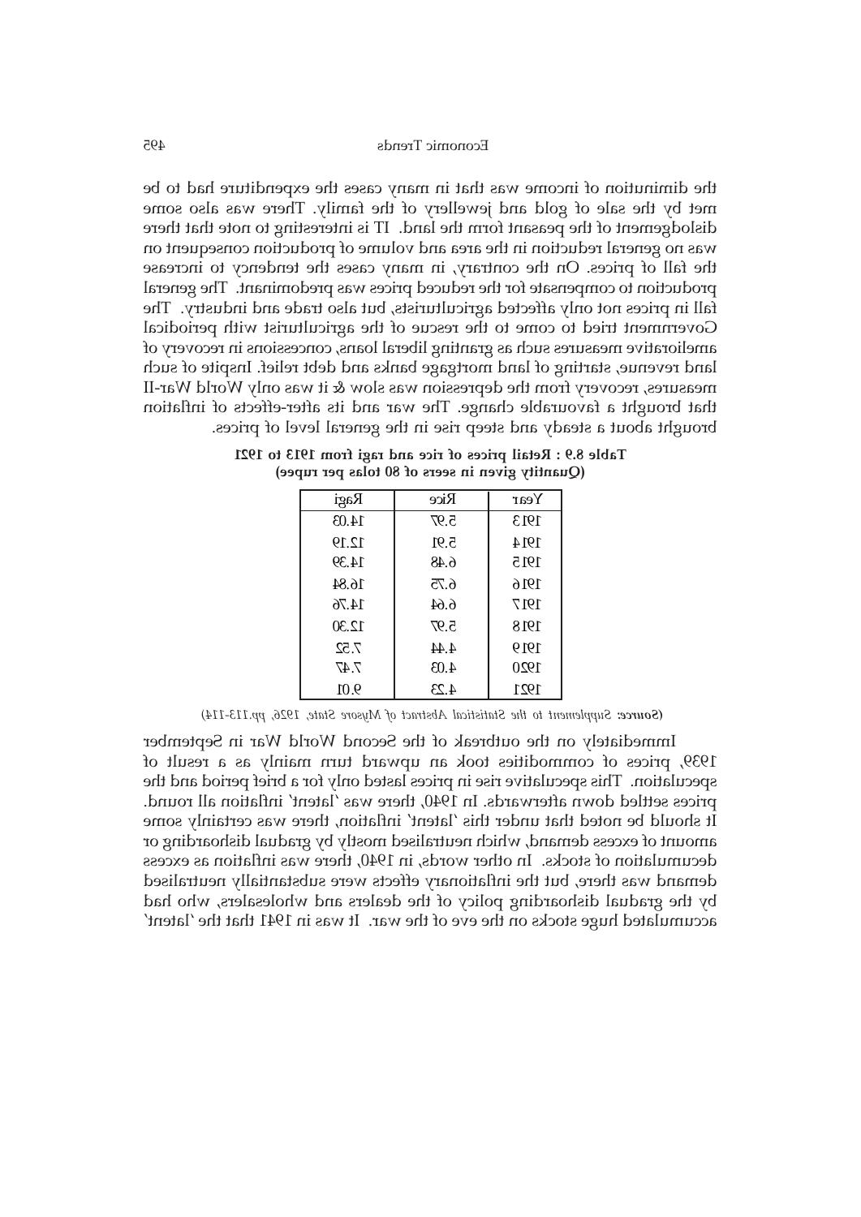the diminution of income was that in many cases the expenditure had to be met by the sale of gold and jewellery of the family. There was also some dislodgement of the peasant form the land. IT is interesting to note that there was no general reduction in the area and volume of production consequent on the fall of prices. On the contrary, in many cases the tendency to increase production to compensate for the reduced prices was predominant. The general fall in prices not only affected agriculturists, but also trade and industry. The Government tried to come to the rescue of the agriculturist with periodical ameliorative measures such as granting liberal loans, concessions in recovery of land revenue, starting of land mortgage banks and debt relief. Inspite of such measures, recovery from the depression was slow & it was only World War-II that brought a favourable change. The war and its after-effects of inflation brought about a steady and steep rise in the general level of prices.

**Table 8.9 : Retail prices of rice and ragi from 1913 to 1921**
**(Quantity given in seers of 80 tolas per rupee)**

| Year | Rice | Ragi |
|---|---|---|
| 1913 | 5.97 | 14.03 |
| 1914 | 5.91 | 12.19 |
| 1915 | 6.48 | 14.39 |
| 1916 | 6.75 | 16.84 |
| 1917 | 6.64 | 14.76 |
| 1918 | 5.97 | 12.30 |
| 1919 | 4.44 | 7.52 |
| 1920 | 4.03 | 7.47 |
| 1921 | 4.23 | 9.01 |

(**Source:** *Supplement to the Statistical Abstract of Mysore State, 1926, pp.113-114*)

Immediately on the outbreak of the Second World War in September 1939, prices of commodities took an upward turn mainly as a result of speculation. This speculative rise in prices lasted only for a brief period and the prices settled down afterwards. In 1940, there was 'latent' inflation all round. It should be noted that under this 'latent' inflation, there was certainly some amount of excess demand, which neutralised mostly by gradual dishoarding or decumulation of stocks. In other words, in 1940, there was inflation as excess demand was there, but the inflationary effects were substantially neutralised by the gradual dishoarding policy of the dealers and wholesalers, who had accumulated huge stocks on the eve of the war. It was in 1941 that the 'latent'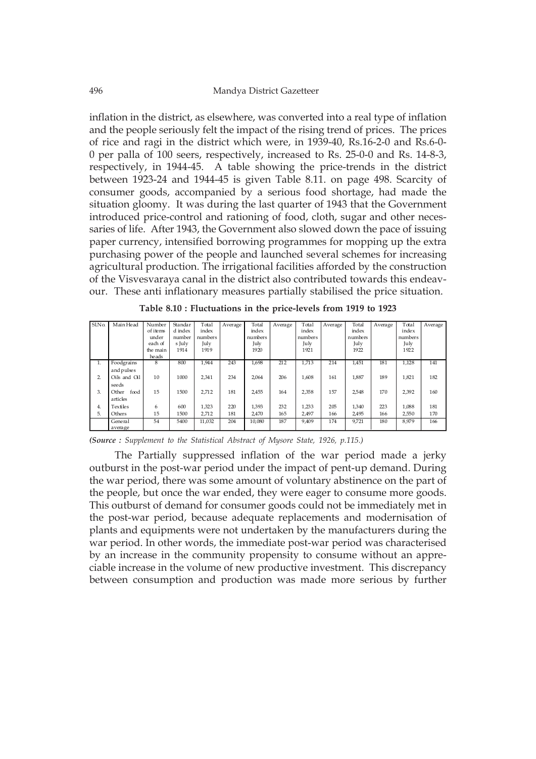inflation in the district, as elsewhere, was converted into a real type of inflation and the people seriously felt the impact of the rising trend of prices. The prices of rice and ragi in the district which were, in 1939-40, Rs.16-2-0 and Rs.6-0-0 per palla of 100 seers, respectively, increased to Rs. 25-0-0 and Rs. 14-8-3, respectively, in 1944-45. A table showing the price-trends in the district between 1923-24 and 1944-45 is given Table 8.11. on page 498. Scarcity of consumer goods, accompanied by a serious food shortage, had made the situation gloomy. It was during the last quarter of 1943 that the Government introduced price-control and rationing of food, cloth, sugar and other necessaries of life. After 1943, the Government also slowed down the pace of issuing paper currency, intensified borrowing programmes for mopping up the extra purchasing power of the people and launched several schemes for increasing agricultural production. The irrigational facilities afforded by the construction of the Visvesvaraya canal in the district also contributed towards this endeavour. These anti inflationary measures partially stabilised the price situation.

**Table 8.10 : Fluctuations in the price-levels from 1919 to 1923**

| Sl.No. | Main Head | Number of items under each of the main heads | Standard index numbers July 1914 | Total index numbers July 1919 | Average | Total index numbers July 1920 | Average | Total index numbers July 1921 | Average | Total index numbers July 1922 | Average | Total index numbers July 1922 | Average |
|---|---|---|---|---|---|---|---|---|---|---|---|---|---|
| 1. | Foodgrains and pulses | 8 | 800 | 1,944 | 243 | 1,698 | 212 | 1,713 | 214 | 1,451 | 181 | 1,128 | 141 |
| 2. | Oils and Oil seeds | 10 | 1000 | 2,341 | 234 | 2,064 | 206 | 1,608 | 161 | 1,887 | 189 | 1,821 | 182 |
| 3. | Other food articles | 15 | 1500 | 2,712 | 181 | 2,455 | 164 | 2,358 | 157 | 2,548 | 170 | 2,392 | 160 |
| 4. | Textiles | 6 | 600 | 1,323 | 220 | 1,393 | 232 | 1,233 | 205 | 1,340 | 223 | 1,088 | 181 |
| 5. | Others | 15 | 1500 | 2,712 | 181 | 2,470 | 165 | 2,497 | 166 | 2,495 | 166 | 2,550 | 170 |
| | General average | 54 | 5400 | 11,032 | 204 | 10,080 | 187 | 9,409 | 174 | 9,721 | 180 | 8,979 | 166 |

*(**Source :** Supplement to the Statistical Abstract of Mysore State, 1926, p.115.)*

The Partially suppressed inflation of the war period made a jerky outburst in the post-war period under the impact of pent-up demand. During the war period, there was some amount of voluntary abstinence on the part of the people, but once the war ended, they were eager to consume more goods. This outburst of demand for consumer goods could not be immediately met in the post-war period, because adequate replacements and modernisation of plants and equipments were not undertaken by the manufacturers during the war period. In other words, the immediate post-war period was characterised by an increase in the community propensity to consume without an appreciable increase in the volume of new productive investment. This discrepancy between consumption and production was made more serious by further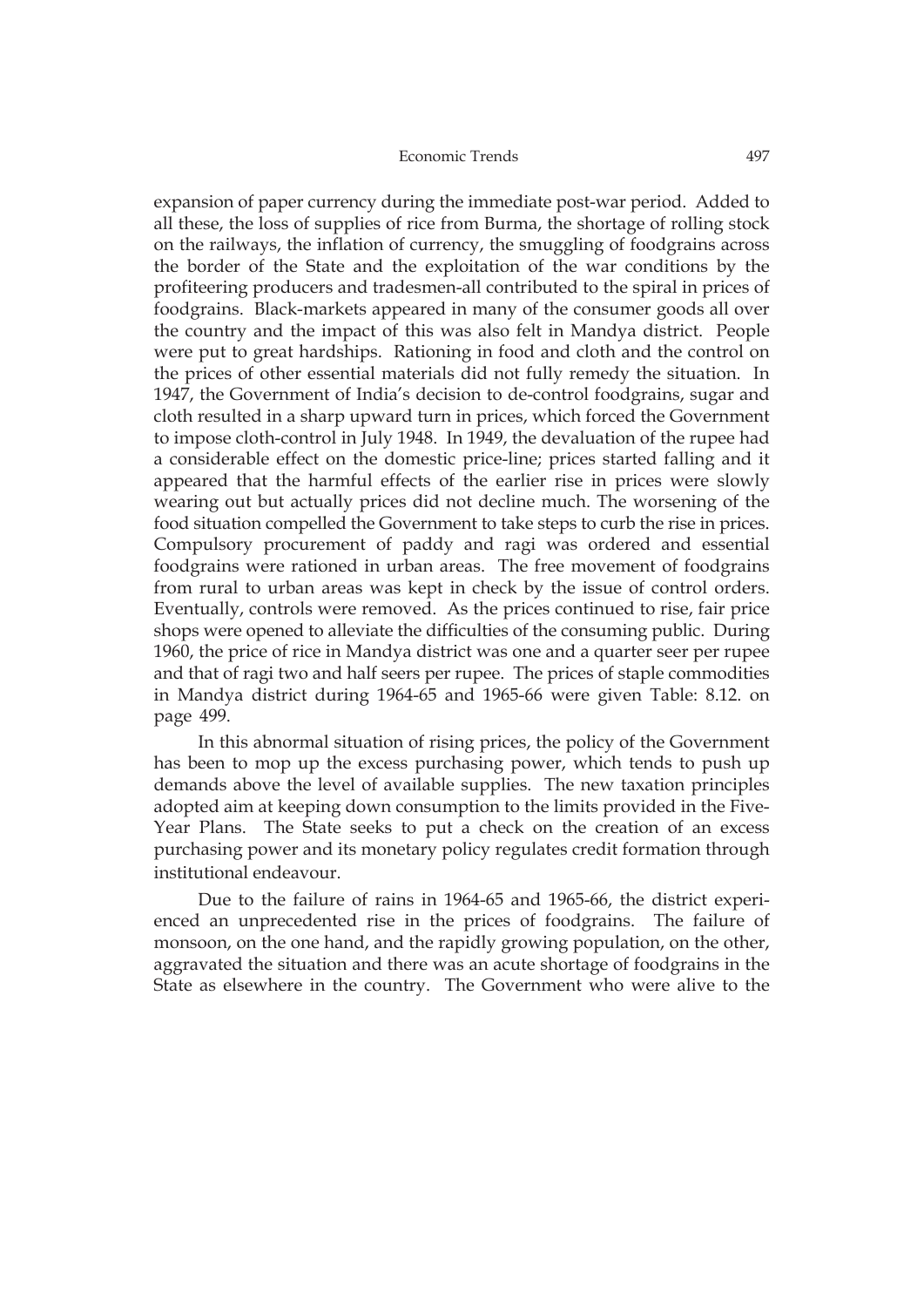expansion of paper currency during the immediate post-war period. Added to all these, the loss of supplies of rice from Burma, the shortage of rolling stock on the railways, the inflation of currency, the smuggling of foodgrains across the border of the State and the exploitation of the war conditions by the profiteering producers and tradesmen-all contributed to the spiral in prices of foodgrains. Black-markets appeared in many of the consumer goods all over the country and the impact of this was also felt in Mandya district. People were put to great hardships. Rationing in food and cloth and the control on the prices of other essential materials did not fully remedy the situation. In 1947, the Government of India's decision to de-control foodgrains, sugar and cloth resulted in a sharp upward turn in prices, which forced the Government to impose cloth-control in July 1948. In 1949, the devaluation of the rupee had a considerable effect on the domestic price-line; prices started falling and it appeared that the harmful effects of the earlier rise in prices were slowly wearing out but actually prices did not decline much. The worsening of the food situation compelled the Government to take steps to curb the rise in prices. Compulsory procurement of paddy and ragi was ordered and essential foodgrains were rationed in urban areas. The free movement of foodgrains from rural to urban areas was kept in check by the issue of control orders. Eventually, controls were removed. As the prices continued to rise, fair price shops were opened to alleviate the difficulties of the consuming public. During 1960, the price of rice in Mandya district was one and a quarter seer per rupee and that of ragi two and half seers per rupee. The prices of staple commodities in Mandya district during 1964-65 and 1965-66 were given Table: 8.12. on page 499.

In this abnormal situation of rising prices, the policy of the Government has been to mop up the excess purchasing power, which tends to push up demands above the level of available supplies. The new taxation principles adopted aim at keeping down consumption to the limits provided in the Five-Year Plans. The State seeks to put a check on the creation of an excess purchasing power and its monetary policy regulates credit formation through institutional endeavour.

Due to the failure of rains in 1964-65 and 1965-66, the district experienced an unprecedented rise in the prices of foodgrains. The failure of monsoon, on the one hand, and the rapidly growing population, on the other, aggravated the situation and there was an acute shortage of foodgrains in the State as elsewhere in the country. The Government who were alive to the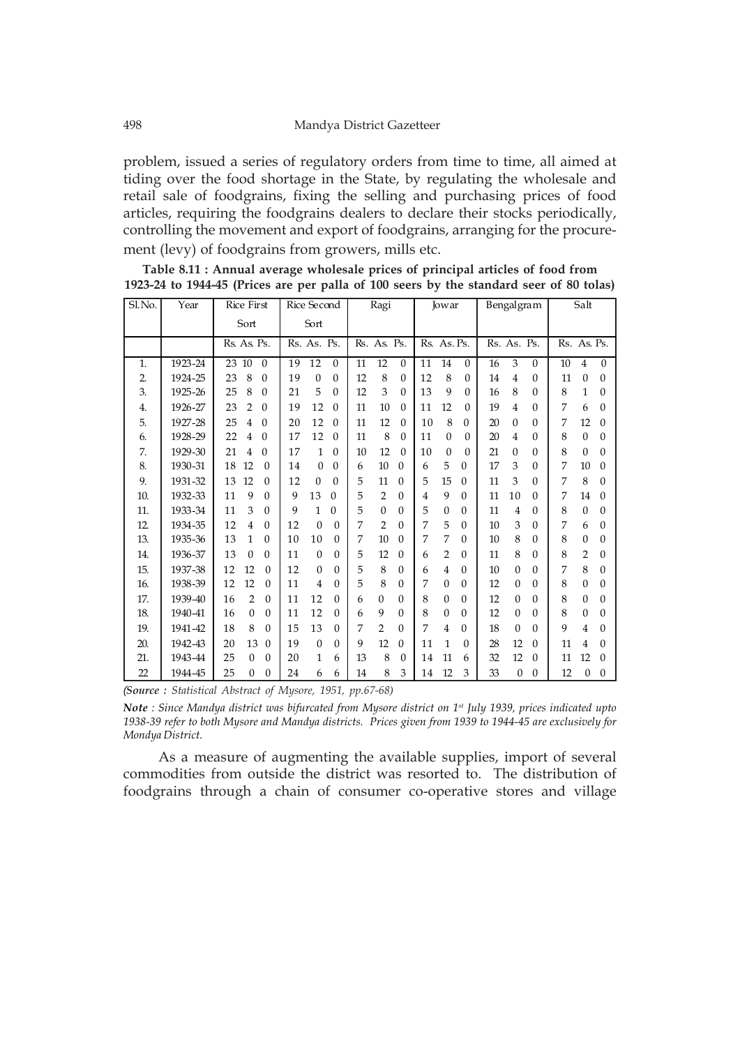problem, issued a series of regulatory orders from time to time, all aimed at tiding over the food shortage in the State, by regulating the wholesale and retail sale of foodgrains, fixing the selling and purchasing prices of food articles, requiring the foodgrains dealers to declare their stocks periodically, controlling the movement and export of foodgrains, arranging for the procurement (levy) of foodgrains from growers, mills etc.

**Table 8.11 : Annual average wholesale prices of principal articles of food from 1923-24 to 1944-45 (Prices are per palla of 100 seers by the standard seer of 80 tolas)**

| Sl.No. | Year | Rice First Sort | | | Rice Second Sort | | | Ragi | | | Jowar | | | Bengalgram | | | Salt | | |
|---|---|---|---|---|---|---|---|---|---|---|---|---|---|---|---|---|---|---|---|
| | | Rs. | As. | Ps. | Rs. | As. | Ps. | Rs. | As. | Ps. | Rs. | As. | Ps. | Rs. | As. | Ps. | Rs. | As. | Ps. |
| 1. | 1923-24 | 23 | 10 | 0 | 19 | 12 | 0 | 11 | 12 | 0 | 11 | 14 | 0 | 16 | 3 | 0 | 10 | 4 | 0 |
| 2. | 1924-25 | 23 | 8 | 0 | 19 | 0 | 0 | 12 | 8 | 0 | 12 | 8 | 0 | 14 | 4 | 0 | 11 | 0 | 0 |
| 3. | 1925-26 | 25 | 8 | 0 | 21 | 5 | 0 | 12 | 3 | 0 | 13 | 9 | 0 | 16 | 8 | 0 | 8 | 1 | 0 |
| 4. | 1926-27 | 23 | 2 | 0 | 19 | 12 | 0 | 11 | 10 | 0 | 11 | 12 | 0 | 19 | 4 | 0 | 7 | 6 | 0 |
| 5. | 1927-28 | 25 | 4 | 0 | 20 | 12 | 0 | 11 | 12 | 0 | 10 | 8 | 0 | 20 | 0 | 0 | 7 | 12 | 0 |
| 6. | 1928-29 | 22 | 4 | 0 | 17 | 12 | 0 | 11 | 8 | 0 | 11 | 0 | 0 | 20 | 4 | 0 | 8 | 0 | 0 |
| 7. | 1929-30 | 21 | 4 | 0 | 17 | 1 | 0 | 10 | 12 | 0 | 10 | 0 | 0 | 21 | 0 | 0 | 8 | 0 | 0 |
| 8. | 1930-31 | 18 | 12 | 0 | 14 | 0 | 0 | 6 | 10 | 0 | 6 | 5 | 0 | 17 | 3 | 0 | 7 | 10 | 0 |
| 9. | 1931-32 | 13 | 12 | 0 | 12 | 0 | 0 | 5 | 11 | 0 | 5 | 15 | 0 | 11 | 3 | 0 | 7 | 8 | 0 |
| 10. | 1932-33 | 11 | 9 | 0 | 9 | 13 | 0 | 5 | 2 | 0 | 4 | 9 | 0 | 11 | 10 | 0 | 7 | 14 | 0 |
| 11. | 1933-34 | 11 | 3 | 0 | 9 | 1 | 0 | 5 | 0 | 0 | 5 | 0 | 0 | 11 | 4 | 0 | 8 | 0 | 0 |
| 12. | 1934-35 | 12 | 4 | 0 | 12 | 0 | 0 | 7 | 2 | 0 | 7 | 5 | 0 | 10 | 3 | 0 | 7 | 6 | 0 |
| 13. | 1935-36 | 13 | 1 | 0 | 10 | 10 | 0 | 7 | 10 | 0 | 7 | 7 | 0 | 10 | 8 | 0 | 8 | 0 | 0 |
| 14. | 1936-37 | 13 | 0 | 0 | 11 | 0 | 0 | 5 | 12 | 0 | 6 | 2 | 0 | 11 | 8 | 0 | 8 | 2 | 0 |
| 15. | 1937-38 | 12 | 12 | 0 | 12 | 0 | 0 | 5 | 8 | 0 | 6 | 4 | 0 | 10 | 0 | 0 | 7 | 8 | 0 |
| 16. | 1938-39 | 12 | 12 | 0 | 11 | 4 | 0 | 5 | 8 | 0 | 7 | 0 | 0 | 12 | 0 | 0 | 8 | 0 | 0 |
| 17. | 1939-40 | 16 | 2 | 0 | 11 | 12 | 0 | 6 | 0 | 0 | 8 | 0 | 0 | 12 | 0 | 0 | 8 | 0 | 0 |
| 18. | 1940-41 | 16 | 0 | 0 | 11 | 12 | 0 | 6 | 9 | 0 | 8 | 0 | 0 | 12 | 0 | 0 | 8 | 0 | 0 |
| 19. | 1941-42 | 18 | 8 | 0 | 15 | 13 | 0 | 7 | 2 | 0 | 7 | 4 | 0 | 18 | 0 | 0 | 9 | 4 | 0 |
| 20. | 1942-43 | 20 | 13 | 0 | 19 | 0 | 0 | 9 | 12 | 0 | 11 | 1 | 0 | 28 | 12 | 0 | 11 | 4 | 0 |
| 21. | 1943-44 | 25 | 0 | 0 | 20 | 1 | 6 | 13 | 8 | 0 | 14 | 11 | 6 | 32 | 12 | 0 | 11 | 12 | 0 |
| 22 | 1944-45 | 25 | 0 | 0 | 24 | 6 | 6 | 14 | 8 | 3 | 14 | 12 | 3 | 33 | 0 | 0 | 12 | 0 | 0 |

*(Source : Statistical Abstract of Mysore, 1951, pp.67-68)*

***Note** : Since Mandya district was bifurcated from Mysore district on 1st July 1939, prices indicated upto 1938-39 refer to both Mysore and Mandya districts. Prices given from 1939 to 1944-45 are exclusively for Mondya District.*

As a measure of augmenting the available supplies, import of several commodities from outside the district was resorted to. The distribution of foodgrains through a chain of consumer co-operative stores and village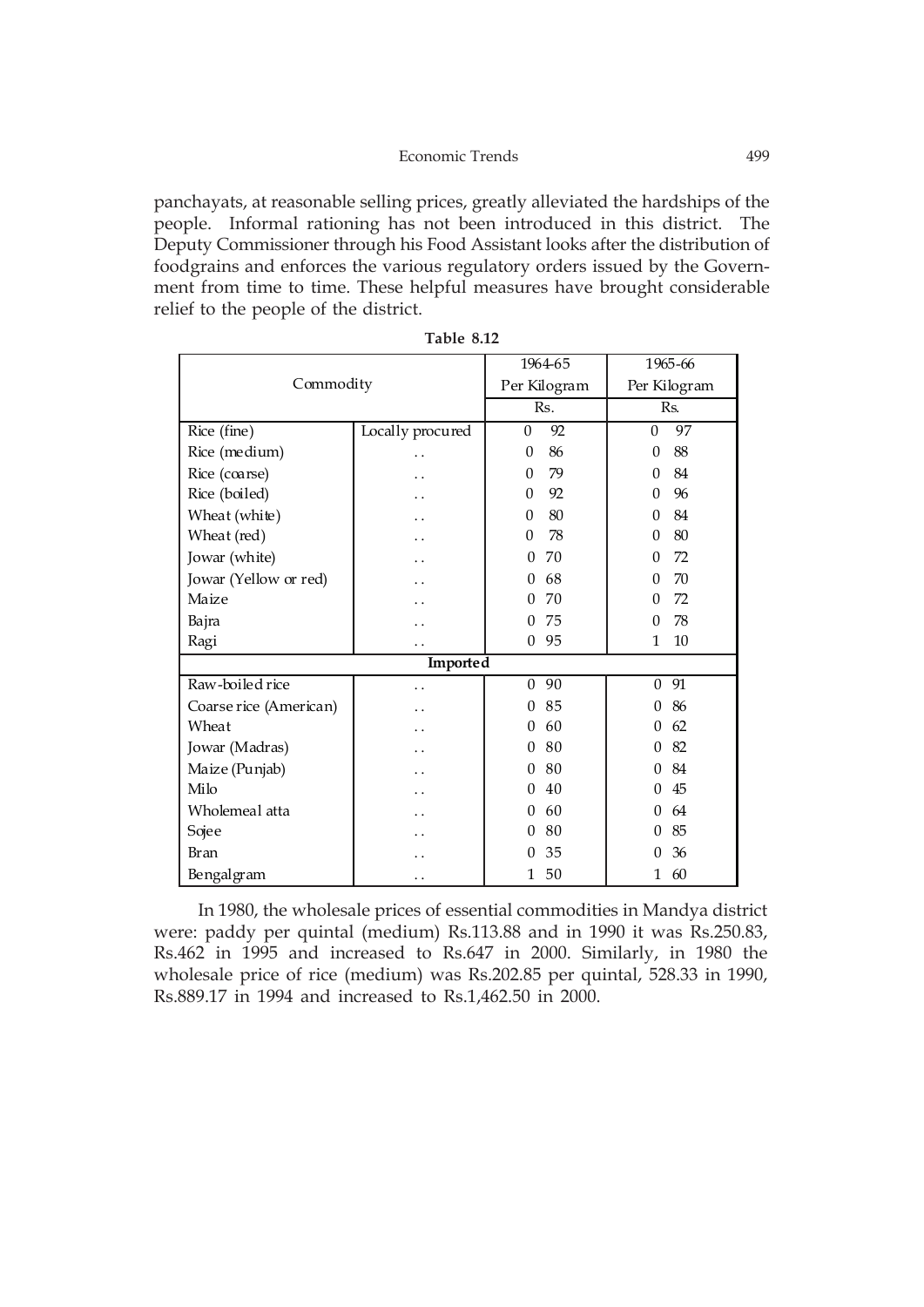panchayats, at reasonable selling prices, greatly alleviated the hardships of the people. Informal rationing has not been introduced in this district. The Deputy Commissioner through his Food Assistant looks after the distribution of foodgrains and enforces the various regulatory orders issued by the Government from time to time. These helpful measures have brought considerable relief to the people of the district.

**Table 8.12**

| Commodity | | 1964-65 Per Kilogram | 1965-66 Per Kilogram |
|---|---|---|---|
| | | Rs. | Rs. |
| Rice (fine) | Locally procured | 0 92 | 0 97 |
| Rice (medium) | .. | 0 86 | 0 88 |
| Rice (coarse) | .. | 0 79 | 0 84 |
| Rice (boiled) | .. | 0 92 | 0 96 |
| Wheat (white) | .. | 0 80 | 0 84 |
| Wheat (red) | .. | 0 78 | 0 80 |
| Jowar (white) | .. | 0 70 | 0 72 |
| Jowar (Yellow or red) | .. | 0 68 | 0 70 |
| Maize | .. | 0 70 | 0 72 |
| Bajra | .. | 0 75 | 0 78 |
| Ragi | .. | 0 95 | 1 10 |
| **Imported** | | | |
| Raw-boiled rice | .. | 0 90 | 0 91 |
| Coarse rice (American) | .. | 0 85 | 0 86 |
| Wheat | .. | 0 60 | 0 62 |
| Jowar (Madras) | .. | 0 80 | 0 82 |
| Maize (Punjab) | .. | 0 80 | 0 84 |
| Milo | .. | 0 40 | 0 45 |
| Wholemeal atta | .. | 0 60 | 0 64 |
| Sojee | .. | 0 80 | 0 85 |
| Bran | .. | 0 35 | 0 36 |
| Bengalgram | .. | 1 50 | 1 60 |

In 1980, the wholesale prices of essential commodities in Mandya district were: paddy per quintal (medium) Rs.113.88 and in 1990 it was Rs.250.83, Rs.462 in 1995 and increased to Rs.647 in 2000. Similarly, in 1980 the wholesale price of rice (medium) was Rs.202.85 per quintal, 528.33 in 1990, Rs.889.17 in 1994 and increased to Rs.1,462.50 in 2000.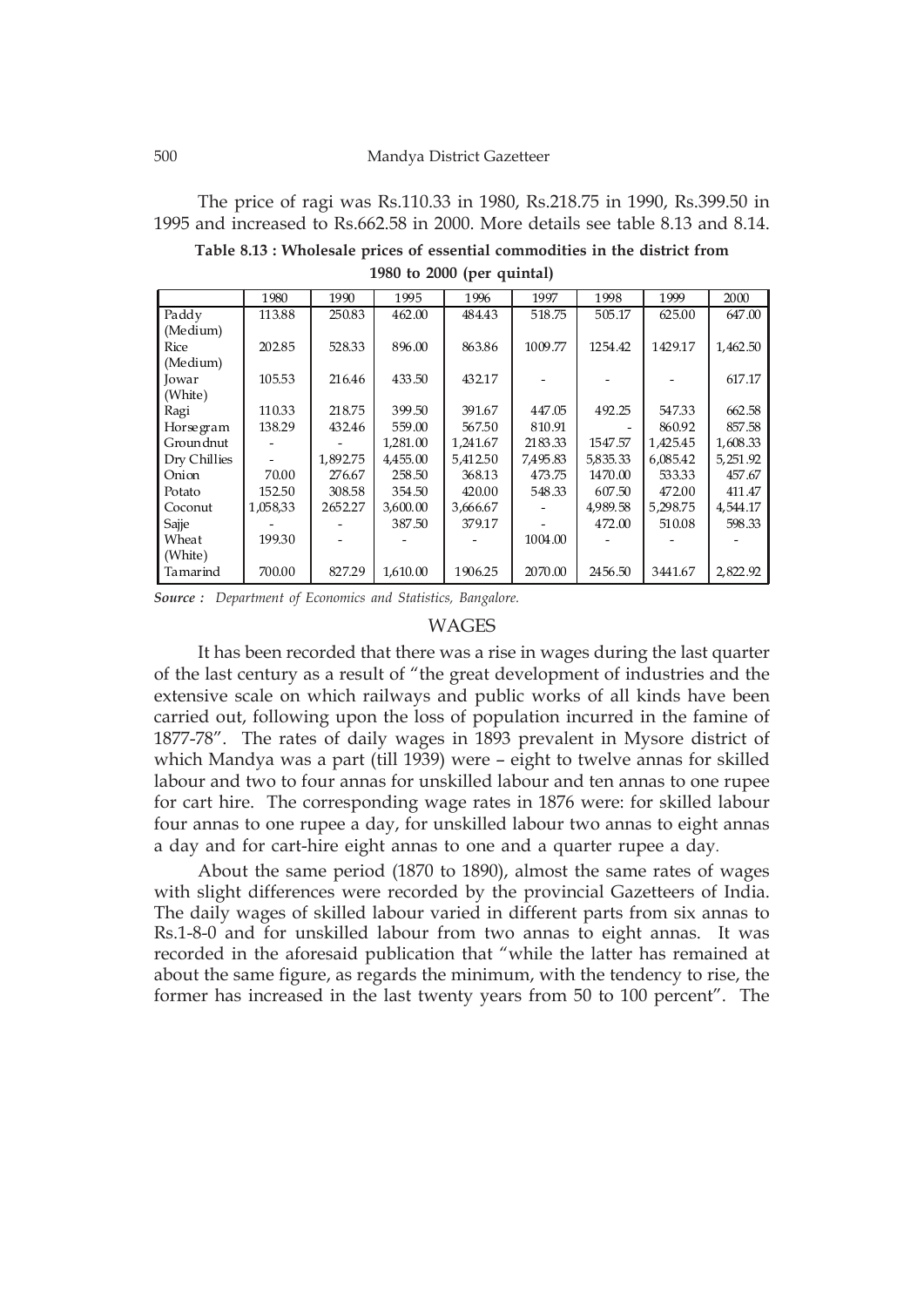The price of ragi was Rs.110.33 in 1980, Rs.218.75 in 1990, Rs.399.50 in 1995 and increased to Rs.662.58 in 2000. More details see table 8.13 and 8.14.

**Table 8.13 : Wholesale prices of essential commodities in the district from 1980 to 2000 (per quintal)**

| | 1980 | 1990 | 1995 | 1996 | 1997 | 1998 | 1999 | 2000 |
|---|---|---|---|---|---|---|---|---|
| Paddy (Medium) | 113.88 | 250.83 | 462.00 | 484.43 | 518.75 | 505.17 | 625.00 | 647.00 |
| Rice (Medium) | 202.85 | 528.33 | 896.00 | 863.86 | 1009.77 | 1254.42 | 1429.17 | 1,462.50 |
| Jowar (White) | 105.53 | 216.46 | 433.50 | 432.17 | - | - | - | 617.17 |
| Ragi | 110.33 | 218.75 | 399.50 | 391.67 | 447.05 | 492.25 | 547.33 | 662.58 |
| Horsegram | 138.29 | 432.46 | 559.00 | 567.50 | 810.91 | - | 860.92 | 857.58 |
| Groundnut | - | - | 1,281.00 | 1,241.67 | 2183.33 | 1547.57 | 1,425.45 | 1,608.33 |
| Dry Chillies | - | 1,892.75 | 4,455.00 | 5,412.50 | 7,495.83 | 5,835.33 | 6,085.42 | 5,251.92 |
| Onion | 70.00 | 276.67 | 258.50 | 368.13 | 473.75 | 1470.00 | 533.33 | 457.67 |
| Potato | 152.50 | 308.58 | 354.50 | 420.00 | 548.33 | 607.50 | 472.00 | 411.47 |
| Coconut | 1,058,33 | 2652.27 | 3,600.00 | 3,666.67 | - | 4,989.58 | 5,298.75 | 4,544.17 |
| Sajje | - | - | 387.50 | 379.17 | - | 472.00 | 510.08 | 598.33 |
| Wheat (White) | 199.30 | - | - | - | 1004.00 | - | - | - |
| Tamarind | 700.00 | 827.29 | 1,610.00 | 1906.25 | 2070.00 | 2456.50 | 3441.67 | 2,822.92 |

***Source :*** *Department of Economics and Statistics, Bangalore.*

## WAGES

It has been recorded that there was a rise in wages during the last quarter of the last century as a result of "the great development of industries and the extensive scale on which railways and public works of all kinds have been carried out, following upon the loss of population incurred in the famine of 1877-78". The rates of daily wages in 1893 prevalent in Mysore district of which Mandya was a part (till 1939) were – eight to twelve annas for skilled labour and two to four annas for unskilled labour and ten annas to one rupee for cart hire. The corresponding wage rates in 1876 were: for skilled labour four annas to one rupee a day, for unskilled labour two annas to eight annas a day and for cart-hire eight annas to one and a quarter rupee a day.

About the same period (1870 to 1890), almost the same rates of wages with slight differences were recorded by the provincial Gazetteers of India. The daily wages of skilled labour varied in different parts from six annas to Rs.1-8-0 and for unskilled labour from two annas to eight annas. It was recorded in the aforesaid publication that "while the latter has remained at about the same figure, as regards the minimum, with the tendency to rise, the former has increased in the last twenty years from 50 to 100 percent". The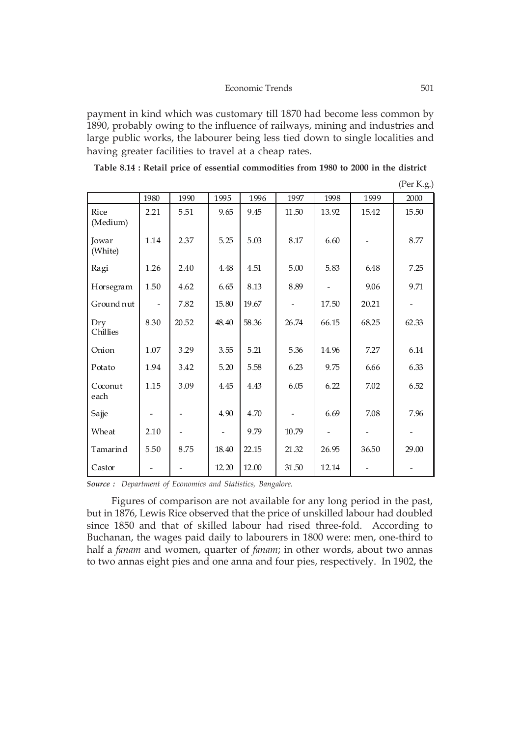payment in kind which was customary till 1870 had become less common by 1890, probably owing to the influence of railways, mining and industries and large public works, the labourer being less tied down to single localities and having greater facilities to travel at a cheap rates.

**Table 8.14 : Retail price of essential commodities from 1980 to 2000 in the district**

(Per K.g.)

| | 1980 | 1990 | 1995 | 1996 | 1997 | 1998 | 1999 | 2000 |
|---|---|---|---|---|---|---|---|---|
| Rice (Medium) | 2.21 | 5.51 | 9.65 | 9.45 | 11.50 | 13.92 | 15.42 | 15.50 |
| Jowar (White) | 1.14 | 2.37 | 5.25 | 5.03 | 8.17 | 6.60 | - | 8.77 |
| Ragi | 1.26 | 2.40 | 4.48 | 4.51 | 5.00 | 5.83 | 6.48 | 7.25 |
| Horsegram | 1.50 | 4.62 | 6.65 | 8.13 | 8.89 | - | 9.06 | 9.71 |
| Ground nut | - | 7.82 | 15.80 | 19.67 | - | 17.50 | 20.21 | - |
| Dry Chillies | 8.30 | 20.52 | 48.40 | 58.36 | 26.74 | 66.15 | 68.25 | 62.33 |
| Onion | 1.07 | 3.29 | 3.55 | 5.21 | 5.36 | 14.96 | 7.27 | 6.14 |
| Potato | 1.94 | 3.42 | 5.20 | 5.58 | 6.23 | 9.75 | 6.66 | 6.33 |
| Coconut each | 1.15 | 3.09 | 4.45 | 4.43 | 6.05 | 6.22 | 7.02 | 6.52 |
| Sajje | - | - | 4.90 | 4.70 | - | 6.69 | 7.08 | 7.96 |
| Wheat | 2.10 | - | - | 9.79 | 10.79 | - | - | - |
| Tamarind | 5.50 | 8.75 | 18.40 | 22.15 | 21.32 | 26.95 | 36.50 | 29.00 |
| Castor | - | - | 12.20 | 12.00 | 31.50 | 12.14 | - | - |

***Source :*** *Department of Economics and Statistics, Bangalore.*

Figures of comparison are not available for any long period in the past, but in 1876, Lewis Rice observed that the price of unskilled labour had doubled since 1850 and that of skilled labour had rised three-fold. According to Buchanan, the wages paid daily to labourers in 1800 were: men, one-third to half a *fanam* and women, quarter of *fanam*; in other words, about two annas to two annas eight pies and one anna and four pies, respectively. In 1902, the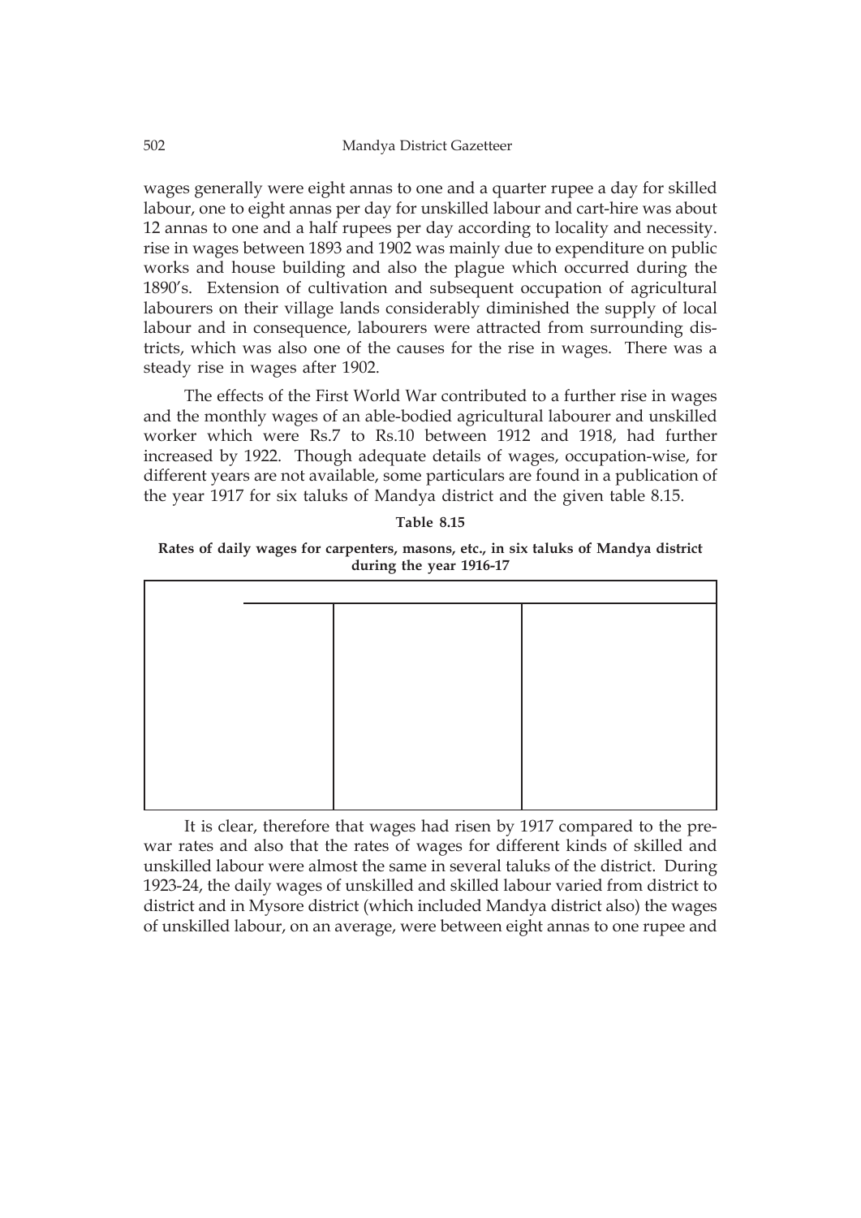wages generally were eight annas to one and a quarter rupee a day for skilled labour, one to eight annas per day for unskilled labour and cart-hire was about 12 annas to one and a half rupees per day according to locality and necessity. rise in wages between 1893 and 1902 was mainly due to expenditure on public works and house building and also the plague which occurred during the 1890's. Extension of cultivation and subsequent occupation of agricultural labourers on their village lands considerably diminished the supply of local labour and in consequence, labourers were attracted from surrounding districts, which was also one of the causes for the rise in wages. There was a steady rise in wages after 1902.

The effects of the First World War contributed to a further rise in wages and the monthly wages of an able-bodied agricultural labourer and unskilled worker which were Rs.7 to Rs.10 between 1912 and 1918, had further increased by 1922. Though adequate details of wages, occupation-wise, for different years are not available, some particulars are found in a publication of the year 1917 for six taluks of Mandya district and the given table 8.15.

**Table 8.15**

**Rates of daily wages for carpenters, masons, etc., in six taluks of Mandya district during the year 1916-17**

It is clear, therefore that wages had risen by 1917 compared to the pre-war rates and also that the rates of wages for different kinds of skilled and unskilled labour were almost the same in several taluks of the district. During 1923-24, the daily wages of unskilled and skilled labour varied from district to district and in Mysore district (which included Mandya district also) the wages of unskilled labour, on an average, were between eight annas to one rupee and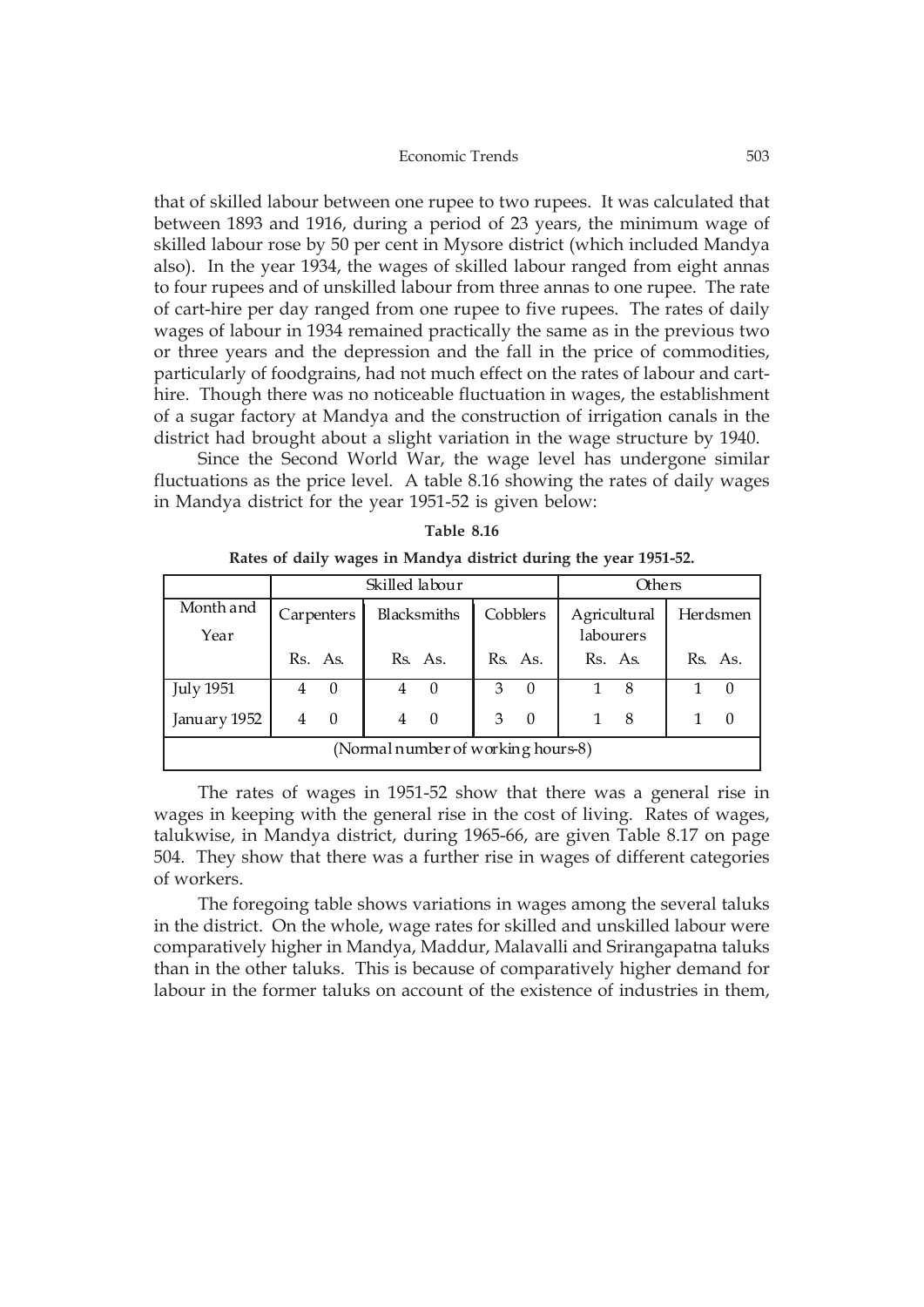that of skilled labour between one rupee to two rupees. It was calculated that between 1893 and 1916, during a period of 23 years, the minimum wage of skilled labour rose by 50 per cent in Mysore district (which included Mandya also). In the year 1934, the wages of skilled labour ranged from eight annas to four rupees and of unskilled labour from three annas to one rupee. The rate of cart-hire per day ranged from one rupee to five rupees. The rates of daily wages of labour in 1934 remained practically the same as in the previous two or three years and the depression and the fall in the price of commodities, particularly of foodgrains, had not much effect on the rates of labour and cart-hire. Though there was no noticeable fluctuation in wages, the establishment of a sugar factory at Mandya and the construction of irrigation canals in the district had brought about a slight variation in the wage structure by 1940.

Since the Second World War, the wage level has undergone similar fluctuations as the price level. A table 8.16 showing the rates of daily wages in Mandya district for the year 1951-52 is given below:

**Table 8.16**

**Rates of daily wages in Mandya district during the year 1951-52.**

| | Skilled labour | | | Others | |
|---|---|---|---|---|---|
| Month and Year | Carpenters | Blacksmiths | Cobblers | Agricultural labourers | Herdsmen |
| | Rs. As. | Rs. As. | Rs. As. | Rs. As. | Rs. As. |
| July 1951 | 4 0 | 4 0 | 3 0 | 1 8 | 1 0 |
| January 1952 | 4 0 | 4 0 | 3 0 | 1 8 | 1 0 |
| (Normal number of working hours-8) | | | | | |

The rates of wages in 1951-52 show that there was a general rise in wages in keeping with the general rise in the cost of living. Rates of wages, talukwise, in Mandya district, during 1965-66, are given Table 8.17 on page 504. They show that there was a further rise in wages of different categories of workers.

The foregoing table shows variations in wages among the several taluks in the district. On the whole, wage rates for skilled and unskilled labour were comparatively higher in Mandya, Maddur, Malavalli and Srirangapatna taluks than in the other taluks. This is because of comparatively higher demand for labour in the former taluks on account of the existence of industries in them,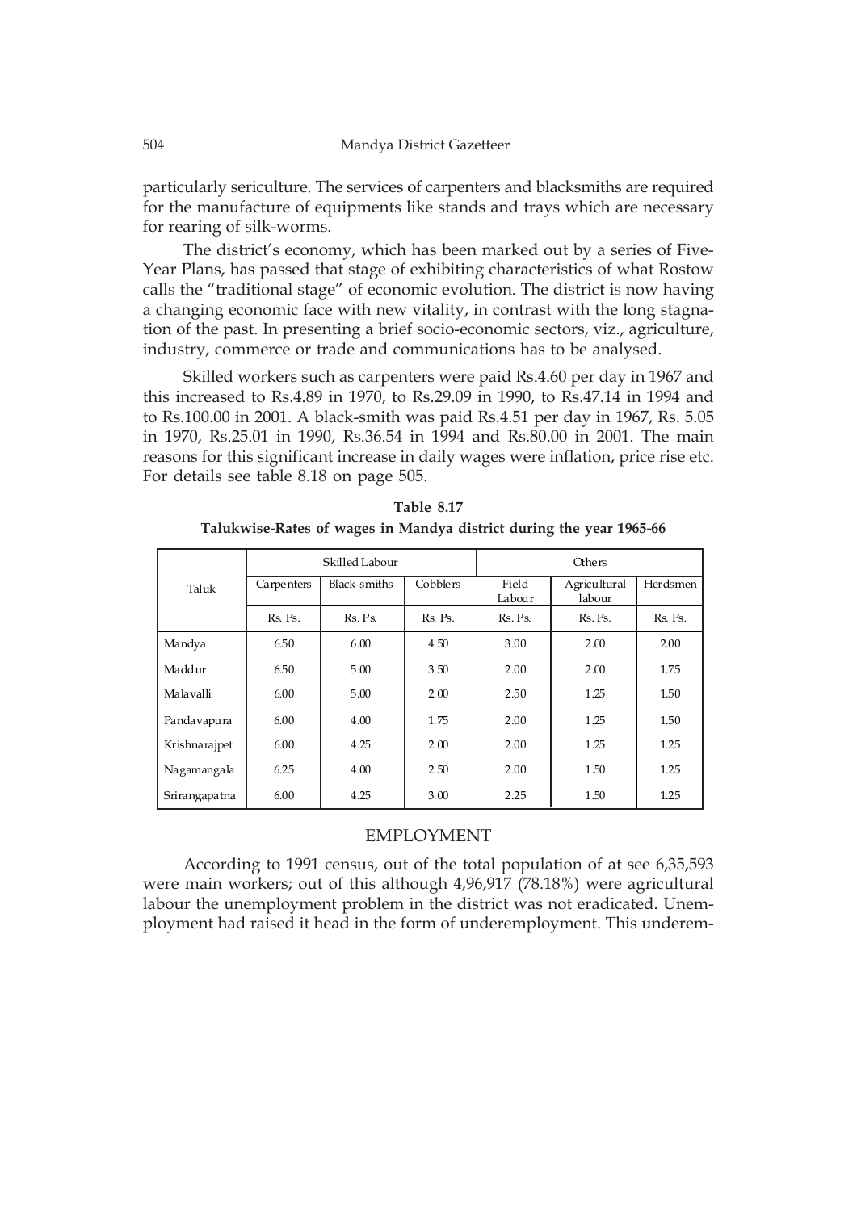particularly sericulture. The services of carpenters and blacksmiths are required for the manufacture of equipments like stands and trays which are necessary for rearing of silk-worms.

The district's economy, which has been marked out by a series of Five-Year Plans, has passed that stage of exhibiting characteristics of what Rostow calls the "traditional stage" of economic evolution. The district is now having a changing economic face with new vitality, in contrast with the long stagnation of the past. In presenting a brief socio-economic sectors, viz., agriculture, industry, commerce or trade and communications has to be analysed.

Skilled workers such as carpenters were paid Rs.4.60 per day in 1967 and this increased to Rs.4.89 in 1970, to Rs.29.09 in 1990, to Rs.47.14 in 1994 and to Rs.100.00 in 2001. A black-smith was paid Rs.4.51 per day in 1967, Rs. 5.05 in 1970, Rs.25.01 in 1990, Rs.36.54 in 1994 and Rs.80.00 in 2001. The main reasons for this significant increase in daily wages were inflation, price rise etc. For details see table 8.18 on page 505.

**Table 8.17**

**Talukwise-Rates of wages in Mandya district during the year 1965-66**

| Taluk | Skilled Labour | | | Others | | |
|---|---|---|---|---|---|---|
| | Carpenters | Black-smiths | Cobblers | Field Labour | Agricultural labour | Herdsmen |
| | Rs. Ps. | Rs. Ps. | Rs. Ps. | Rs. Ps. | Rs. Ps. | Rs. Ps. |
| Mandya | 6.50 | 6.00 | 4.50 | 3.00 | 2.00 | 2.00 |
| Maddur | 6.50 | 5.00 | 3.50 | 2.00 | 2.00 | 1.75 |
| Malavalli | 6.00 | 5.00 | 2.00 | 2.50 | 1.25 | 1.50 |
| Pandavapura | 6.00 | 4.00 | 1.75 | 2.00 | 1.25 | 1.50 |
| Krishnarajpet | 6.00 | 4.25 | 2.00 | 2.00 | 1.25 | 1.25 |
| Nagamangala | 6.25 | 4.00 | 2.50 | 2.00 | 1.50 | 1.25 |
| Srirangapatna | 6.00 | 4.25 | 3.00 | 2.25 | 1.50 | 1.25 |

## EMPLOYMENT

According to 1991 census, out of the total population of at see 6,35,593 were main workers; out of this although 4,96,917 (78.18%) were agricultural labour the unemployment problem in the district was not eradicated. Unemployment had raised it head in the form of underemployment. This underem-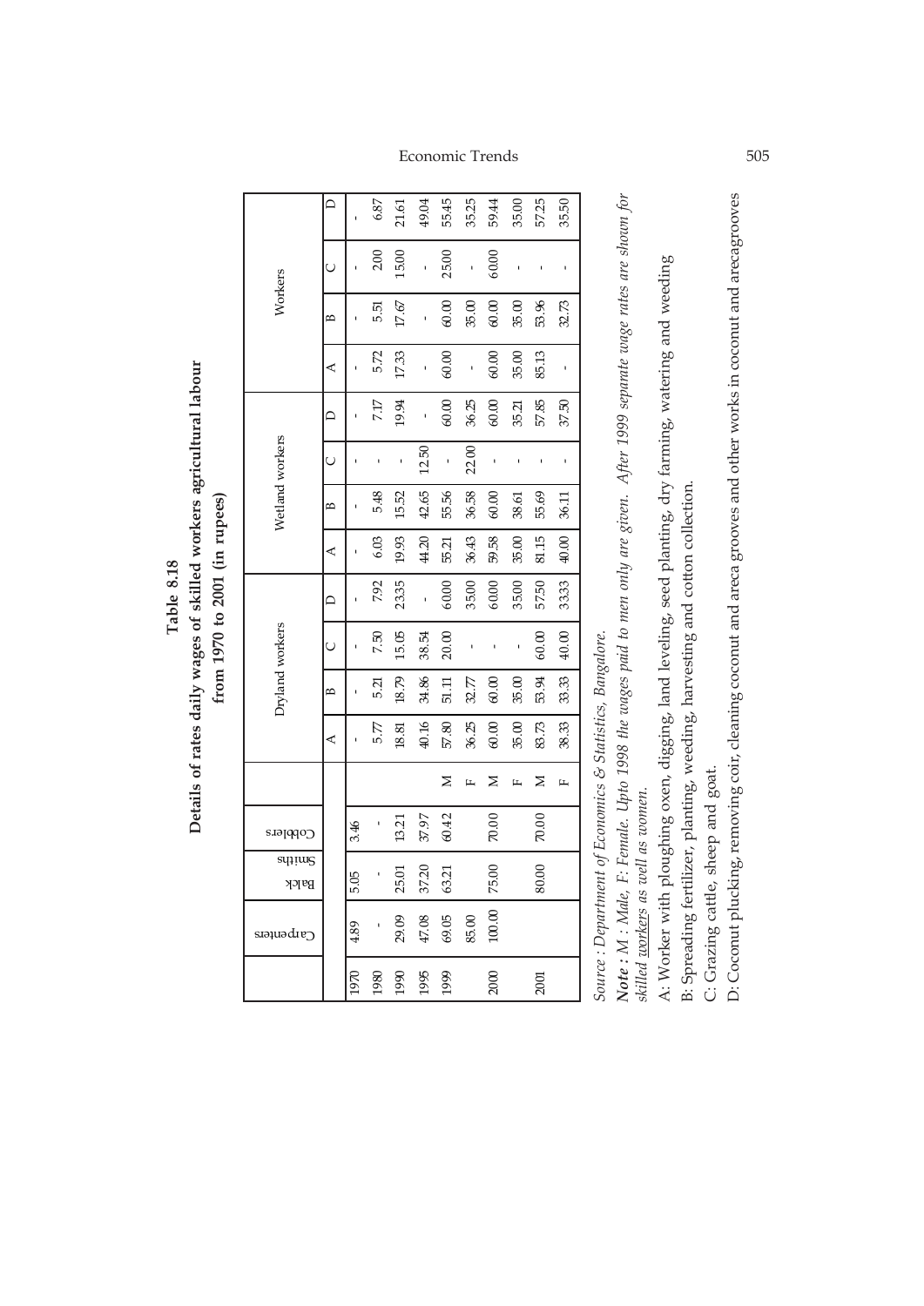**Table 8.18**

**Details of rates daily wages of skilled workers agricultural labour from 1970 to 2001 (in rupees)**

| | Carpenters | Black Smiths | Cobblers | | Dryland workers | | | | Wetland workers | | | | Workers | | | |
|---|---|---|---|---|---|---|---|---|---|---|---|---|---|---|---|---|
| | | | | | A | B | C | D | A | B | C | D | A | B | C | D |
| 1970 | 4.89 | 5.05 | 3.46 | | - | - | - | - | - | - | - | - | - | - | - | - |
| 1980 | - | - | - | | 5.77 | 5.21 | 7.50 | 7.92 | 6.03 | 5.48 | - | 7.17 | 5.72 | 5.51 | 2.00 | 6.87 |
| 1990 | 29.09 | 25.01 | 13.21 | | 18.81 | 18.79 | 15.05 | 23.35 | 19.93 | 15.52 | - | 19.94 | 17.33 | 17.67 | 15.00 | 21.61 |
| 1995 | 47.08 | 37.20 | 37.97 | | 40.16 | 34.86 | 38.54 | - | 44.20 | 42.65 | 12.50 | - | - | - | - | 49.04 |
| 1999 | 69.05 | 63.21 | 60.42 | M | 57.80 | 51.11 | 20.00 | 60.00 | 55.21 | 55.56 | - | 60.00 | 60.00 | 60.00 | 25.00 | 55.45 |
| | 85.00 | | | F | 36.25 | 32.77 | - | 35.00 | 36.43 | 36.58 | 22.00 | 36.25 | - | 35.00 | - | 35.25 |
| 2000 | 100.00 | 75.00 | 70.00 | M | 60.00 | 60.00 | - | 60.00 | 59.58 | 60.00 | - | 60.00 | 60.00 | 60.00 | 60.00 | 59.44 |
| | | | | F | 35.00 | 35.00 | - | 35.00 | 35.00 | 38.61 | - | 35.21 | 35.00 | 35.00 | - | 35.00 |
| 2001 | | 80.00 | 70.00 | M | 83.73 | 53.94 | 60.00 | 57.50 | 81.15 | 55.69 | - | 57.85 | 85.13 | 53.96 | - | 57.25 |
| | | | | F | 38.33 | 33.33 | 40.00 | 33.33 | 40.00 | 36.11 | - | 37.50 | - | 32.73 | - | 35.50 |

*Source : Department of Economics & Statistics, Bangalore.*

***Note** : M : Male, F: Female. Upto 1998 the wages paid to men only are given. After 1999 separate wage rates are shown for skilled workers as well as women.*

A: Worker with ploughing oxen, digging, land leveling, seed planting, dry farming, watering and weeding

B: Spreading fertilizer, planting, weeding, harvesting and cotton collection.

C: Grazing cattle, sheep and goat.

D: Coconut plucking, removing coir, cleaning coconut and areca grooves and other works in coconut and arecagrooves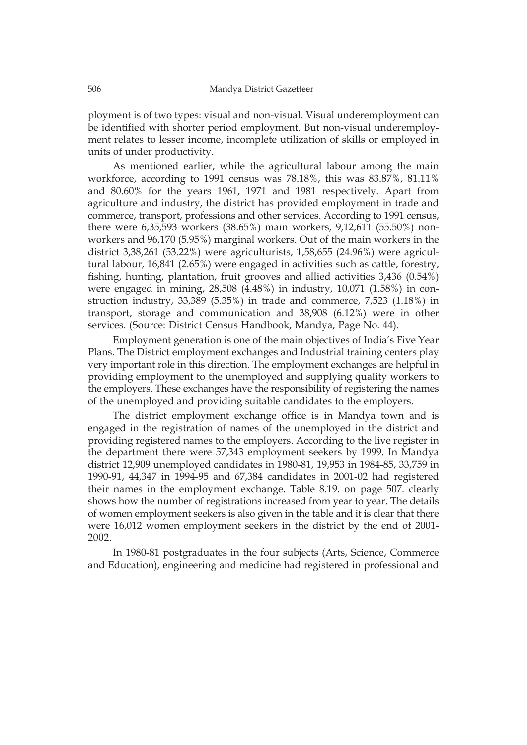ployment is of two types: visual and non-visual. Visual underemployment can be identified with shorter period employment. But non-visual underemployment relates to lesser income, incomplete utilization of skills or employed in units of under productivity.

As mentioned earlier, while the agricultural labour among the main workforce, according to 1991 census was 78.18%, this was 83.87%, 81.11% and 80.60% for the years 1961, 1971 and 1981 respectively. Apart from agriculture and industry, the district has provided employment in trade and commerce, transport, professions and other services. According to 1991 census, there were 6,35,593 workers (38.65%) main workers, 9,12,611 (55.50%) non-workers and 96,170 (5.95%) marginal workers. Out of the main workers in the district 3,38,261 (53.22%) were agriculturists, 1,58,655 (24.96%) were agricultural labour, 16,841 (2.65%) were engaged in activities such as cattle, forestry, fishing, hunting, plantation, fruit grooves and allied activities 3,436 (0.54%) were engaged in mining, 28,508 (4.48%) in industry, 10,071 (1.58%) in construction industry, 33,389 (5.35%) in trade and commerce, 7,523 (1.18%) in transport, storage and communication and 38,908 (6.12%) were in other services. (Source: District Census Handbook, Mandya, Page No. 44).

Employment generation is one of the main objectives of India's Five Year Plans. The District employment exchanges and Industrial training centers play very important role in this direction. The employment exchanges are helpful in providing employment to the unemployed and supplying quality workers to the employers. These exchanges have the responsibility of registering the names of the unemployed and providing suitable candidates to the employers.

The district employment exchange office is in Mandya town and is engaged in the registration of names of the unemployed in the district and providing registered names to the employers. According to the live register in the department there were 57,343 employment seekers by 1999. In Mandya district 12,909 unemployed candidates in 1980-81, 19,953 in 1984-85, 33,759 in 1990-91, 44,347 in 1994-95 and 67,384 candidates in 2001-02 had registered their names in the employment exchange. Table 8.19. on page 507. clearly shows how the number of registrations increased from year to year. The details of women employment seekers is also given in the table and it is clear that there were 16,012 women employment seekers in the district by the end of 2001-2002.

In 1980-81 postgraduates in the four subjects (Arts, Science, Commerce and Education), engineering and medicine had registered in professional and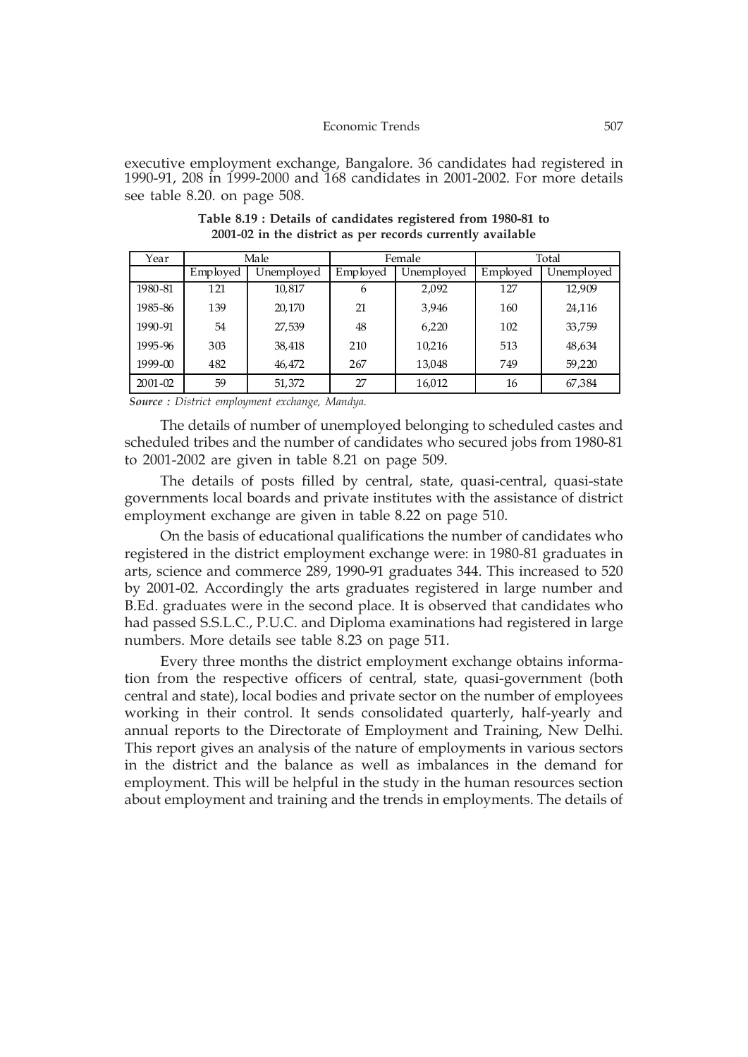executive employment exchange, Bangalore. 36 candidates had registered in 1990-91, 208 in 1999-2000 and 168 candidates in 2001-2002. For more details see table 8.20. on page 508.

**Table 8.19 : Details of candidates registered from 1980-81 to 2001-02 in the district as per records currently available**

| Year | Male | | Female | | Total | |
|---|---|---|---|---|---|---|
| | Employed | Unemployed | Employed | Unemployed | Employed | Unemployed |
| 1980-81 | 121 | 10,817 | 6 | 2,092 | 127 | 12,909 |
| 1985-86 | 139 | 20,170 | 21 | 3,946 | 160 | 24,116 |
| 1990-91 | 54 | 27,539 | 48 | 6,220 | 102 | 33,759 |
| 1995-96 | 303 | 38,418 | 210 | 10,216 | 513 | 48,634 |
| 1999-00 | 482 | 46,472 | 267 | 13,048 | 749 | 59,220 |
| 2001-02 | 59 | 51,372 | 27 | 16,012 | 16 | 67,384 |

***Source :*** *District employment exchange, Mandya.*

The details of number of unemployed belonging to scheduled castes and scheduled tribes and the number of candidates who secured jobs from 1980-81 to 2001-2002 are given in table 8.21 on page 509.

The details of posts filled by central, state, quasi-central, quasi-state governments local boards and private institutes with the assistance of district employment exchange are given in table 8.22 on page 510.

On the basis of educational qualifications the number of candidates who registered in the district employment exchange were: in 1980-81 graduates in arts, science and commerce 289, 1990-91 graduates 344. This increased to 520 by 2001-02. Accordingly the arts graduates registered in large number and B.Ed. graduates were in the second place. It is observed that candidates who had passed S.S.L.C., P.U.C. and Diploma examinations had registered in large numbers. More details see table 8.23 on page 511.

Every three months the district employment exchange obtains information from the respective officers of central, state, quasi-government (both central and state), local bodies and private sector on the number of employees working in their control. It sends consolidated quarterly, half-yearly and annual reports to the Directorate of Employment and Training, New Delhi. This report gives an analysis of the nature of employments in various sectors in the district and the balance as well as imbalances in the demand for employment. This will be helpful in the study in the human resources section about employment and training and the trends in employments. The details of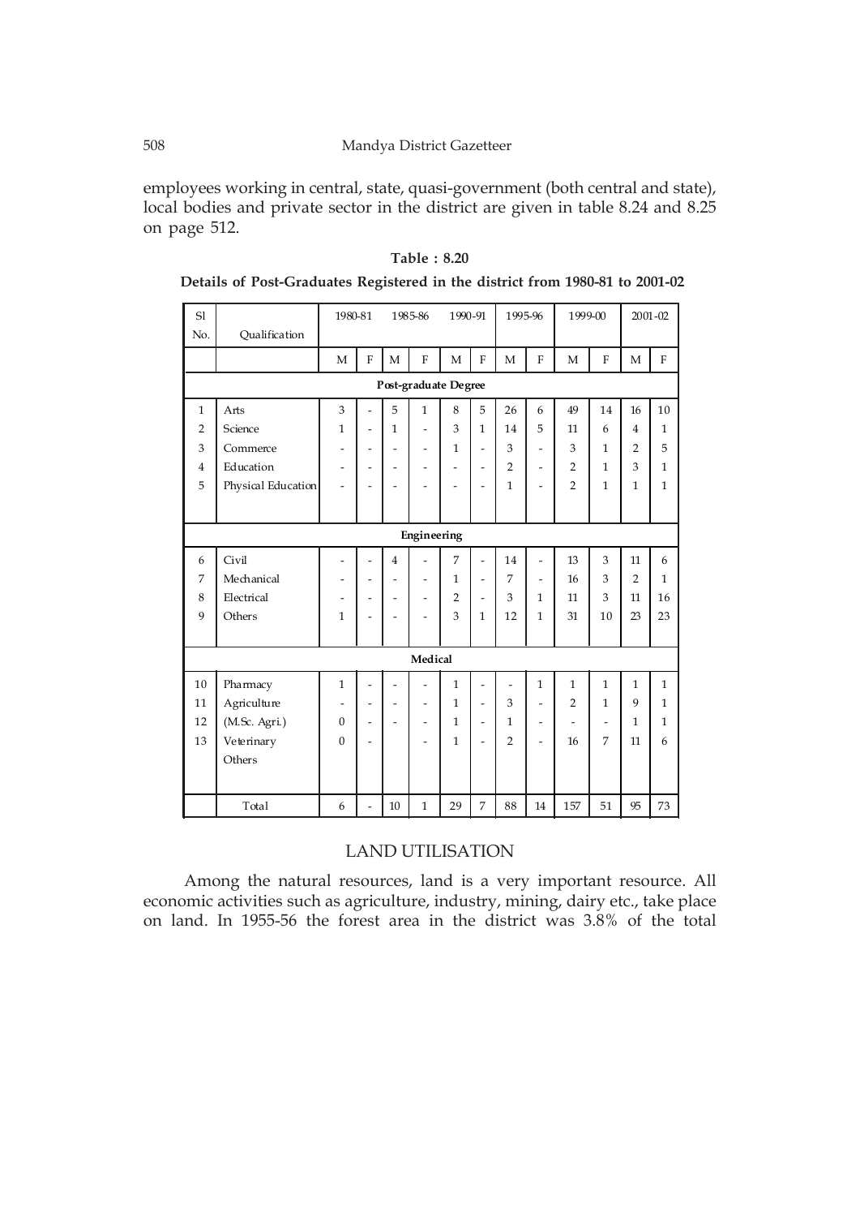employees working in central, state, quasi-government (both central and state), local bodies and private sector in the district are given in table 8.24 and 8.25 on page 512.

**Table : 8.20**

**Details of Post-Graduates Registered in the district from 1980-81 to 2001-02**

| Sl No. | Qualification | 1980-81 | | 1985-86 | | 1990-91 | | 1995-96 | | 1999-00 | | 2001-02 | |
|---|---|---|---|---|---|---|---|---|---|---|---|---|---|
| | | M | F | M | F | M | F | M | F | M | F | M | F |
| | **Post-graduate Degree** | | | | | | | | | | | | |
| 1 | Arts | 3 | - | 5 | 1 | 8 | 5 | 26 | 6 | 49 | 14 | 16 | 10 |
| 2 | Science | 1 | - | 1 | - | 3 | 1 | 14 | 5 | 11 | 6 | 4 | 1 |
| 3 | Commerce | - | - | - | - | 1 | - | 3 | - | 3 | 1 | 2 | 5 |
| 4 | Education | - | - | - | - | - | - | 2 | - | 2 | 1 | 3 | 1 |
| 5 | Physical Education | - | - | - | - | - | - | 1 | - | 2 | 1 | 1 | 1 |
| | **Engineering** | | | | | | | | | | | | |
| 6 | Civil | - | - | 4 | - | 7 | - | 14 | - | 13 | 3 | 11 | 6 |
| 7 | Mechanical | - | - | - | - | 1 | - | 7 | - | 16 | 3 | 2 | 1 |
| 8 | Electrical | - | - | - | - | 2 | - | 3 | 1 | 11 | 3 | 11 | 16 |
| 9 | Others | 1 | - | - | - | 3 | 1 | 12 | 1 | 31 | 10 | 23 | 23 |
| | **Medical** | | | | | | | | | | | | |
| 10 | Pharmacy | 1 | - | - | - | 1 | - | - | 1 | 1 | 1 | 1 | 1 |
| 11 | Agriculture | - | - | - | - | 1 | - | 3 | - | 2 | 1 | 9 | 1 |
| 12 | (M.Sc. Agri.) | 0 | - | - | - | 1 | - | 1 | - | - | - | 1 | 1 |
| 13 | Veterinary | 0 | - | | - | 1 | - | 2 | - | 16 | 7 | 11 | 6 |
| | Others | | | | | | | | | | | | |
| | Total | 6 | - | 10 | 1 | 29 | 7 | 88 | 14 | 157 | 51 | 95 | 73 |

## LAND UTILISATION

Among the natural resources, land is a very important resource. All economic activities such as agriculture, industry, mining, dairy etc., take place on land. In 1955-56 the forest area in the district was 3.8% of the total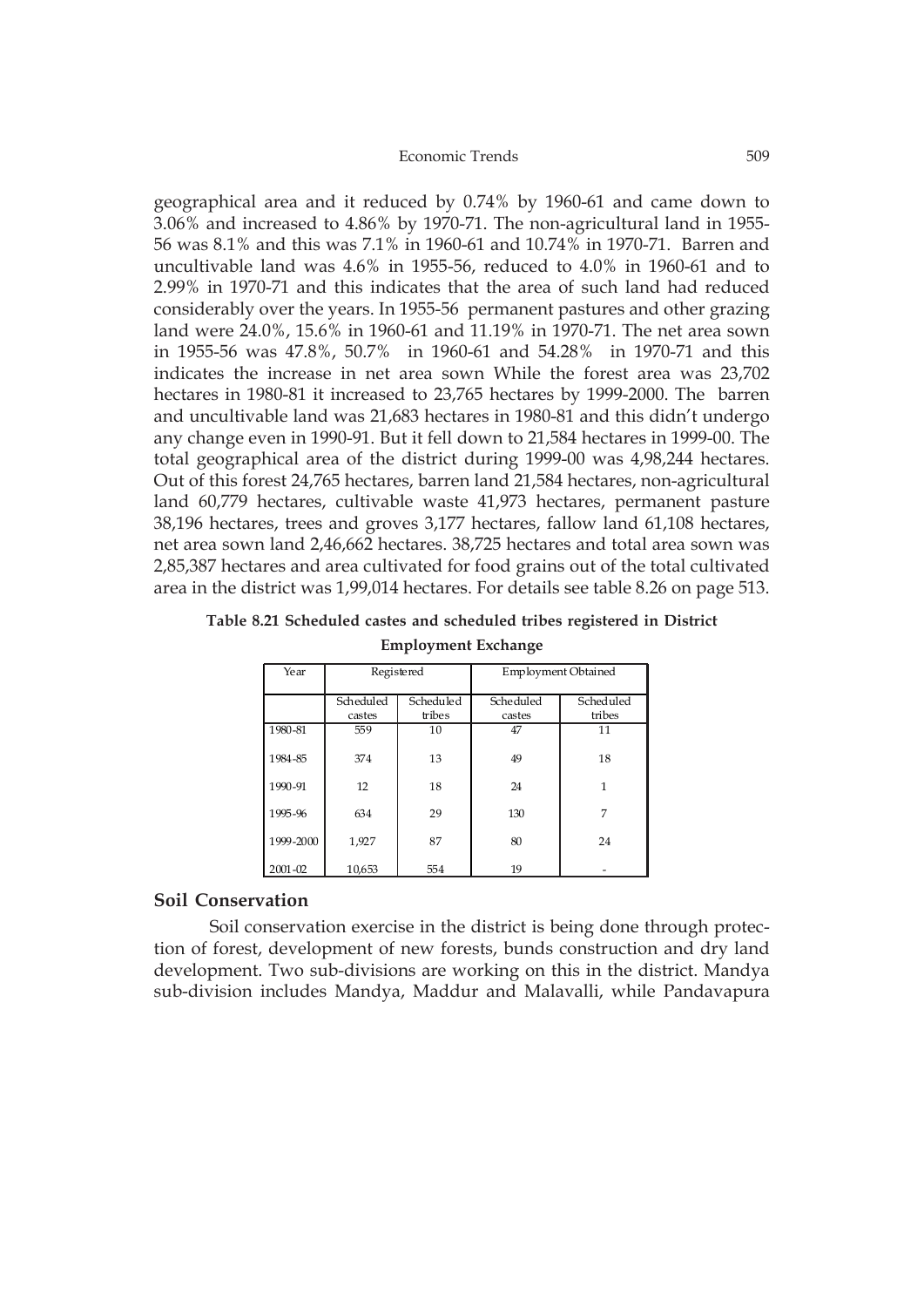geographical area and it reduced by 0.74% by 1960-61 and came down to 3.06% and increased to 4.86% by 1970-71. The non-agricultural land in 1955-56 was 8.1% and this was 7.1% in 1960-61 and 10.74% in 1970-71. Barren and uncultivable land was 4.6% in 1955-56, reduced to 4.0% in 1960-61 and to 2.99% in 1970-71 and this indicates that the area of such land had reduced considerably over the years. In 1955-56 permanent pastures and other grazing land were 24.0%, 15.6% in 1960-61 and 11.19% in 1970-71. The net area sown in 1955-56 was 47.8%, 50.7% in 1960-61 and 54.28% in 1970-71 and this indicates the increase in net area sown While the forest area was 23,702 hectares in 1980-81 it increased to 23,765 hectares by 1999-2000. The barren and uncultivable land was 21,683 hectares in 1980-81 and this didn't undergo any change even in 1990-91. But it fell down to 21,584 hectares in 1999-00. The total geographical area of the district during 1999-00 was 4,98,244 hectares. Out of this forest 24,765 hectares, barren land 21,584 hectares, non-agricultural land 60,779 hectares, cultivable waste 41,973 hectares, permanent pasture 38,196 hectares, trees and groves 3,177 hectares, fallow land 61,108 hectares, net area sown land 2,46,662 hectares. 38,725 hectares and total area sown was 2,85,387 hectares and area cultivated for food grains out of the total cultivated area in the district was 1,99,014 hectares. For details see table 8.26 on page 513.

**Table 8.21 Scheduled castes and scheduled tribes registered in District Employment Exchange**

| Year | Registered | | Employment Obtained | |
|---|---|---|---|---|
| | Scheduled castes | Scheduled tribes | Scheduled castes | Scheduled tribes |
| 1980-81 | 559 | 10 | 47 | 11 |
| 1984-85 | 374 | 13 | 49 | 18 |
| 1990-91 | 12 | 18 | 24 | 1 |
| 1995-96 | 634 | 29 | 130 | 7 |
| 1999-2000 | 1,927 | 87 | 80 | 24 |
| 2001-02 | 10,653 | 554 | 19 | - |

## Soil Conservation

Soil conservation exercise in the district is being done through protection of forest, development of new forests, bunds construction and dry land development. Two sub-divisions are working on this in the district. Mandya sub-division includes Mandya, Maddur and Malavalli, while Pandavapura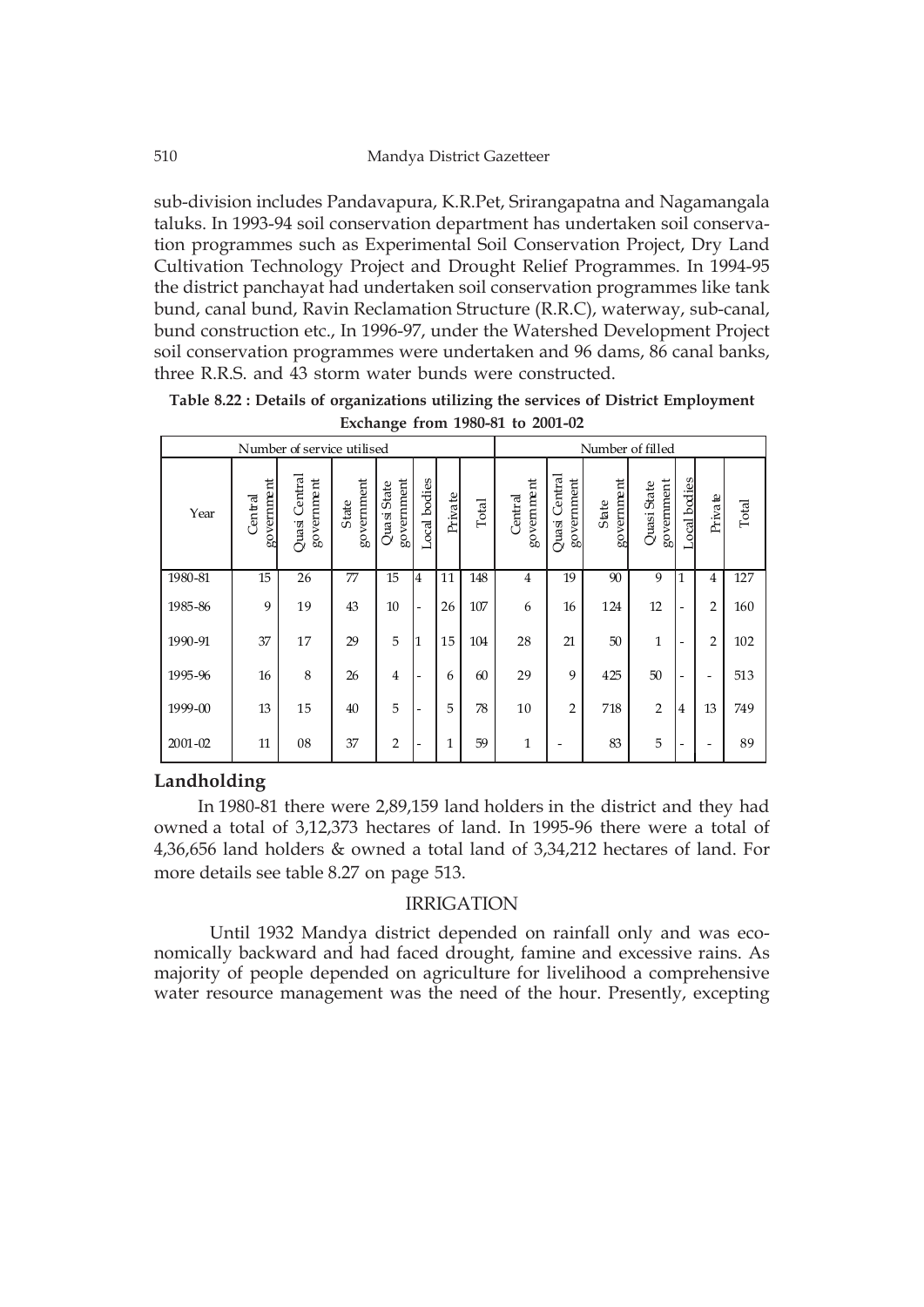sub-division includes Pandavapura, K.R.Pet, Srirangapatna and Nagamangala taluks. In 1993-94 soil conservation department has undertaken soil conservation programmes such as Experimental Soil Conservation Project, Dry Land Cultivation Technology Project and Drought Relief Programmes. In 1994-95 the district panchayat had undertaken soil conservation programmes like tank bund, canal bund, Ravin Reclamation Structure (R.R.C), waterway, sub-canal, bund construction etc., In 1996-97, under the Watershed Development Project soil conservation programmes were undertaken and 96 dams, 86 canal banks, three R.R.S. and 43 storm water bunds were constructed.

**Table 8.22 : Details of organizations utilizing the services of District Employment Exchange from 1980-81 to 2001-02**

| | Number of service utilised | | | | | | | Number of filled | | | | | | |
|---|---|---|---|---|---|---|---|---|---|---|---|---|---|---|
| Year | Central government | Quasi Central government | State government | Quasi State government | Local bodies | Private | Total | Central government | Quasi Central government | State government | Quasi State government | Local bodies | Private | Total |
| 1980-81 | 15 | 26 | 77 | 15 | 4 | 11 | 148 | 4 | 19 | 90 | 9 | 1 | 4 | 127 |
| 1985-86 | 9 | 19 | 43 | 10 | - | 26 | 107 | 6 | 16 | 124 | 12 | - | 2 | 160 |
| 1990-91 | 37 | 17 | 29 | 5 | 1 | 15 | 104 | 28 | 21 | 50 | 1 | - | 2 | 102 |
| 1995-96 | 16 | 8 | 26 | 4 | - | 6 | 60 | 29 | 9 | 425 | 50 | - | - | 513 |
| 1999-00 | 13 | 15 | 40 | 5 | - | 5 | 78 | 10 | 2 | 718 | 2 | 4 | 13 | 749 |
| 2001-02 | 11 | 08 | 37 | 2 | - | 1 | 59 | 1 | - | 83 | 5 | - | - | 89 |

## Landholding

In 1980-81 there were 2,89,159 land holders in the district and they had owned a total of 3,12,373 hectares of land. In 1995-96 there were a total of 4,36,656 land holders & owned a total land of 3,34,212 hectares of land. For more details see table 8.27 on page 513.

## IRRIGATION

Until 1932 Mandya district depended on rainfall only and was economically backward and had faced drought, famine and excessive rains. As majority of people depended on agriculture for livelihood a comprehensive water resource management was the need of the hour. Presently, excepting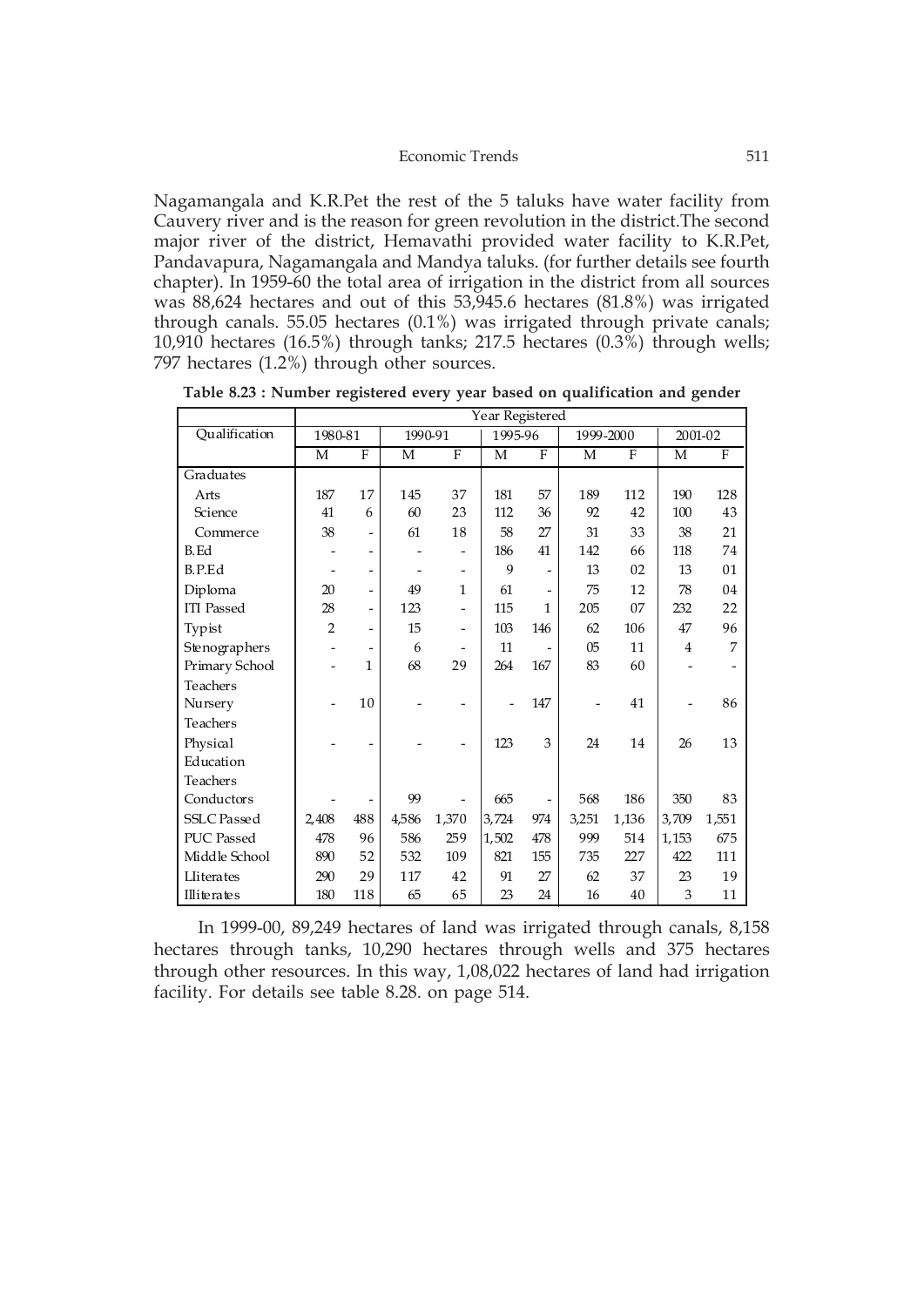Nagamangala and K.R.Pet the rest of the 5 taluks have water facility from Cauvery river and is the reason for green revolution in the district.The second major river of the district, Hemavathi provided water facility to K.R.Pet, Pandavapura, Nagamangala and Mandya taluks. (for further details see fourth chapter). In 1959-60 the total area of irrigation in the district from all sources was 88,624 hectares and out of this 53,945.6 hectares (81.8%) was irrigated through canals. 55.05 hectares (0.1%) was irrigated through private canals; 10,910 hectares (16.5%) through tanks; 217.5 hectares (0.3%) through wells; 797 hectares (1.2%) through other sources.

**Table 8.23 : Number registered every year based on qualification and gender**

| | Year Registered | | | | | | | | | |
|---|---|---|---|---|---|---|---|---|---|---|
| Qualification | 1980-81 | | 1990-91 | | 1995-96 | | 1999-2000 | | 2001-02 | |
| | M | F | M | F | M | F | M | F | M | F |
| Graduates | | | | | | | | | | |
| Arts | 187 | 17 | 145 | 37 | 181 | 57 | 189 | 112 | 190 | 128 |
| Science | 41 | 6 | 60 | 23 | 112 | 36 | 92 | 42 | 100 | 43 |
| Commerce | 38 | - | 61 | 18 | 58 | 27 | 31 | 33 | 38 | 21 |
| B.Ed | - | - | - | - | 186 | 41 | 142 | 66 | 118 | 74 |
| B.P.Ed | - | - | - | - | 9 | - | 13 | 02 | 13 | 01 |
| Diploma | 20 | - | 49 | 1 | 61 | - | 75 | 12 | 78 | 04 |
| ITI Passed | 28 | - | 123 | - | 115 | 1 | 205 | 07 | 232 | 22 |
| Typist | 2 | - | 15 | - | 103 | 146 | 62 | 106 | 47 | 96 |
| Stenographers | - | - | 6 | - | 11 | - | 05 | 11 | 4 | 7 |
| Primary School Teachers | - | 1 | 68 | 29 | 264 | 167 | 83 | 60 | - | - |
| Nursery Teachers | - | 10 | - | - | - | 147 | - | 41 | - | 86 |
| Physical Education Teachers | - | - | - | - | 123 | 3 | 24 | 14 | 26 | 13 |
| Conductors | - | - | 99 | - | 665 | - | 568 | 186 | 350 | 83 |
| SSLC Passed | 2,408 | 488 | 4,586 | 1,370 | 3,724 | 974 | 3,251 | 1,136 | 3,709 | 1,551 |
| PUC Passed | 478 | 96 | 586 | 259 | 1,502 | 478 | 999 | 514 | 1,153 | 675 |
| Middle School | 890 | 52 | 532 | 109 | 821 | 155 | 735 | 227 | 422 | 111 |
| Lliterates | 290 | 29 | 117 | 42 | 91 | 27 | 62 | 37 | 23 | 19 |
| Illiterates | 180 | 118 | 65 | 65 | 23 | 24 | 16 | 40 | 3 | 11 |

In 1999-00, 89,249 hectares of land was irrigated through canals, 8,158 hectares through tanks, 10,290 hectares through wells and 375 hectares through other resources. In this way, 1,08,022 hectares of land had irrigation facility. For details see table 8.28. on page 514.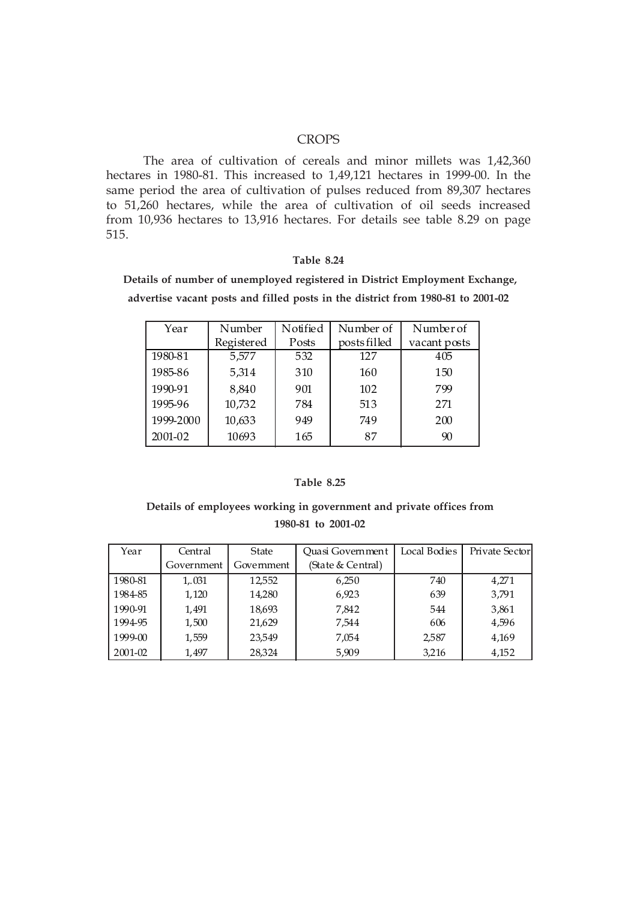## CROPS

The area of cultivation of cereals and minor millets was 1,42,360 hectares in 1980-81. This increased to 1,49,121 hectares in 1999-00. In the same period the area of cultivation of pulses reduced from 89,307 hectares to 51,260 hectares, while the area of cultivation of oil seeds increased from 10,936 hectares to 13,916 hectares. For details see table 8.29 on page 515.

**Table 8.24**

**Details of number of unemployed registered in District Employment Exchange, advertise vacant posts and filled posts in the district from 1980-81 to 2001-02**

| Year | Number Registered | Notified Posts | Number of posts filled | Number of vacant posts |
|---|---|---|---|---|
| 1980-81 | 5,577 | 532 | 127 | 405 |
| 1985-86 | 5,314 | 310 | 160 | 150 |
| 1990-91 | 8,840 | 901 | 102 | 799 |
| 1995-96 | 10,732 | 784 | 513 | 271 |
| 1999-2000 | 10,633 | 949 | 749 | 200 |
| 2001-02 | 10693 | 165 | 87 | 90 |

**Table 8.25**

**Details of employees working in government and private offices from 1980-81 to 2001-02**

| Year | Central Government | State Government | Quasi Government (State & Central) | Local Bodies | Private Sector |
|---|---|---|---|---|---|
| 1980-81 | 1,.031 | 12,552 | 6,250 | 740 | 4,271 |
| 1984-85 | 1,120 | 14,280 | 6,923 | 639 | 3,791 |
| 1990-91 | 1,491 | 18,693 | 7,842 | 544 | 3,861 |
| 1994-95 | 1,500 | 21,629 | 7,544 | 606 | 4,596 |
| 1999-00 | 1,559 | 23,549 | 7,054 | 2,587 | 4,169 |
| 2001-02 | 1,497 | 28,324 | 5,909 | 3,216 | 4,152 |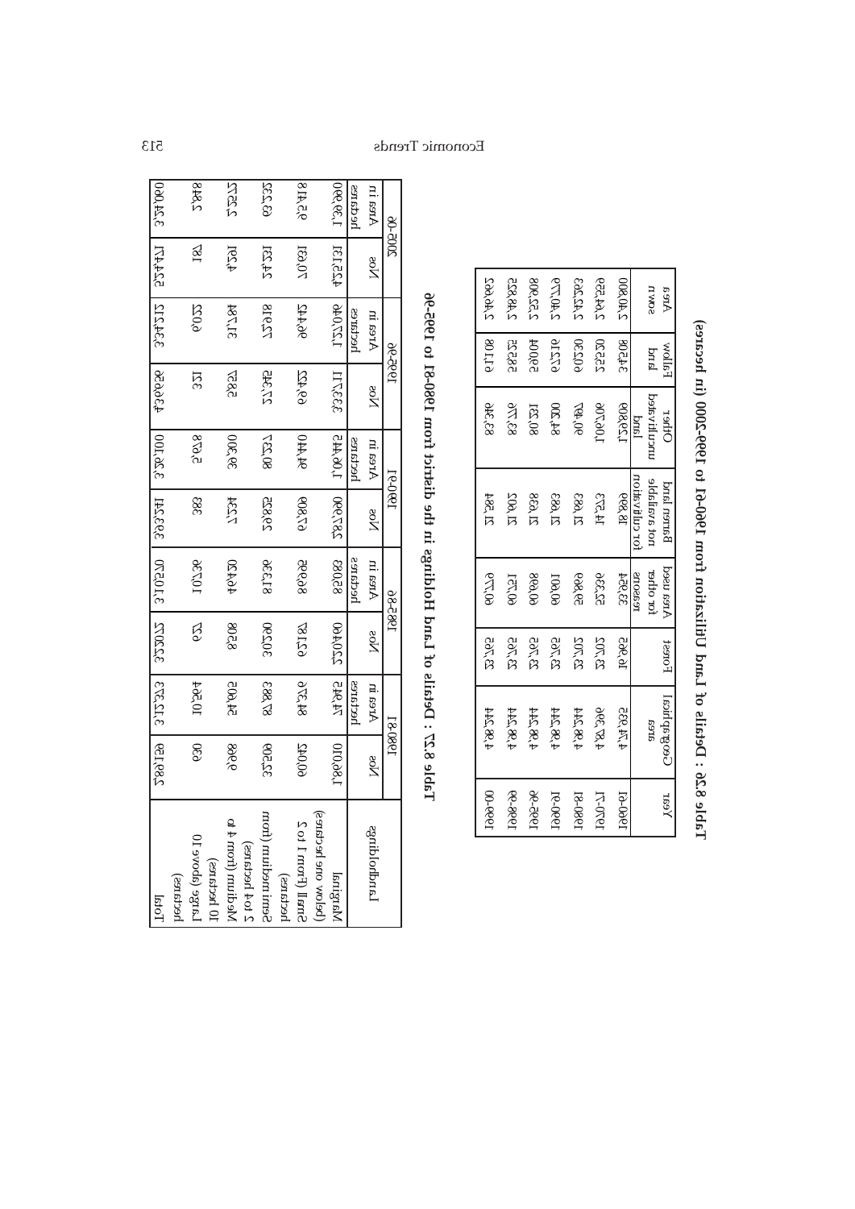**Table 8.26 : Details of Land Utilisation from 1960-61 to 1999-2000 (in hectares)**

| Year | Geographical area | Forest | Area used for other reasons | Barren land not available for cultivation | Other uncultivated land | Fallow land | Area sown |
|---|---|---|---|---|---|---|---|
| 1960-61 | 4,74,533 | 31,695 | 33,454 | 18,399 | 1,23,509 | 34,508 | 2,40,900 |
| 1970-71 | 4,78,396 | 32,705 | 35,325 | 14,373 | 1,07,602 | 25,320 | 2,42,356 |
| 1980-81 | 4,78,244 | 32,705 | 59,899 | 12,389 | 90,472 | 20,350 | 2,42,353 |
| 1990-91 | 4,78,244 | 32,765 | 60,107 | 12,389 | 84,200 | 19,216 | 2,40,776 |
| 1995-96 | 4,78,244 | 32,765 | 60,608 | 12,368 | 80,231 | 59,004 | 2,22,908 |
| 1998-99 | 4,78,244 | 32,765 | 60,751 | 12,002 | 83,779 | 58,325 | 2,24,828 |
| 1999-00 | 4,78,244 | 32,765 | 60,779 | 12,784 | 83,348 | 61,108 | 2,19,692 |

**Table 8.27 : Details of Land Holdings in the district from 1980-81 to 1995-96**

| Landholdings | 1980-81 | | 1985-86 | | 1990-91 | | 1995-96 | | 2005-06 | |
|---|---|---|---|---|---|---|---|---|---|---|
| | Nos | Area in hectares | Nos | Area in hectares | Nos | Area in hectares | Nos | Area in hectares | Nos | Area in hectares |
| Marginal (below one hectares) | 1,38,010 | 74,942 | 2,20,400 | 85,083 | 2,29,600 | 1,00,445 | 2,33,211 | 1,20,046 | 4,23,151 | 1,59,960 |
| Small (from 1 to 2 hectares) | 40,012 | 48,529 | 61,297 | 89,058 | 62,900 | 94,410 | 69,422 | 96,424 | 70,931 | 95,418 |
| Semimedium (from 2 to 4 hectares) | 32,500 | 85,883 | 30,200 | 81,239 | 29,853 | 80,237 | 27,345 | 72,918 | 24,721 | 63,227 |
| Medium (from 4 to 10 hectares) | 9,668 | 54,005 | 8,508 | 49,470 | 7,234 | 39,300 | 5,982 | 31,784 | 4,791 | 27,272 |
| Large (above 10 hectares) | 390 | 10,354 | 279 | 10,279 | 388 | 5,958 | 121 | 2,209 | 185 | 2,848 |
| Total | 2,81,582 | 2,73,713 | 3,22,057 | 3,15,129 | 3,29,741 | 3,26,100 | 4,36,958 | 3,43,712 | 5,23,477 | 3,47,900 |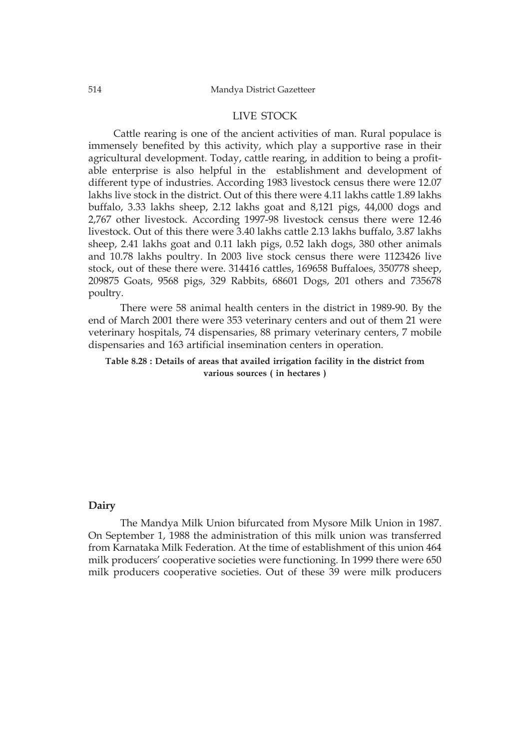## LIVE STOCK

Cattle rearing is one of the ancient activities of man. Rural populace is immensely benefited by this activity, which play a supportive rase in their agricultural development. Today, cattle rearing, in addition to being a profitable enterprise is also helpful in the establishment and development of different type of industries. According 1983 livestock census there were 12.07 lakhs live stock in the district. Out of this there were 4.11 lakhs cattle 1.89 lakhs buffalo, 3.33 lakhs sheep, 2.12 lakhs goat and 8,121 pigs, 44,000 dogs and 2,767 other livestock. According 1997-98 livestock census there were 12.46 livestock. Out of this there were 3.40 lakhs cattle 2.13 lakhs buffalo, 3.87 lakhs sheep, 2.41 lakhs goat and 0.11 lakh pigs, 0.52 lakh dogs, 380 other animals and 10.78 lakhs poultry. In 2003 live stock census there were 1123426 live stock, out of these there were. 314416 cattles, 169658 Buffaloes, 350778 sheep, 209875 Goats, 9568 pigs, 329 Rabbits, 68601 Dogs, 201 others and 735678 poultry.

There were 58 animal health centers in the district in 1989-90. By the end of March 2001 there were 353 veterinary centers and out of them 21 were veterinary hospitals, 74 dispensaries, 88 primary veterinary centers, 7 mobile dispensaries and 163 artificial insemination centers in operation.

**Table 8.28 : Details of areas that availed irrigation facility in the district from various sources ( in hectares )**

### Dairy

The Mandya Milk Union bifurcated from Mysore Milk Union in 1987. On September 1, 1988 the administration of this milk union was transferred from Karnataka Milk Federation. At the time of establishment of this union 464 milk producers' cooperative societies were functioning. In 1999 there were 650 milk producers cooperative societies. Out of these 39 were milk producers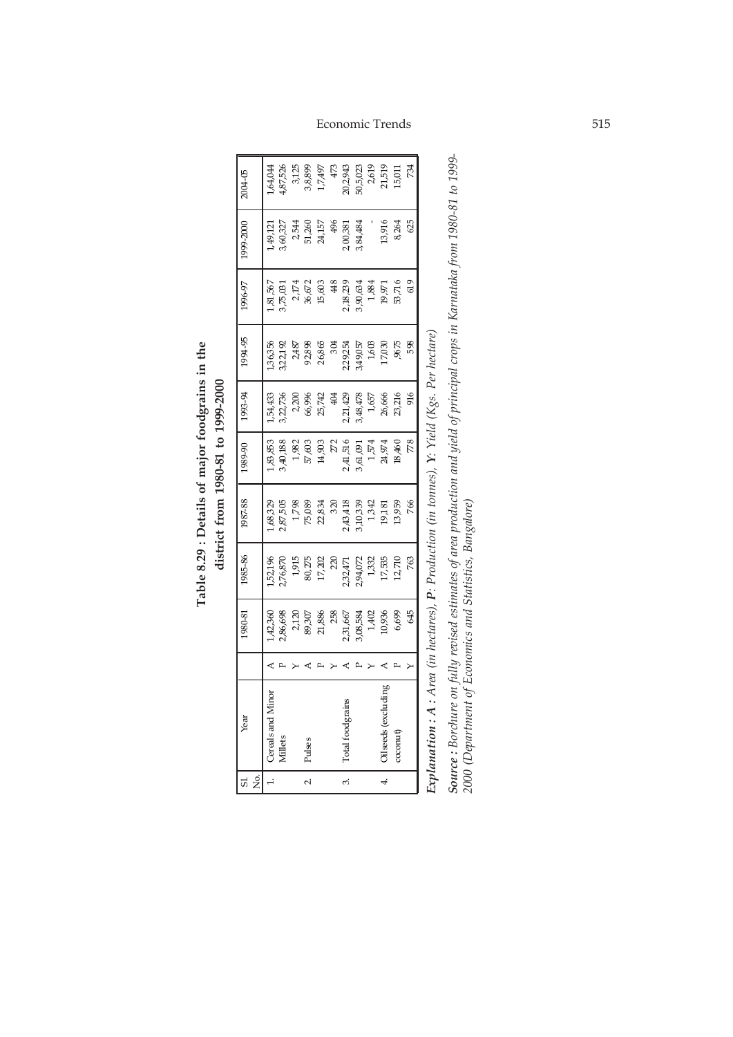# Table 8.29 : Details of major foodgrains in the district from 1980-81 to 1999-2000

| Sl. No. | Year | | 1980-81 | 1985-86 | 1987-88 | 1989-90 | 1993-94 | 1994-95 | 1996-97 | 1999-2000 | 2004-05 |
|---|---|---|---|---|---|---|---|---|---|---|---|
| 1. | Cereals and Minor | A | 1,42,360 | 1,52,196 | 1,68,329 | 1,83,853 | 1,54,433 | 1,36,356 | 1,81,567 | 1,49,121 | 1,64,044 |
| | Millets | P | 2,86,698 | 2,76,870 | 2,87,505 | 3,40,188 | 3,22,736 | 3,22,192 | 3,75,031 | 3,60,327 | 4,87,526 |
| | | Y | 2,120 | 1,915 | 1,798 | 1,982 | 2,200 | 2,487 | 2,174 | 2,544 | 3,125 |
| 2. | Pulses | A | 89,307 | 80,275 | 75,089 | 57,603 | 66,996 | 92,898 | 36,672 | 51,260 | 3,8,899 |
| | | P | 21,886 | 17,202 | 22,834 | 14,903 | 25,742 | 26,865 | 15,603 | 24,157 | 1,7,497 |
| | | Y | 258 | 220 | 320 | 272 | 404 | 304 | 448 | 496 | 473 |
| 3. | Total foodgrains | A | 2,31,667 | 2,32,471 | 2,43,418 | 2,41,516 | 2,21,429 | 2,29,254 | 2,18,239 | 2,00,381 | 20,2,943 |
| | | P | 3,08,584 | 2,94,072 | 3,10,339 | 3,61,091 | 3,48,478 | 3,49,057 | 3,90,634 | 3,84,484 | 50,5,023 |
| | | Y | 1,402 | 1,332 | 1,342 | 1,574 | 1,657 | 1,603 | 1,884 | - | 2,619 |
| 4. | Oilseeds (excluding | A | 10,936 | 17,535 | 19,181 | 24,974 | 26,666 | 17,030 | 19,971 | 13,916 | 21,519 |
| | coconut) | P | 6,699 | 12,710 | 13,959 | 18,460 | 23,216 | ,9675 | 53,716 | 8,264 | 15,011 |
| | | Y | 645 | 763 | 766 | 778 | 916 | 598 | 619 | 625 | 734 |

***Explanation :*** ***A :*** *Area (in hectares),* ***P****: Production (in tonnes),* ***Y****: Yield (Kgs. Per hectare)*

***Source :*** *Borchure on fully revised estimates of area production and yield of principal crops in Karnataka from 1980-81 to 1999-2000 (Department of Economics and Statistics, Bangalore)*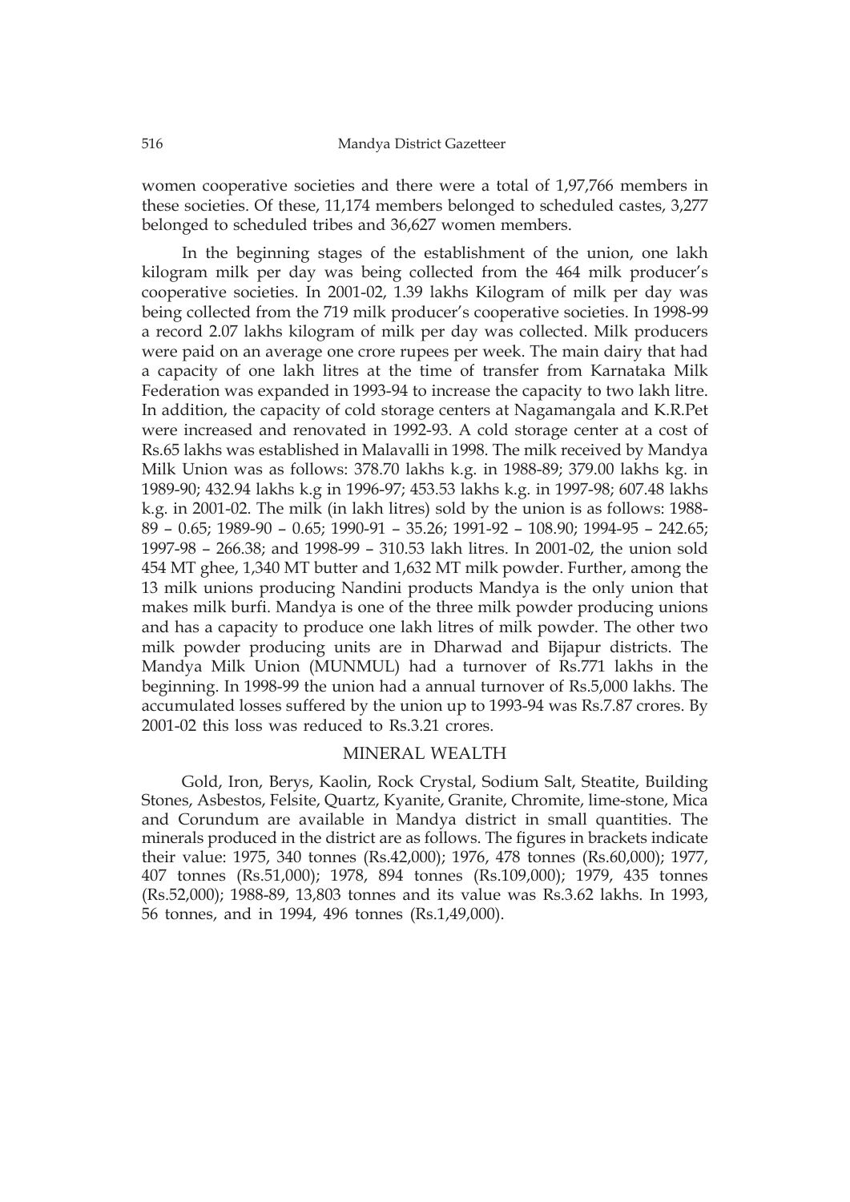women cooperative societies and there were a total of 1,97,766 members in these societies. Of these, 11,174 members belonged to scheduled castes, 3,277 belonged to scheduled tribes and 36,627 women members.

In the beginning stages of the establishment of the union, one lakh kilogram milk per day was being collected from the 464 milk producer's cooperative societies. In 2001-02, 1.39 lakhs Kilogram of milk per day was being collected from the 719 milk producer's cooperative societies. In 1998-99 a record 2.07 lakhs kilogram of milk per day was collected. Milk producers were paid on an average one crore rupees per week. The main dairy that had a capacity of one lakh litres at the time of transfer from Karnataka Milk Federation was expanded in 1993-94 to increase the capacity to two lakh litre. In addition, the capacity of cold storage centers at Nagamangala and K.R.Pet were increased and renovated in 1992-93. A cold storage center at a cost of Rs.65 lakhs was established in Malavalli in 1998. The milk received by Mandya Milk Union was as follows: 378.70 lakhs k.g. in 1988-89; 379.00 lakhs kg. in 1989-90; 432.94 lakhs k.g in 1996-97; 453.53 lakhs k.g. in 1997-98; 607.48 lakhs k.g. in 2001-02. The milk (in lakh litres) sold by the union is as follows: 1988-89 – 0.65; 1989-90 – 0.65; 1990-91 – 35.26; 1991-92 – 108.90; 1994-95 – 242.65; 1997-98 – 266.38; and 1998-99 – 310.53 lakh litres. In 2001-02, the union sold 454 MT ghee, 1,340 MT butter and 1,632 MT milk powder. Further, among the 13 milk unions producing Nandini products Mandya is the only union that makes milk burfi. Mandya is one of the three milk powder producing unions and has a capacity to produce one lakh litres of milk powder. The other two milk powder producing units are in Dharwad and Bijapur districts. The Mandya Milk Union (MUNMUL) had a turnover of Rs.771 lakhs in the beginning. In 1998-99 the union had a annual turnover of Rs.5,000 lakhs. The accumulated losses suffered by the union up to 1993-94 was Rs.7.87 crores. By 2001-02 this loss was reduced to Rs.3.21 crores.

## MINERAL WEALTH

Gold, Iron, Berys, Kaolin, Rock Crystal, Sodium Salt, Steatite, Building Stones, Asbestos, Felsite, Quartz, Kyanite, Granite, Chromite, lime-stone, Mica and Corundum are available in Mandya district in small quantities. The minerals produced in the district are as follows. The figures in brackets indicate their value: 1975, 340 tonnes (Rs.42,000); 1976, 478 tonnes (Rs.60,000); 1977, 407 tonnes (Rs.51,000); 1978, 894 tonnes (Rs.109,000); 1979, 435 tonnes (Rs.52,000); 1988-89, 13,803 tonnes and its value was Rs.3.62 lakhs. In 1993, 56 tonnes, and in 1994, 496 tonnes (Rs.1,49,000).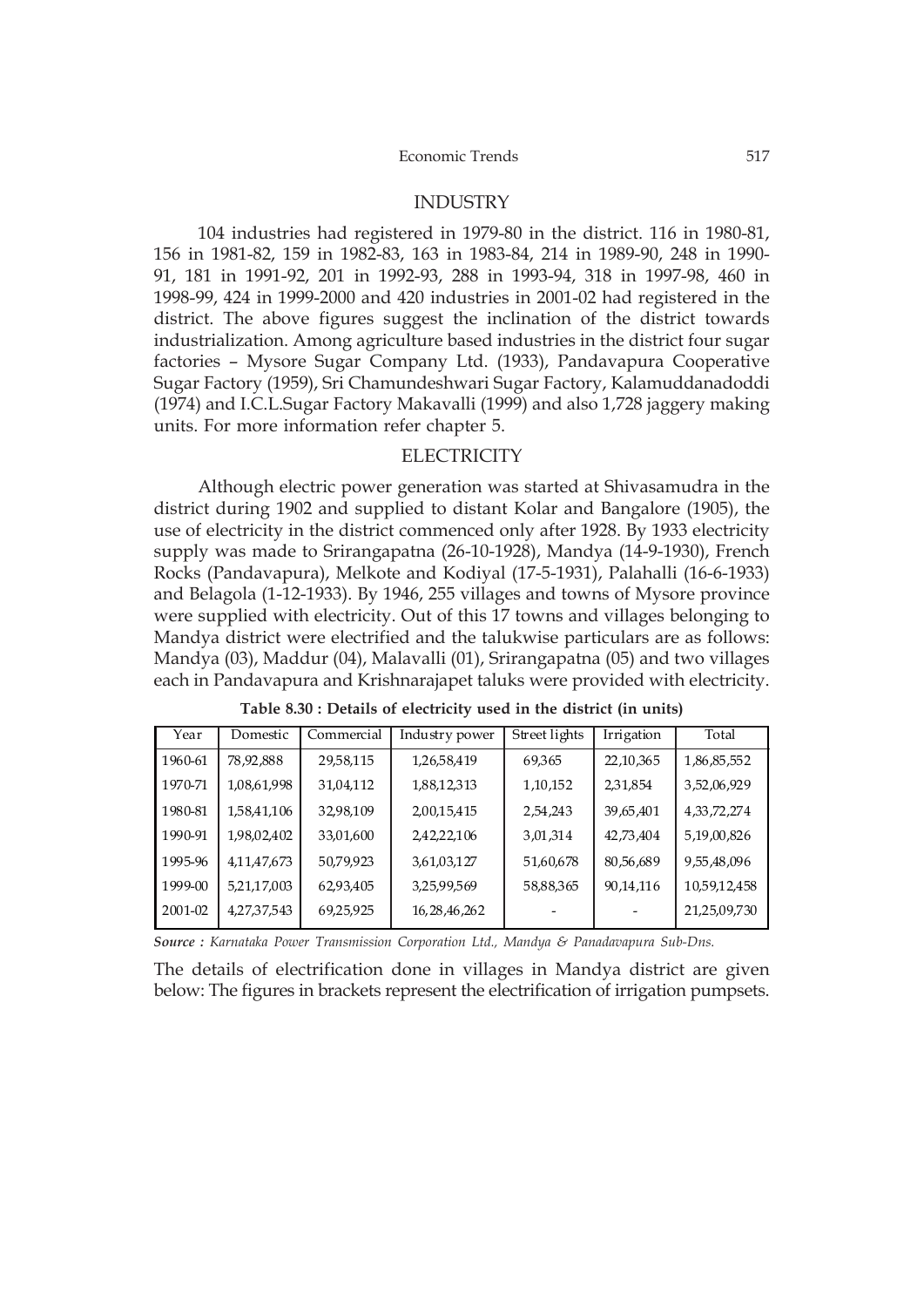## INDUSTRY

104 industries had registered in 1979-80 in the district. 116 in 1980-81, 156 in 1981-82, 159 in 1982-83, 163 in 1983-84, 214 in 1989-90, 248 in 1990-91, 181 in 1991-92, 201 in 1992-93, 288 in 1993-94, 318 in 1997-98, 460 in 1998-99, 424 in 1999-2000 and 420 industries in 2001-02 had registered in the district. The above figures suggest the inclination of the district towards industrialization. Among agriculture based industries in the district four sugar factories – Mysore Sugar Company Ltd. (1933), Pandavapura Cooperative Sugar Factory (1959), Sri Chamundeshwari Sugar Factory, Kalamuddanadoddi (1974) and I.C.L.Sugar Factory Makavalli (1999) and also 1,728 jaggery making units. For more information refer chapter 5.

## ELECTRICITY

Although electric power generation was started at Shivasamudra in the district during 1902 and supplied to distant Kolar and Bangalore (1905), the use of electricity in the district commenced only after 1928. By 1933 electricity supply was made to Srirangapatna (26-10-1928), Mandya (14-9-1930), French Rocks (Pandavapura), Melkote and Kodiyal (17-5-1931), Palahalli (16-6-1933) and Belagola (1-12-1933). By 1946, 255 villages and towns of Mysore province were supplied with electricity. Out of this 17 towns and villages belonging to Mandya district were electrified and the talukwise particulars are as follows: Mandya (03), Maddur (04), Malavalli (01), Srirangapatna (05) and two villages each in Pandavapura and Krishnarajapet taluks were provided with electricity.

**Table 8.30 : Details of electricity used in the district (in units)**

| Year | Domestic | Commercial | Industry power | Street lights | Irrigation | Total |
|---|---|---|---|---|---|---|
| 1960-61 | 78,92,888 | 29,58,115 | 1,26,58,419 | 69,365 | 22,10,365 | 1,86,85,552 |
| 1970-71 | 1,08,61,998 | 31,04,112 | 1,88,12,313 | 1,10,152 | 2,31,854 | 3,52,06,929 |
| 1980-81 | 1,58,41,106 | 32,98,109 | 2,00,15,415 | 2,54,243 | 39,65,401 | 4,33,72,274 |
| 1990-91 | 1,98,02,402 | 33,01,600 | 2,42,22,106 | 3,01,314 | 42,73,404 | 5,19,00,826 |
| 1995-96 | 4,11,47,673 | 50,79,923 | 3,61,03,127 | 51,60,678 | 80,56,689 | 9,55,48,096 |
| 1999-00 | 5,21,17,003 | 62,93,405 | 3,25,99,569 | 58,88,365 | 90,14,116 | 10,59,12,458 |
| 2001-02 | 4,27,37,543 | 69,25,925 | 16,28,46,262 | - | - | 21,25,09,730 |

*Source : Karnataka Power Transmission Corporation Ltd., Mandya & Panadavapura Sub-Dns.*

The details of electrification done in villages in Mandya district are given below: The figures in brackets represent the electrification of irrigation pumpsets.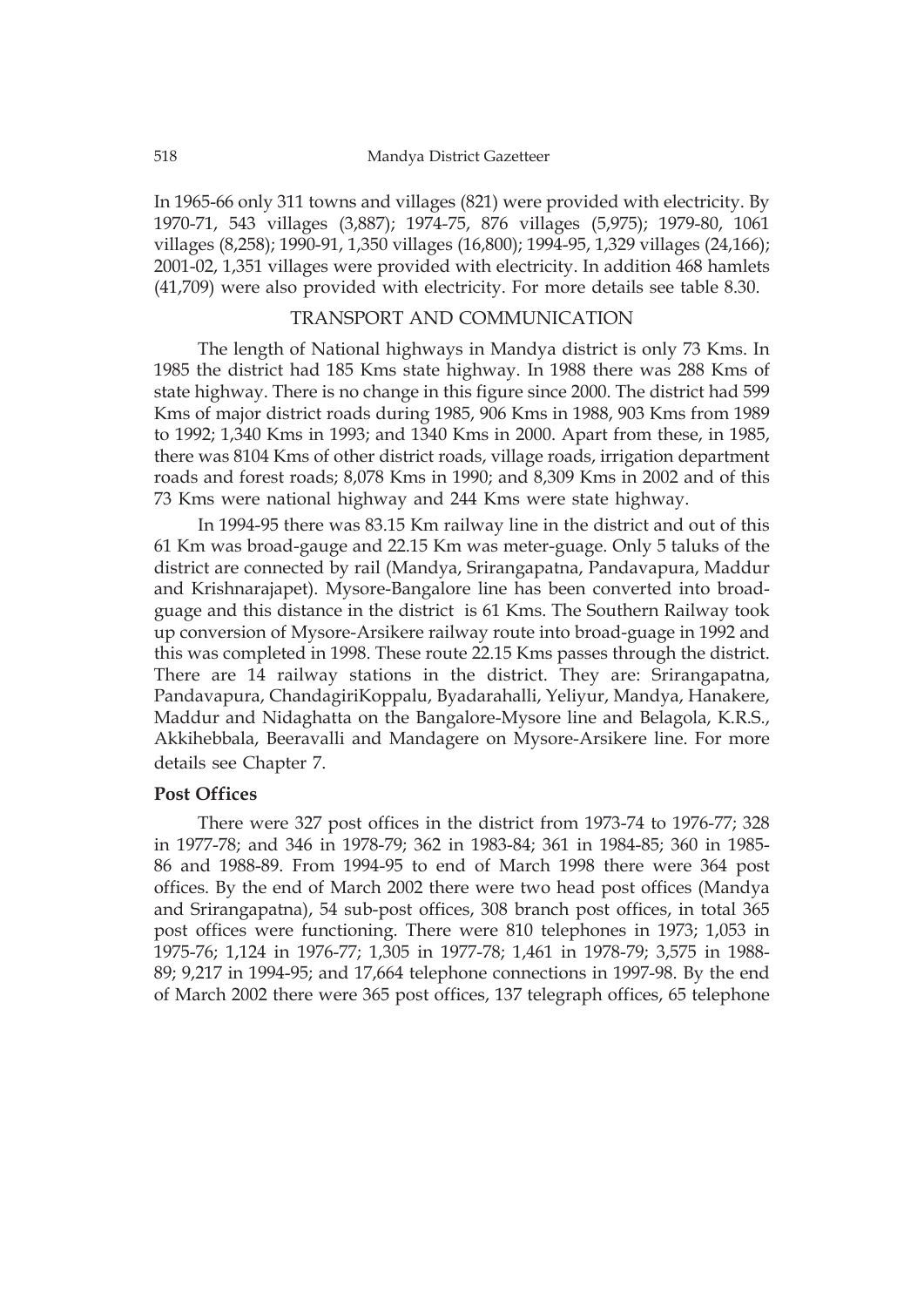In 1965-66 only 311 towns and villages (821) were provided with electricity. By 1970-71, 543 villages (3,887); 1974-75, 876 villages (5,975); 1979-80, 1061 villages (8,258); 1990-91, 1,350 villages (16,800); 1994-95, 1,329 villages (24,166); 2001-02, 1,351 villages were provided with electricity. In addition 468 hamlets (41,709) were also provided with electricity. For more details see table 8.30.

## TRANSPORT AND COMMUNICATION

The length of National highways in Mandya district is only 73 Kms. In 1985 the district had 185 Kms state highway. In 1988 there was 288 Kms of state highway. There is no change in this figure since 2000. The district had 599 Kms of major district roads during 1985, 906 Kms in 1988, 903 Kms from 1989 to 1992; 1,340 Kms in 1993; and 1340 Kms in 2000. Apart from these, in 1985, there was 8104 Kms of other district roads, village roads, irrigation department roads and forest roads; 8,078 Kms in 1990; and 8,309 Kms in 2002 and of this 73 Kms were national highway and 244 Kms were state highway.

In 1994-95 there was 83.15 Km railway line in the district and out of this 61 Km was broad-gauge and 22.15 Km was meter-guage. Only 5 taluks of the district are connected by rail (Mandya, Srirangapatna, Pandavapura, Maddur and Krishnarajapet). Mysore-Bangalore line has been converted into broad-guage and this distance in the district is 61 Kms. The Southern Railway took up conversion of Mysore-Arsikere railway route into broad-guage in 1992 and this was completed in 1998. These route 22.15 Kms passes through the district. There are 14 railway stations in the district. They are: Srirangapatna, Pandavapura, ChandagiriKoppalu, Byadarahalli, Yeliyur, Mandya, Hanakere, Maddur and Nidaghatta on the Bangalore-Mysore line and Belagola, K.R.S., Akkihebbala, Beeravalli and Mandagere on Mysore-Arsikere line. For more details see Chapter 7.

### Post Offices

There were 327 post offices in the district from 1973-74 to 1976-77; 328 in 1977-78; and 346 in 1978-79; 362 in 1983-84; 361 in 1984-85; 360 in 1985-86 and 1988-89. From 1994-95 to end of March 1998 there were 364 post offices. By the end of March 2002 there were two head post offices (Mandya and Srirangapatna), 54 sub-post offices, 308 branch post offices, in total 365 post offices were functioning. There were 810 telephones in 1973; 1,053 in 1975-76; 1,124 in 1976-77; 1,305 in 1977-78; 1,461 in 1978-79; 3,575 in 1988-89; 9,217 in 1994-95; and 17,664 telephone connections in 1997-98. By the end of March 2002 there were 365 post offices, 137 telegraph offices, 65 telephone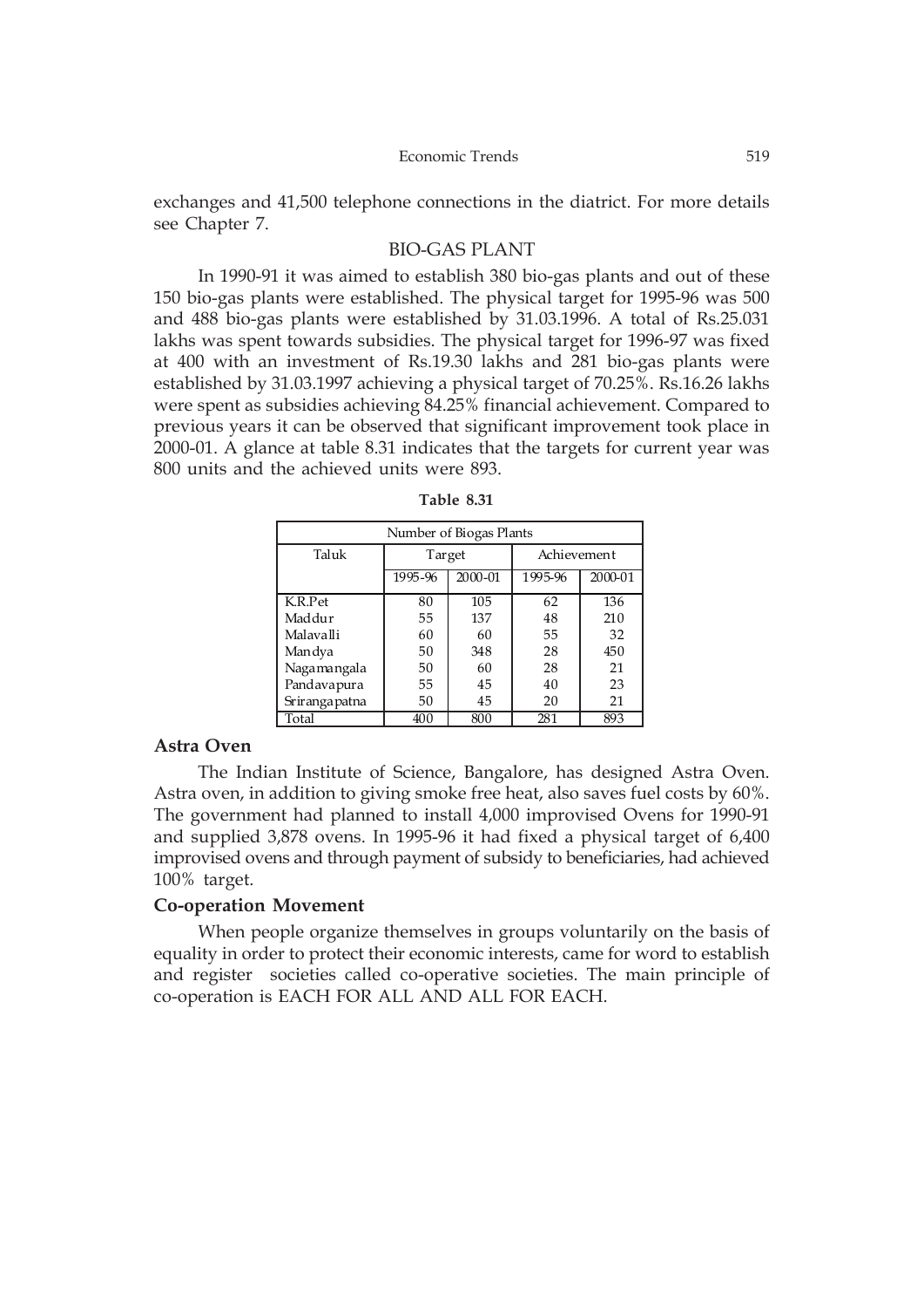exchanges and 41,500 telephone connections in the diatrict. For more details see Chapter 7.

## BIO-GAS PLANT

In 1990-91 it was aimed to establish 380 bio-gas plants and out of these 150 bio-gas plants were established. The physical target for 1995-96 was 500 and 488 bio-gas plants were established by 31.03.1996. A total of Rs.25.031 lakhs was spent towards subsidies. The physical target for 1996-97 was fixed at 400 with an investment of Rs.19.30 lakhs and 281 bio-gas plants were established by 31.03.1997 achieving a physical target of 70.25%. Rs.16.26 lakhs were spent as subsidies achieving 84.25% financial achievement. Compared to previous years it can be observed that significant improvement took place in 2000-01. A glance at table 8.31 indicates that the targets for current year was 800 units and the achieved units were 893.

**Table 8.31**

| Number of Biogas Plants | | | | |
|---|---|---|---|---|
| Taluk | Target | | Achievement | |
| | 1995-96 | 2000-01 | 1995-96 | 2000-01 |
| K.R.Pet | 80 | 105 | 62 | 136 |
| Maddur | 55 | 137 | 48 | 210 |
| Malavalli | 60 | 60 | 55 | 32 |
| Mandya | 50 | 348 | 28 | 450 |
| Nagamangala | 50 | 60 | 28 | 21 |
| Pandavapura | 55 | 45 | 40 | 23 |
| Srirangapatna | 50 | 45 | 20 | 21 |
| Total | 400 | 800 | 281 | 893 |

### Astra Oven

The Indian Institute of Science, Bangalore, has designed Astra Oven. Astra oven, in addition to giving smoke free heat, also saves fuel costs by 60%. The government had planned to install 4,000 improvised Ovens for 1990-91 and supplied 3,878 ovens. In 1995-96 it had fixed a physical target of 6,400 improvised ovens and through payment of subsidy to beneficiaries, had achieved 100% target.

### Co-operation Movement

When people organize themselves in groups voluntarily on the basis of equality in order to protect their economic interests, came for word to establish and register societies called co-operative societies. The main principle of co-operation is EACH FOR ALL AND ALL FOR EACH.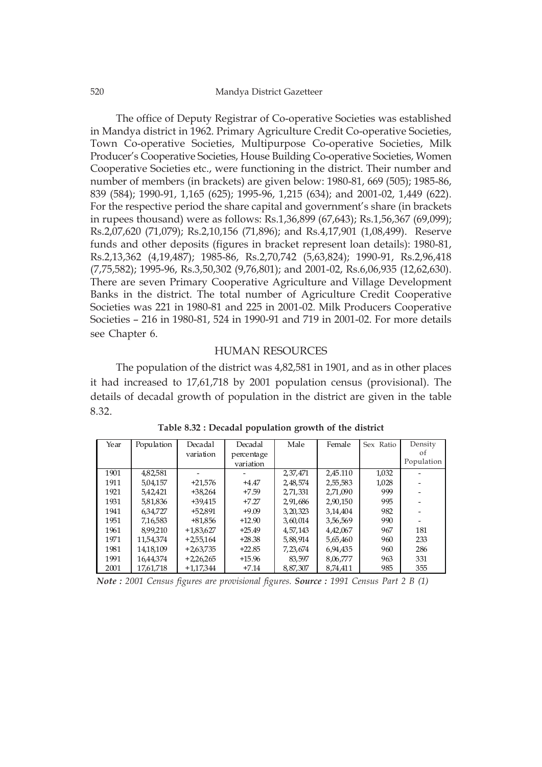The office of Deputy Registrar of Co-operative Societies was established in Mandya district in 1962. Primary Agriculture Credit Co-operative Societies, Town Co-operative Societies, Multipurpose Co-operative Societies, Milk Producer's Cooperative Societies, House Building Co-operative Societies, Women Cooperative Societies etc., were functioning in the district. Their number and number of members (in brackets) are given below: 1980-81, 669 (505); 1985-86, 839 (584); 1990-91, 1,165 (625); 1995-96, 1,215 (634); and 2001-02, 1,449 (622). For the respective period the share capital and government's share (in brackets in rupees thousand) were as follows: Rs.1,36,899 (67,643); Rs.1,56,367 (69,099); Rs.2,07,620 (71,079); Rs.2,10,156 (71,896); and Rs.4,17,901 (1,08,499). Reserve funds and other deposits (figures in bracket represent loan details): 1980-81, Rs.2,13,362 (4,19,487); 1985-86, Rs.2,70,742 (5,63,824); 1990-91, Rs.2,96,418 (7,75,582); 1995-96, Rs.3,50,302 (9,76,801); and 2001-02, Rs.6,06,935 (12,62,630). There are seven Primary Cooperative Agriculture and Village Development Banks in the district. The total number of Agriculture Credit Cooperative Societies was 221 in 1980-81 and 225 in 2001-02. Milk Producers Cooperative Societies – 216 in 1980-81, 524 in 1990-91 and 719 in 2001-02. For more details see Chapter 6.

## HUMAN RESOURCES

The population of the district was 4,82,581 in 1901, and as in other places it had increased to 17,61,718 by 2001 population census (provisional). The details of decadal growth of population in the district are given in the table 8.32.

**Table 8.32 : Decadal population growth of the district**

| Year | Population | Decadal variation | Decadal percentage variation | Male | Female | Sex Ratio | Density of Population |
|---|---|---|---|---|---|---|---|
| 1901 | 4,82,581 | - | - | 2,37,471 | 2,45.110 | 1,032 | - |
| 1911 | 5,04,157 | +21,576 | +4.47 | 2,48,574 | 2,55,583 | 1,028 | - |
| 1921 | 5,42,421 | +38,264 | +7.59 | 2,71,331 | 2,71,090 | 999 | - |
| 1931 | 5,81,836 | +39,415 | +7.27 | 2,91,686 | 2,90,150 | 995 | - |
| 1941 | 6,34,727 | +52,891 | +9.09 | 3,20,323 | 3,14,404 | 982 | - |
| 1951 | 7,16,583 | +81,856 | +12.90 | 3,60,014 | 3,56,569 | 990 | - |
| 1961 | 8,99,210 | +1,83,627 | +25.49 | 4,57,143 | 4,42,067 | 967 | 181 |
| 1971 | 11,54,374 | +2,55,164 | +28.38 | 5,88,914 | 5,65,460 | 960 | 233 |
| 1981 | 14,18,109 | +2,63,735 | +22.85 | 7,23,674 | 6,94,435 | 960 | 286 |
| 1991 | 16,44,374 | +2,26,265 | +15.96 | 83,597 | 8,06,777 | 963 | 331 |
| 2001 | 17,61,718 | +1,17,344 | +7.14 | 8,87,307 | 8,74,411 | 985 | 355 |

***Note :*** *2001 Census figures are provisional figures.* ***Source :*** *1991 Census Part 2 B (1)*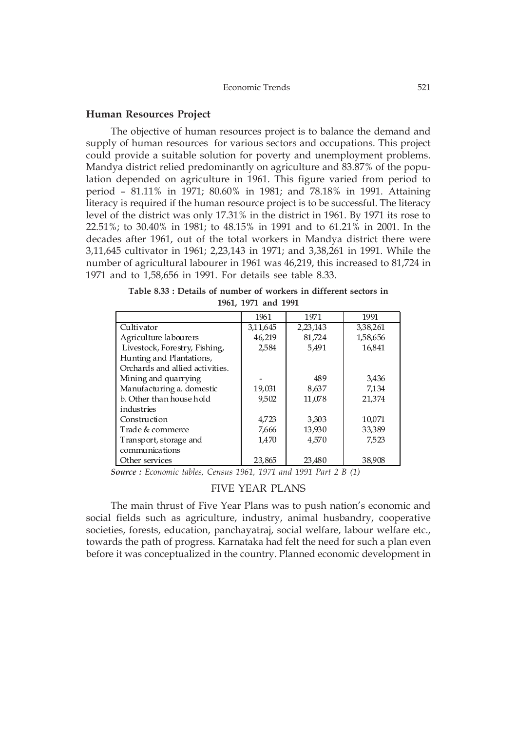## Human Resources Project

The objective of human resources project is to balance the demand and supply of human resources for various sectors and occupations. This project could provide a suitable solution for poverty and unemployment problems. Mandya district relied predominantly on agriculture and 83.87% of the population depended on agriculture in 1961. This figure varied from period to period – 81.11% in 1971; 80.60% in 1981; and 78.18% in 1991. Attaining literacy is required if the human resource project is to be successful. The literacy level of the district was only 17.31% in the district in 1961. By 1971 its rose to 22.51%; to 30.40% in 1981; to 48.15% in 1991 and to 61.21% in 2001. In the decades after 1961, out of the total workers in Mandya district there were 3,11,645 cultivator in 1961; 2,23,143 in 1971; and 3,38,261 in 1991. While the number of agricultural labourer in 1961 was 46,219, this increased to 81,724 in 1971 and to 1,58,656 in 1991. For details see table 8.33.

**Table 8.33 : Details of number of workers in different sectors in 1961, 1971 and 1991**

| | 1961 | 1971 | 1991 |
|---|---|---|---|
| Cultivator | 3,11,645 | 2,23,143 | 3,38,261 |
| Agriculture labourers | 46,219 | 81,724 | 1,58,656 |
| Livestock, Forestry, Fishing, Hunting and Plantations, Orchards and allied activities. | 2,584 | 5,491 | 16,841 |
| Mining and quarrying | - | 489 | 3,436 |
| Manufacturing a. domestic | 19,031 | 8,637 | 7,134 |
| b. Other than house hold industries | 9,502 | 11,078 | 21,374 |
| Construction | 4,723 | 3,303 | 10,071 |
| Trade & commerce | 7,666 | 13,930 | 33,389 |
| Transport, storage and communications | 1,470 | 4,570 | 7,523 |
| Other services | 23,865 | 23,480 | 38,908 |

***Source :*** *Economic tables, Census 1961, 1971 and 1991 Part 2 B (1)*

## FIVE YEAR PLANS

The main thrust of Five Year Plans was to push nation's economic and social fields such as agriculture, industry, animal husbandry, cooperative societies, forests, education, panchayatraj, social welfare, labour welfare etc., towards the path of progress. Karnataka had felt the need for such a plan even before it was conceptualized in the country. Planned economic development in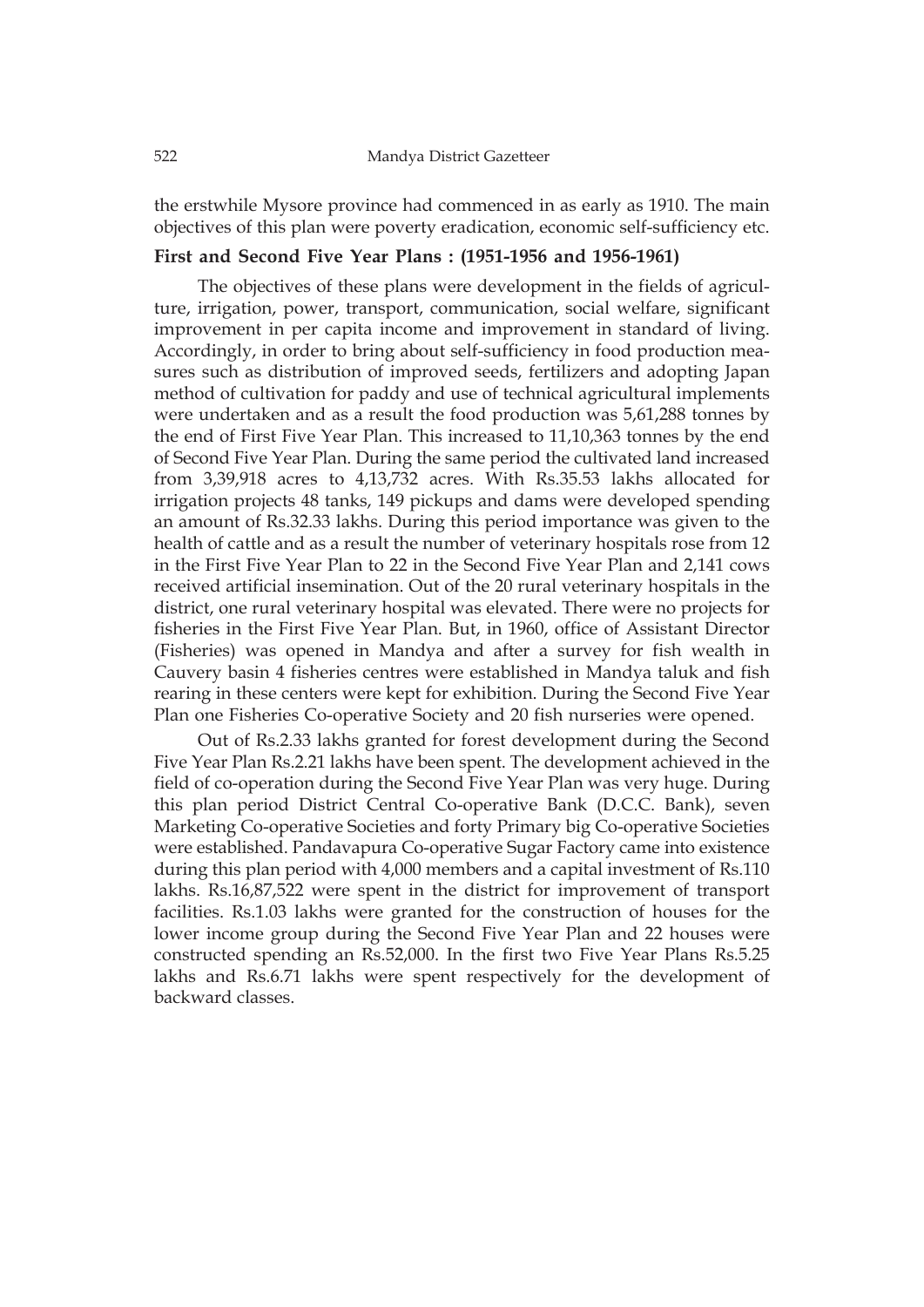the erstwhile Mysore province had commenced in as early as 1910. The main objectives of this plan were poverty eradication, economic self-sufficiency etc.

### First and Second Five Year Plans : (1951-1956 and 1956-1961)

The objectives of these plans were development in the fields of agriculture, irrigation, power, transport, communication, social welfare, significant improvement in per capita income and improvement in standard of living. Accordingly, in order to bring about self-sufficiency in food production measures such as distribution of improved seeds, fertilizers and adopting Japan method of cultivation for paddy and use of technical agricultural implements were undertaken and as a result the food production was 5,61,288 tonnes by the end of First Five Year Plan. This increased to 11,10,363 tonnes by the end of Second Five Year Plan. During the same period the cultivated land increased from 3,39,918 acres to 4,13,732 acres. With Rs.35.53 lakhs allocated for irrigation projects 48 tanks, 149 pickups and dams were developed spending an amount of Rs.32.33 lakhs. During this period importance was given to the health of cattle and as a result the number of veterinary hospitals rose from 12 in the First Five Year Plan to 22 in the Second Five Year Plan and 2,141 cows received artificial insemination. Out of the 20 rural veterinary hospitals in the district, one rural veterinary hospital was elevated. There were no projects for fisheries in the First Five Year Plan. But, in 1960, office of Assistant Director (Fisheries) was opened in Mandya and after a survey for fish wealth in Cauvery basin 4 fisheries centres were established in Mandya taluk and fish rearing in these centers were kept for exhibition. During the Second Five Year Plan one Fisheries Co-operative Society and 20 fish nurseries were opened.

Out of Rs.2.33 lakhs granted for forest development during the Second Five Year Plan Rs.2.21 lakhs have been spent. The development achieved in the field of co-operation during the Second Five Year Plan was very huge. During this plan period District Central Co-operative Bank (D.C.C. Bank), seven Marketing Co-operative Societies and forty Primary big Co-operative Societies were established. Pandavapura Co-operative Sugar Factory came into existence during this plan period with 4,000 members and a capital investment of Rs.110 lakhs. Rs.16,87,522 were spent in the district for improvement of transport facilities. Rs.1.03 lakhs were granted for the construction of houses for the lower income group during the Second Five Year Plan and 22 houses were constructed spending an Rs.52,000. In the first two Five Year Plans Rs.5.25 lakhs and Rs.6.71 lakhs were spent respectively for the development of backward classes.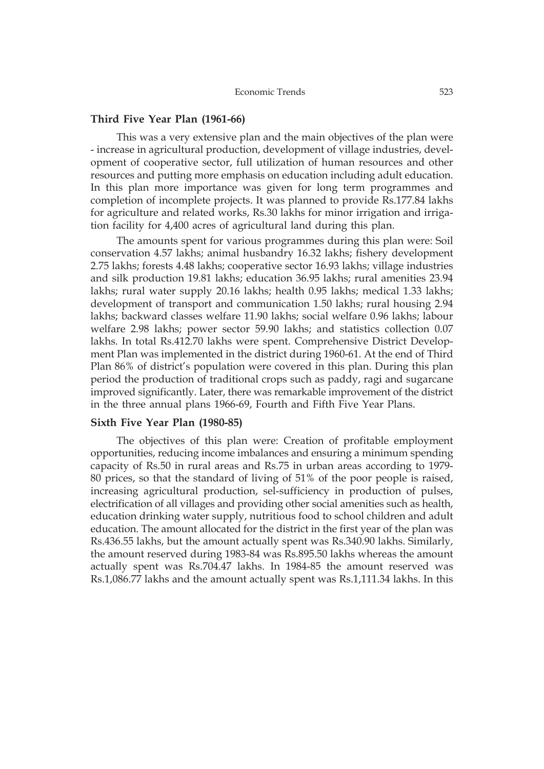### Third Five Year Plan (1961-66)

This was a very extensive plan and the main objectives of the plan were - increase in agricultural production, development of village industries, development of cooperative sector, full utilization of human resources and other resources and putting more emphasis on education including adult education. In this plan more importance was given for long term programmes and completion of incomplete projects. It was planned to provide Rs.177.84 lakhs for agriculture and related works, Rs.30 lakhs for minor irrigation and irrigation facility for 4,400 acres of agricultural land during this plan.

The amounts spent for various programmes during this plan were: Soil conservation 4.57 lakhs; animal husbandry 16.32 lakhs; fishery development 2.75 lakhs; forests 4.48 lakhs; cooperative sector 16.93 lakhs; village industries and silk production 19.81 lakhs; education 36.95 lakhs; rural amenities 23.94 lakhs; rural water supply 20.16 lakhs; health 0.95 lakhs; medical 1.33 lakhs; development of transport and communication 1.50 lakhs; rural housing 2.94 lakhs; backward classes welfare 11.90 lakhs; social welfare 0.96 lakhs; labour welfare 2.98 lakhs; power sector 59.90 lakhs; and statistics collection 0.07 lakhs. In total Rs.412.70 lakhs were spent. Comprehensive District Development Plan was implemented in the district during 1960-61. At the end of Third Plan 86% of district's population were covered in this plan. During this plan period the production of traditional crops such as paddy, ragi and sugarcane improved significantly. Later, there was remarkable improvement of the district in the three annual plans 1966-69, Fourth and Fifth Five Year Plans.

### Sixth Five Year Plan (1980-85)

The objectives of this plan were: Creation of profitable employment opportunities, reducing income imbalances and ensuring a minimum spending capacity of Rs.50 in rural areas and Rs.75 in urban areas according to 1979-80 prices, so that the standard of living of 51% of the poor people is raised, increasing agricultural production, sel-sufficiency in production of pulses, electrification of all villages and providing other social amenities such as health, education drinking water supply, nutritious food to school children and adult education. The amount allocated for the district in the first year of the plan was Rs.436.55 lakhs, but the amount actually spent was Rs.340.90 lakhs. Similarly, the amount reserved during 1983-84 was Rs.895.50 lakhs whereas the amount actually spent was Rs.704.47 lakhs. In 1984-85 the amount reserved was Rs.1,086.77 lakhs and the amount actually spent was Rs.1,111.34 lakhs. In this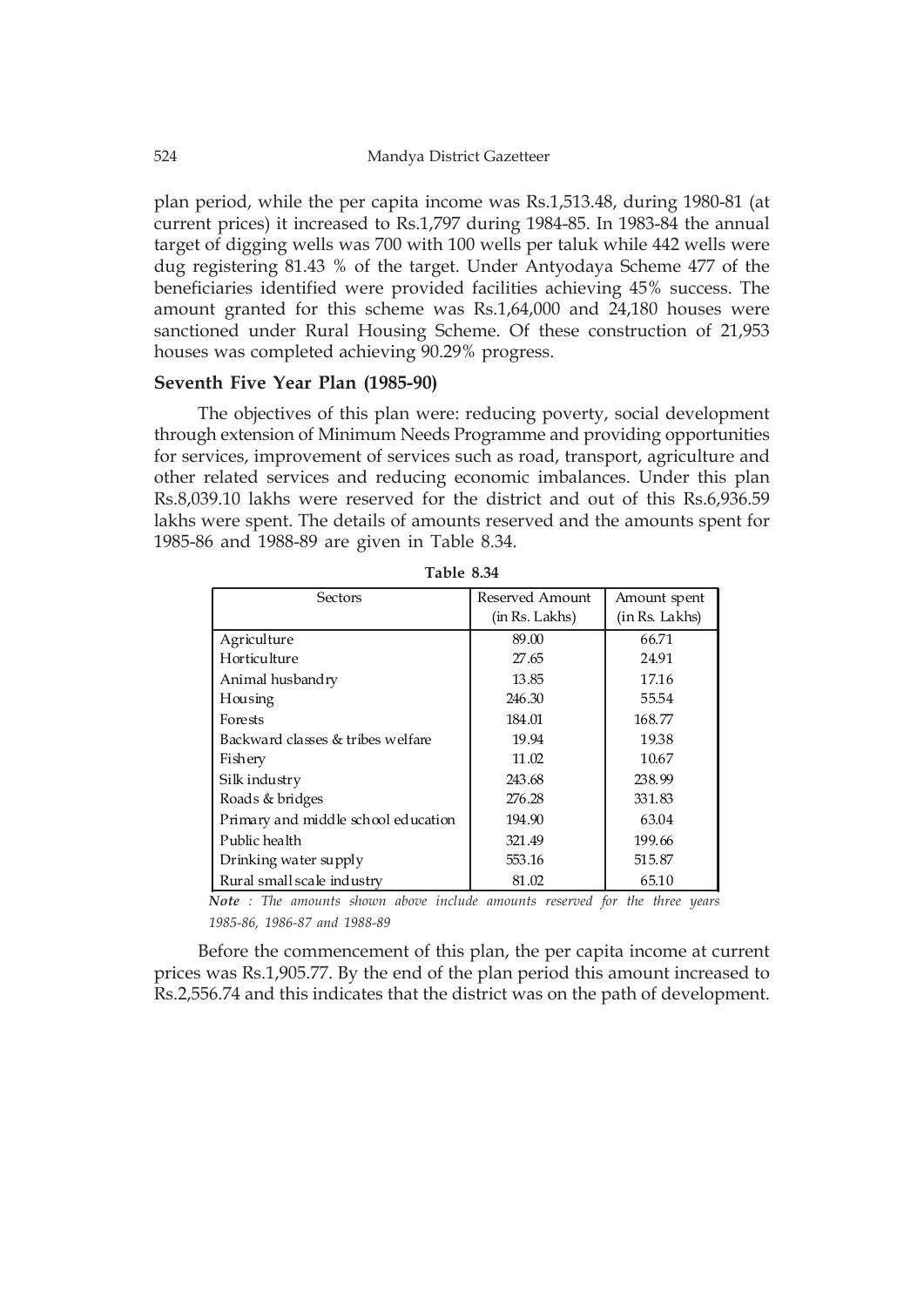plan period, while the per capita income was Rs.1,513.48, during 1980-81 (at current prices) it increased to Rs.1,797 during 1984-85. In 1983-84 the annual target of digging wells was 700 with 100 wells per taluk while 442 wells were dug registering 81.43 % of the target. Under Antyodaya Scheme 477 of the beneficiaries identified were provided facilities achieving 45% success. The amount granted for this scheme was Rs.1,64,000 and 24,180 houses were sanctioned under Rural Housing Scheme. Of these construction of 21,953 houses was completed achieving 90.29% progress.

### Seventh Five Year Plan (1985-90)

The objectives of this plan were: reducing poverty, social development through extension of Minimum Needs Programme and providing opportunities for services, improvement of services such as road, transport, agriculture and other related services and reducing economic imbalances. Under this plan Rs.8,039.10 lakhs were reserved for the district and out of this Rs.6,936.59 lakhs were spent. The details of amounts reserved and the amounts spent for 1985-86 and 1988-89 are given in Table 8.34.

**Table 8.34**

| Sectors | Reserved Amount (in Rs. Lakhs) | Amount spent (in Rs. Lakhs) |
|---|---|---|
| Agriculture | 89.00 | 66.71 |
| Horticulture | 27.65 | 24.91 |
| Animal husbandry | 13.85 | 17.16 |
| Housing | 246.30 | 55.54 |
| Forests | 184.01 | 168.77 |
| Backward classes & tribes welfare | 19.94 | 19.38 |
| Fishery | 11.02 | 10.67 |
| Silk industry | 243.68 | 238.99 |
| Roads & bridges | 276.28 | 331.83 |
| Primary and middle school education | 194.90 | 63.04 |
| Public health | 321.49 | 199.66 |
| Drinking water supply | 553.16 | 515.87 |
| Rural small scale industry | 81.02 | 65.10 |

***Note*** *: The amounts shown above include amounts reserved for the three years 1985-86, 1986-87 and 1988-89*

Before the commencement of this plan, the per capita income at current prices was Rs.1,905.77. By the end of the plan period this amount increased to Rs.2,556.74 and this indicates that the district was on the path of development.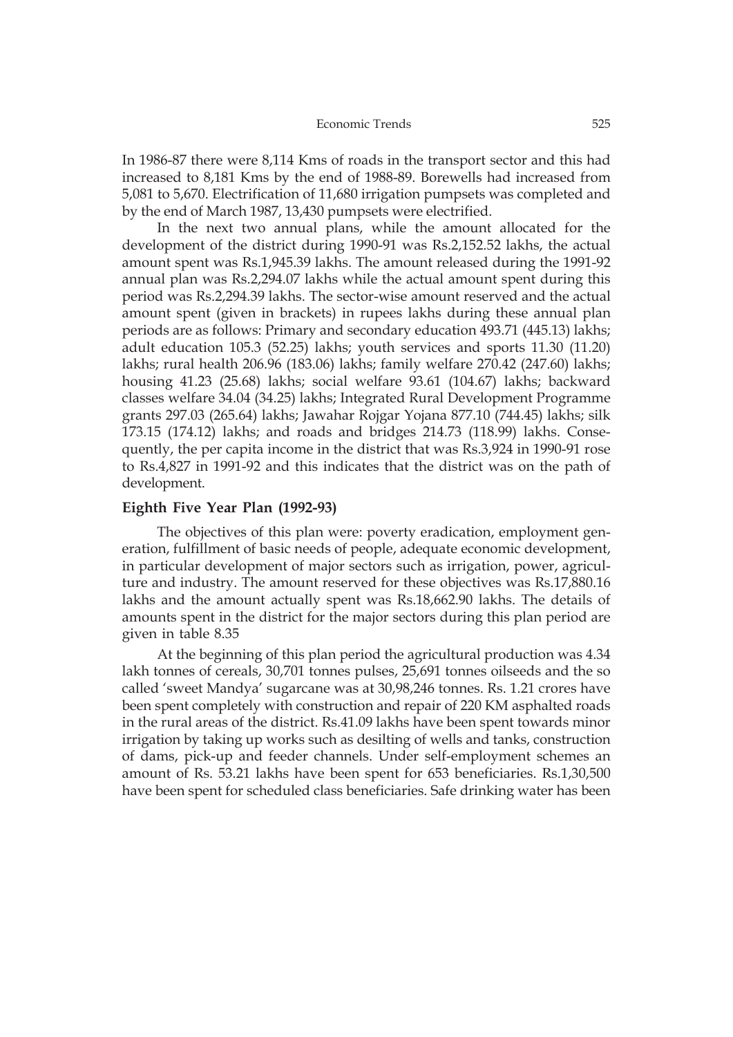In 1986-87 there were 8,114 Kms of roads in the transport sector and this had increased to 8,181 Kms by the end of 1988-89. Borewells had increased from 5,081 to 5,670. Electrification of 11,680 irrigation pumpsets was completed and by the end of March 1987, 13,430 pumpsets were electrified.

In the next two annual plans, while the amount allocated for the development of the district during 1990-91 was Rs.2,152.52 lakhs, the actual amount spent was Rs.1,945.39 lakhs. The amount released during the 1991-92 annual plan was Rs.2,294.07 lakhs while the actual amount spent during this period was Rs.2,294.39 lakhs. The sector-wise amount reserved and the actual amount spent (given in brackets) in rupees lakhs during these annual plan periods are as follows: Primary and secondary education 493.71 (445.13) lakhs; adult education 105.3 (52.25) lakhs; youth services and sports 11.30 (11.20) lakhs; rural health 206.96 (183.06) lakhs; family welfare 270.42 (247.60) lakhs; housing 41.23 (25.68) lakhs; social welfare 93.61 (104.67) lakhs; backward classes welfare 34.04 (34.25) lakhs; Integrated Rural Development Programme grants 297.03 (265.64) lakhs; Jawahar Rojgar Yojana 877.10 (744.45) lakhs; silk 173.15 (174.12) lakhs; and roads and bridges 214.73 (118.99) lakhs. Consequently, the per capita income in the district that was Rs.3,924 in 1990-91 rose to Rs.4,827 in 1991-92 and this indicates that the district was on the path of development.

### Eighth Five Year Plan (1992-93)

The objectives of this plan were: poverty eradication, employment generation, fulfillment of basic needs of people, adequate economic development, in particular development of major sectors such as irrigation, power, agriculture and industry. The amount reserved for these objectives was Rs.17,880.16 lakhs and the amount actually spent was Rs.18,662.90 lakhs. The details of amounts spent in the district for the major sectors during this plan period are given in table 8.35

At the beginning of this plan period the agricultural production was 4.34 lakh tonnes of cereals, 30,701 tonnes pulses, 25,691 tonnes oilseeds and the so called 'sweet Mandya' sugarcane was at 30,98,246 tonnes. Rs. 1.21 crores have been spent completely with construction and repair of 220 KM asphalted roads in the rural areas of the district. Rs.41.09 lakhs have been spent towards minor irrigation by taking up works such as desilting of wells and tanks, construction of dams, pick-up and feeder channels. Under self-employment schemes an amount of Rs. 53.21 lakhs have been spent for 653 beneficiaries. Rs.1,30,500 have been spent for scheduled class beneficiaries. Safe drinking water has been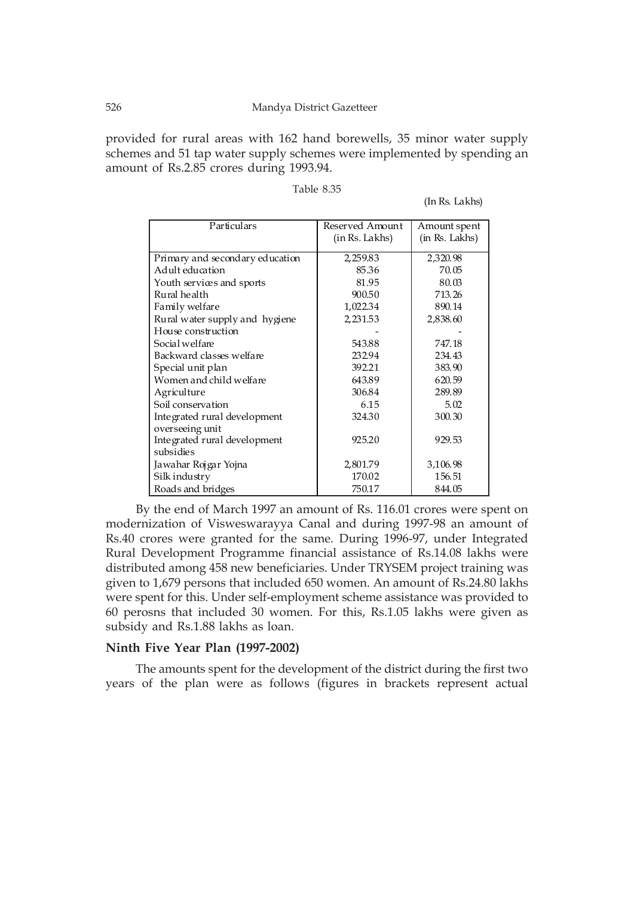provided for rural areas with 162 hand borewells, 35 minor water supply schemes and 51 tap water supply schemes were implemented by spending an amount of Rs.2.85 crores during 1993.94.

Table 8.35

(In Rs. Lakhs)

| Particulars | Reserved Amount (in Rs. Lakhs) | Amount spent (in Rs. Lakhs) |
|---|---|---|
| Primary and secondary education | 2,259.83 | 2,320.98 |
| Adult education | 85.36 | 70.05 |
| Youth services and sports | 81.95 | 80.03 |
| Rural health | 900.50 | 713.26 |
| Family welfare | 1,022.34 | 890.14 |
| Rural water supply and hygiene | 2,231.53 | 2,838.60 |
| House construction | - | - |
| Social welfare | 543.88 | 747.18 |
| Backward classes welfare | 232.94 | 234.43 |
| Special unit plan | 392.21 | 383.90 |
| Women and child welfare | 643.89 | 620.59 |
| Agriculture | 306.84 | 289.89 |
| Soil conservation | 6.15 | 5.02 |
| Integrated rural development overseeing unit | 324.30 | 300.30 |
| Integrated rural development subsidies | 925.20 | 929.53 |
| Jawahar Rojgar Yojna | 2,801.79 | 3,106.98 |
| Silk industry | 170.02 | 156.51 |
| Roads and bridges | 750.17 | 844.05 |

By the end of March 1997 an amount of Rs. 116.01 crores were spent on modernization of Visweswarayya Canal and during 1997-98 an amount of Rs.40 crores were granted for the same. During 1996-97, under Integrated Rural Development Programme financial assistance of Rs.14.08 lakhs were distributed among 458 new beneficiaries. Under TRYSEM project training was given to 1,679 persons that included 650 women. An amount of Rs.24.80 lakhs were spent for this. Under self-employment scheme assistance was provided to 60 perosns that included 30 women. For this, Rs.1.05 lakhs were given as subsidy and Rs.1.88 lakhs as loan.

**Ninth Five Year Plan (1997-2002)**

The amounts spent for the development of the district during the first two years of the plan were as follows (figures in brackets represent actual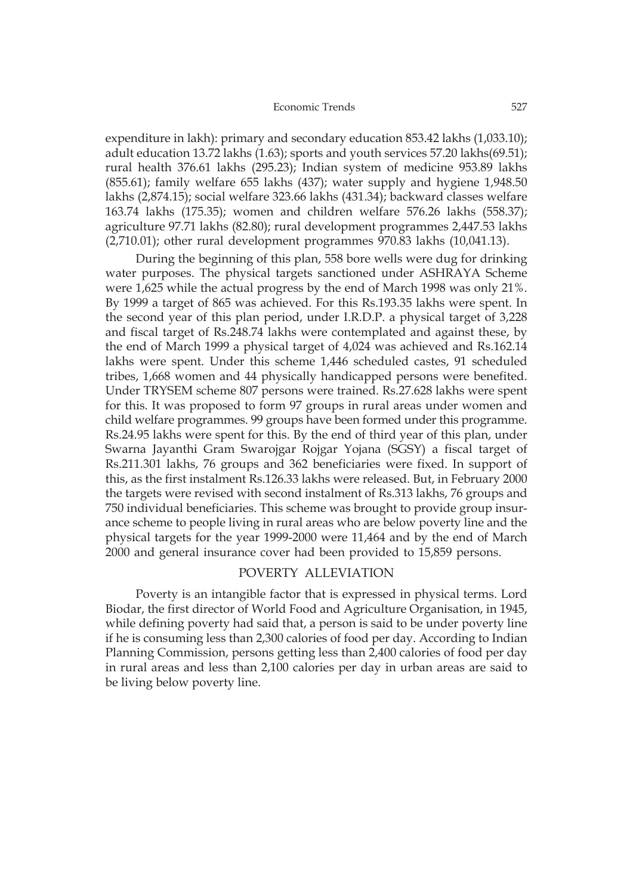expenditure in lakh): primary and secondary education 853.42 lakhs (1,033.10); adult education 13.72 lakhs (1.63); sports and youth services 57.20 lakhs(69.51); rural health 376.61 lakhs (295.23); Indian system of medicine 953.89 lakhs (855.61); family welfare 655 lakhs (437); water supply and hygiene 1,948.50 lakhs (2,874.15); social welfare 323.66 lakhs (431.34); backward classes welfare 163.74 lakhs (175.35); women and children welfare 576.26 lakhs (558.37); agriculture 97.71 lakhs (82.80); rural development programmes 2,447.53 lakhs (2,710.01); other rural development programmes 970.83 lakhs (10,041.13).

During the beginning of this plan, 558 bore wells were dug for drinking water purposes. The physical targets sanctioned under ASHRAYA Scheme were 1,625 while the actual progress by the end of March 1998 was only 21%. By 1999 a target of 865 was achieved. For this Rs.193.35 lakhs were spent. In the second year of this plan period, under I.R.D.P. a physical target of 3,228 and fiscal target of Rs.248.74 lakhs were contemplated and against these, by the end of March 1999 a physical target of 4,024 was achieved and Rs.162.14 lakhs were spent. Under this scheme 1,446 scheduled castes, 91 scheduled tribes, 1,668 women and 44 physically handicapped persons were benefited. Under TRYSEM scheme 807 persons were trained. Rs.27.628 lakhs were spent for this. It was proposed to form 97 groups in rural areas under women and child welfare programmes. 99 groups have been formed under this programme. Rs.24.95 lakhs were spent for this. By the end of third year of this plan, under Swarna Jayanthi Gram Swarojgar Rojgar Yojana (SGSY) a fiscal target of Rs.211.301 lakhs, 76 groups and 362 beneficiaries were fixed. In support of this, as the first instalment Rs.126.33 lakhs were released. But, in February 2000 the targets were revised with second instalment of Rs.313 lakhs, 76 groups and 750 individual beneficiaries. This scheme was brought to provide group insurance scheme to people living in rural areas who are below poverty line and the physical targets for the year 1999-2000 were 11,464 and by the end of March 2000 and general insurance cover had been provided to 15,859 persons.

## POVERTY ALLEVIATION

Poverty is an intangible factor that is expressed in physical terms. Lord Biodar, the first director of World Food and Agriculture Organisation, in 1945, while defining poverty had said that, a person is said to be under poverty line if he is consuming less than 2,300 calories of food per day. According to Indian Planning Commission, persons getting less than 2,400 calories of food per day in rural areas and less than 2,100 calories per day in urban areas are said to be living below poverty line.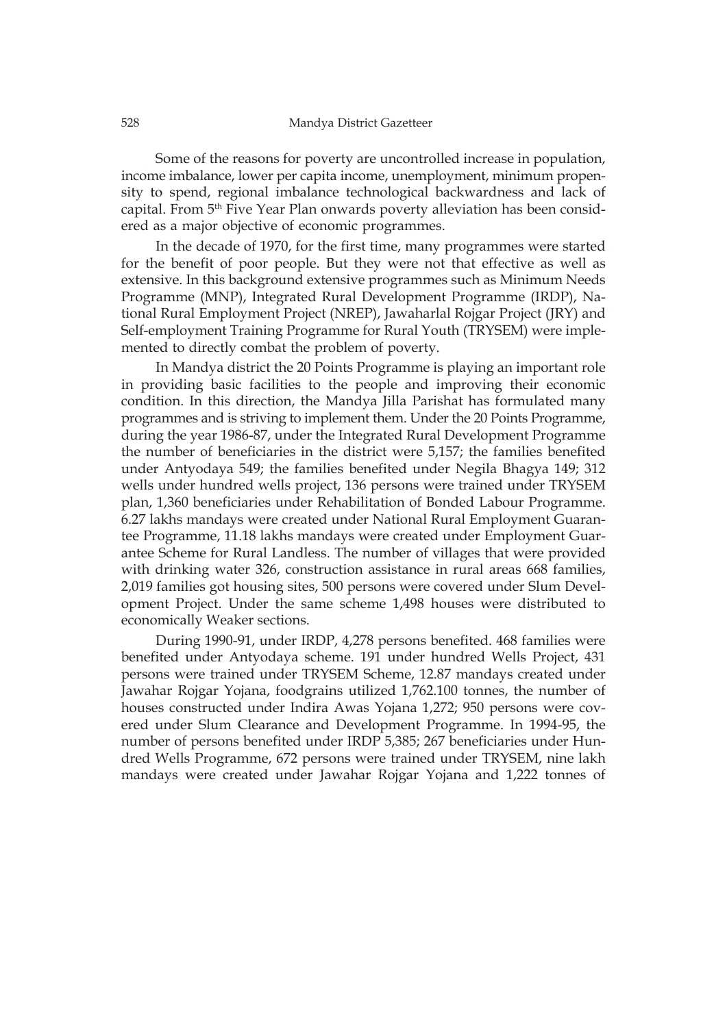Some of the reasons for poverty are uncontrolled increase in population, income imbalance, lower per capita income, unemployment, minimum propensity to spend, regional imbalance technological backwardness and lack of capital. From 5th Five Year Plan onwards poverty alleviation has been considered as a major objective of economic programmes.

In the decade of 1970, for the first time, many programmes were started for the benefit of poor people. But they were not that effective as well as extensive. In this background extensive programmes such as Minimum Needs Programme (MNP), Integrated Rural Development Programme (IRDP), National Rural Employment Project (NREP), Jawaharlal Rojgar Project (JRY) and Self-employment Training Programme for Rural Youth (TRYSEM) were implemented to directly combat the problem of poverty.

In Mandya district the 20 Points Programme is playing an important role in providing basic facilities to the people and improving their economic condition. In this direction, the Mandya Jilla Parishat has formulated many programmes and is striving to implement them. Under the 20 Points Programme, during the year 1986-87, under the Integrated Rural Development Programme the number of beneficiaries in the district were 5,157; the families benefited under Antyodaya 549; the families benefited under Negila Bhagya 149; 312 wells under hundred wells project, 136 persons were trained under TRYSEM plan, 1,360 beneficiaries under Rehabilitation of Bonded Labour Programme. 6.27 lakhs mandays were created under National Rural Employment Guarantee Programme, 11.18 lakhs mandays were created under Employment Guarantee Scheme for Rural Landless. The number of villages that were provided with drinking water 326, construction assistance in rural areas 668 families, 2,019 families got housing sites, 500 persons were covered under Slum Development Project. Under the same scheme 1,498 houses were distributed to economically Weaker sections.

During 1990-91, under IRDP, 4,278 persons benefited. 468 families were benefited under Antyodaya scheme. 191 under hundred Wells Project, 431 persons were trained under TRYSEM Scheme, 12.87 mandays created under Jawahar Rojgar Yojana, foodgrains utilized 1,762.100 tonnes, the number of houses constructed under Indira Awas Yojana 1,272; 950 persons were covered under Slum Clearance and Development Programme. In 1994-95, the number of persons benefited under IRDP 5,385; 267 beneficiaries under Hundred Wells Programme, 672 persons were trained under TRYSEM, nine lakh mandays were created under Jawahar Rojgar Yojana and 1,222 tonnes of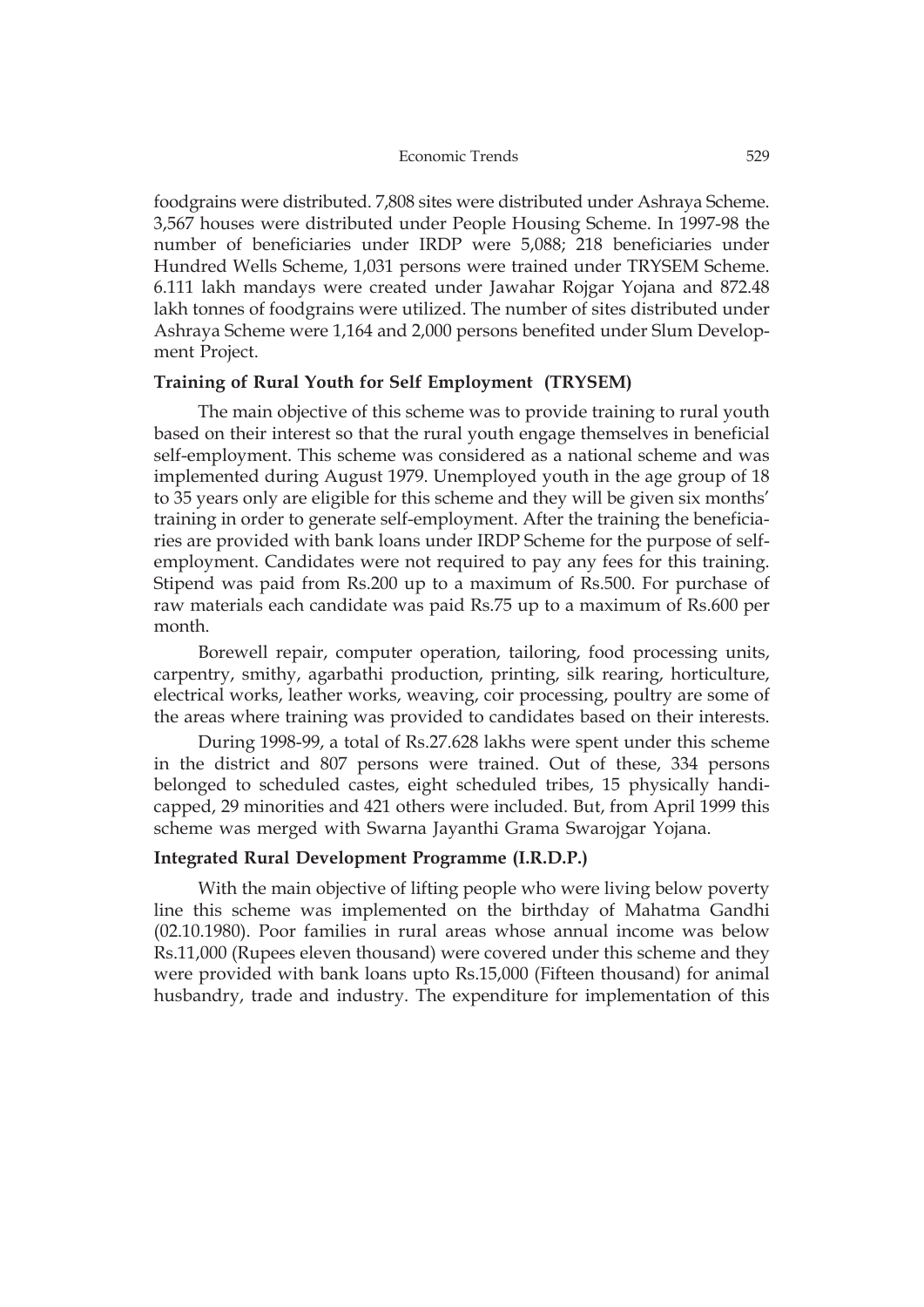foodgrains were distributed. 7,808 sites were distributed under Ashraya Scheme. 3,567 houses were distributed under People Housing Scheme. In 1997-98 the number of beneficiaries under IRDP were 5,088; 218 beneficiaries under Hundred Wells Scheme, 1,031 persons were trained under TRYSEM Scheme. 6.111 lakh mandays were created under Jawahar Rojgar Yojana and 872.48 lakh tonnes of foodgrains were utilized. The number of sites distributed under Ashraya Scheme were 1,164 and 2,000 persons benefited under Slum Development Project.

### Training of Rural Youth for Self Employment (TRYSEM)

The main objective of this scheme was to provide training to rural youth based on their interest so that the rural youth engage themselves in beneficial self-employment. This scheme was considered as a national scheme and was implemented during August 1979. Unemployed youth in the age group of 18 to 35 years only are eligible for this scheme and they will be given six months' training in order to generate self-employment. After the training the beneficiaries are provided with bank loans under IRDP Scheme for the purpose of self-employment. Candidates were not required to pay any fees for this training. Stipend was paid from Rs.200 up to a maximum of Rs.500. For purchase of raw materials each candidate was paid Rs.75 up to a maximum of Rs.600 per month.

Borewell repair, computer operation, tailoring, food processing units, carpentry, smithy, agarbathi production, printing, silk rearing, horticulture, electrical works, leather works, weaving, coir processing, poultry are some of the areas where training was provided to candidates based on their interests.

During 1998-99, a total of Rs.27.628 lakhs were spent under this scheme in the district and 807 persons were trained. Out of these, 334 persons belonged to scheduled castes, eight scheduled tribes, 15 physically handicapped, 29 minorities and 421 others were included. But, from April 1999 this scheme was merged with Swarna Jayanthi Grama Swarojgar Yojana.

### Integrated Rural Development Programme (I.R.D.P.)

With the main objective of lifting people who were living below poverty line this scheme was implemented on the birthday of Mahatma Gandhi (02.10.1980). Poor families in rural areas whose annual income was below Rs.11,000 (Rupees eleven thousand) were covered under this scheme and they were provided with bank loans upto Rs.15,000 (Fifteen thousand) for animal husbandry, trade and industry. The expenditure for implementation of this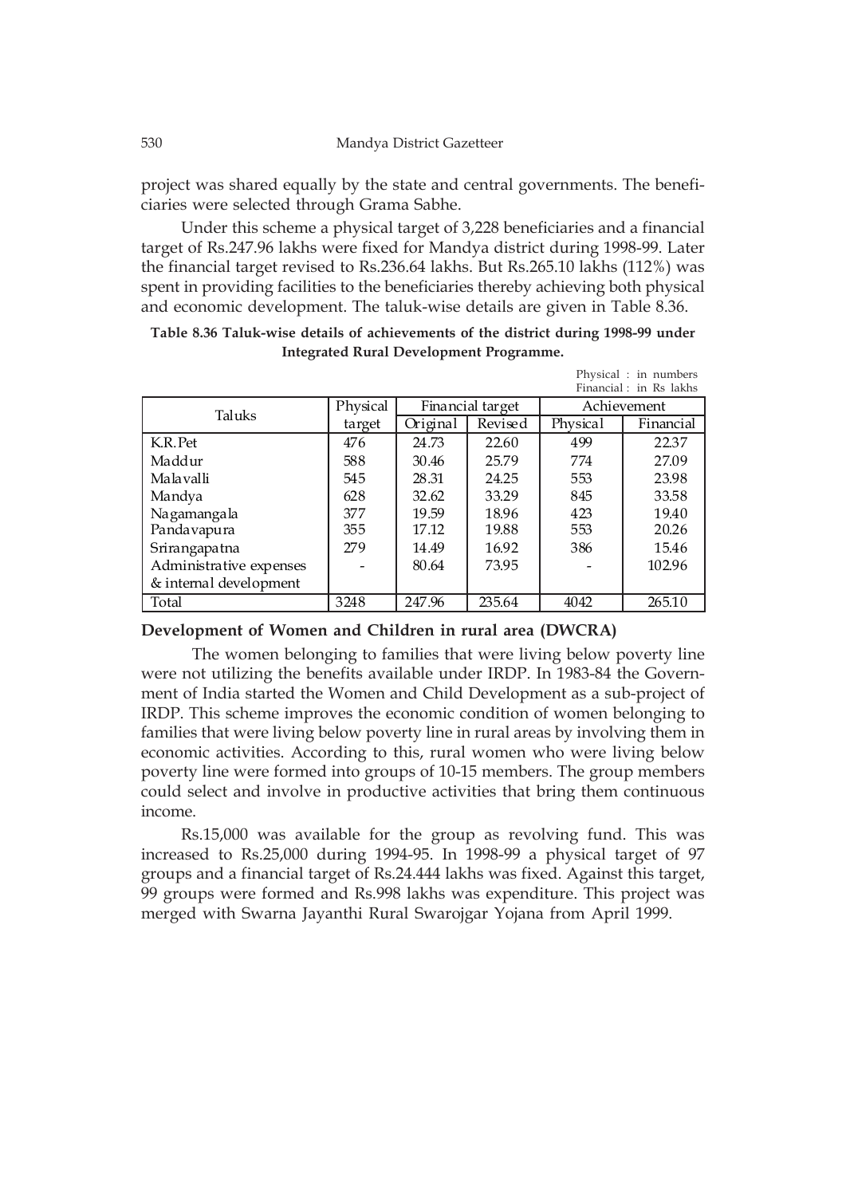project was shared equally by the state and central governments. The beneficiaries were selected through Grama Sabhe.

Under this scheme a physical target of 3,228 beneficiaries and a financial target of Rs.247.96 lakhs were fixed for Mandya district during 1998-99. Later the financial target revised to Rs.236.64 lakhs. But Rs.265.10 lakhs (112%) was spent in providing facilities to the beneficiaries thereby achieving both physical and economic development. The taluk-wise details are given in Table 8.36.

**Table 8.36 Taluk-wise details of achievements of the district during 1998-99 under Integrated Rural Development Programme.**

Physical : in numbers
Financial : in Rs lakhs

| Taluks | Physical target | Financial target | | Achievement | |
|---|---|---|---|---|---|
| | | Original | Revised | Physical | Financial |
| K.R.Pet | 476 | 24.73 | 22.60 | 499 | 22.37 |
| Maddur | 588 | 30.46 | 25.79 | 774 | 27.09 |
| Malavalli | 545 | 28.31 | 24.25 | 553 | 23.98 |
| Mandya | 628 | 32.62 | 33.29 | 845 | 33.58 |
| Nagamangala | 377 | 19.59 | 18.96 | 423 | 19.40 |
| Pandavapura | 355 | 17.12 | 19.88 | 553 | 20.26 |
| Srirangapatna | 279 | 14.49 | 16.92 | 386 | 15.46 |
| Administrative expenses & internal development | - | 80.64 | 73.95 | - | 102.96 |
| Total | 3248 | 247.96 | 235.64 | 4042 | 265.10 |

**Development of Women and Children in rural area (DWCRA)**

The women belonging to families that were living below poverty line were not utilizing the benefits available under IRDP. In 1983-84 the Government of India started the Women and Child Development as a sub-project of IRDP. This scheme improves the economic condition of women belonging to families that were living below poverty line in rural areas by involving them in economic activities. According to this, rural women who were living below poverty line were formed into groups of 10-15 members. The group members could select and involve in productive activities that bring them continuous income.

Rs.15,000 was available for the group as revolving fund. This was increased to Rs.25,000 during 1994-95. In 1998-99 a physical target of 97 groups and a financial target of Rs.24.444 lakhs was fixed. Against this target, 99 groups were formed and Rs.998 lakhs was expenditure. This project was merged with Swarna Jayanthi Rural Swarojgar Yojana from April 1999.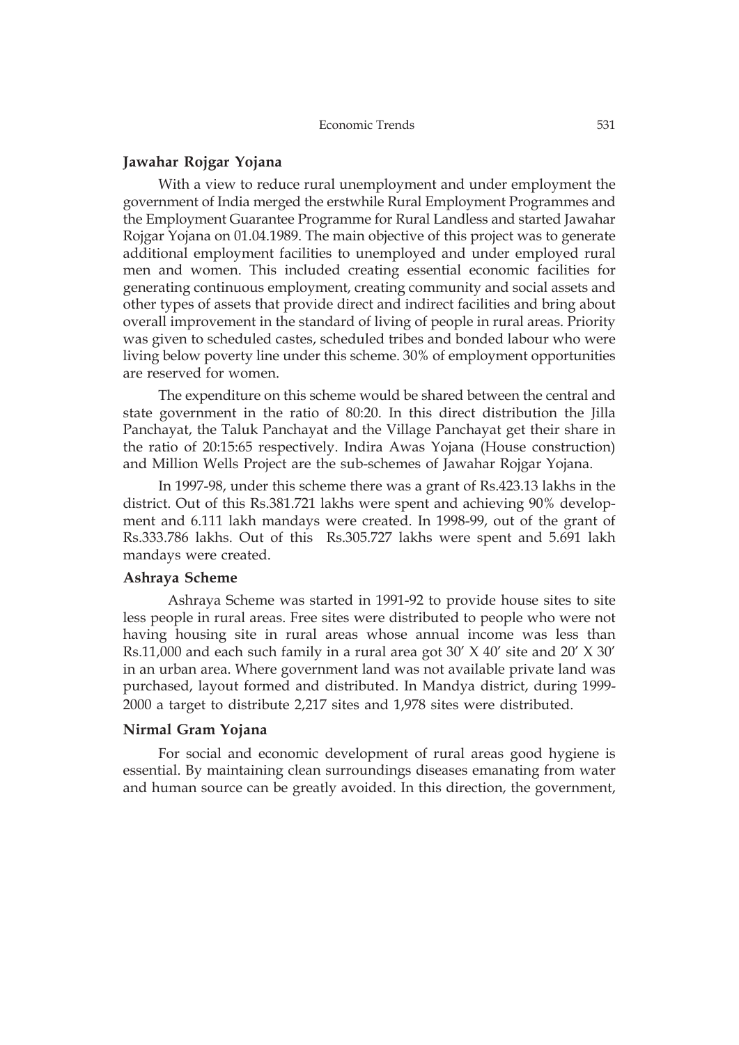### Jawahar Rojgar Yojana

With a view to reduce rural unemployment and under employment the government of India merged the erstwhile Rural Employment Programmes and the Employment Guarantee Programme for Rural Landless and started Jawahar Rojgar Yojana on 01.04.1989. The main objective of this project was to generate additional employment facilities to unemployed and under employed rural men and women. This included creating essential economic facilities for generating continuous employment, creating community and social assets and other types of assets that provide direct and indirect facilities and bring about overall improvement in the standard of living of people in rural areas. Priority was given to scheduled castes, scheduled tribes and bonded labour who were living below poverty line under this scheme. 30% of employment opportunities are reserved for women.

The expenditure on this scheme would be shared between the central and state government in the ratio of 80:20. In this direct distribution the Jilla Panchayat, the Taluk Panchayat and the Village Panchayat get their share in the ratio of 20:15:65 respectively. Indira Awas Yojana (House construction) and Million Wells Project are the sub-schemes of Jawahar Rojgar Yojana.

In 1997-98, under this scheme there was a grant of Rs.423.13 lakhs in the district. Out of this Rs.381.721 lakhs were spent and achieving 90% development and 6.111 lakh mandays were created. In 1998-99, out of the grant of Rs.333.786 lakhs. Out of this Rs.305.727 lakhs were spent and 5.691 lakh mandays were created.

### Ashraya Scheme

Ashraya Scheme was started in 1991-92 to provide house sites to site less people in rural areas. Free sites were distributed to people who were not having housing site in rural areas whose annual income was less than Rs.11,000 and each such family in a rural area got 30′ X 40′ site and 20′ X 30′ in an urban area. Where government land was not available private land was purchased, layout formed and distributed. In Mandya district, during 1999-2000 a target to distribute 2,217 sites and 1,978 sites were distributed.

### Nirmal Gram Yojana

For social and economic development of rural areas good hygiene is essential. By maintaining clean surroundings diseases emanating from water and human source can be greatly avoided. In this direction, the government,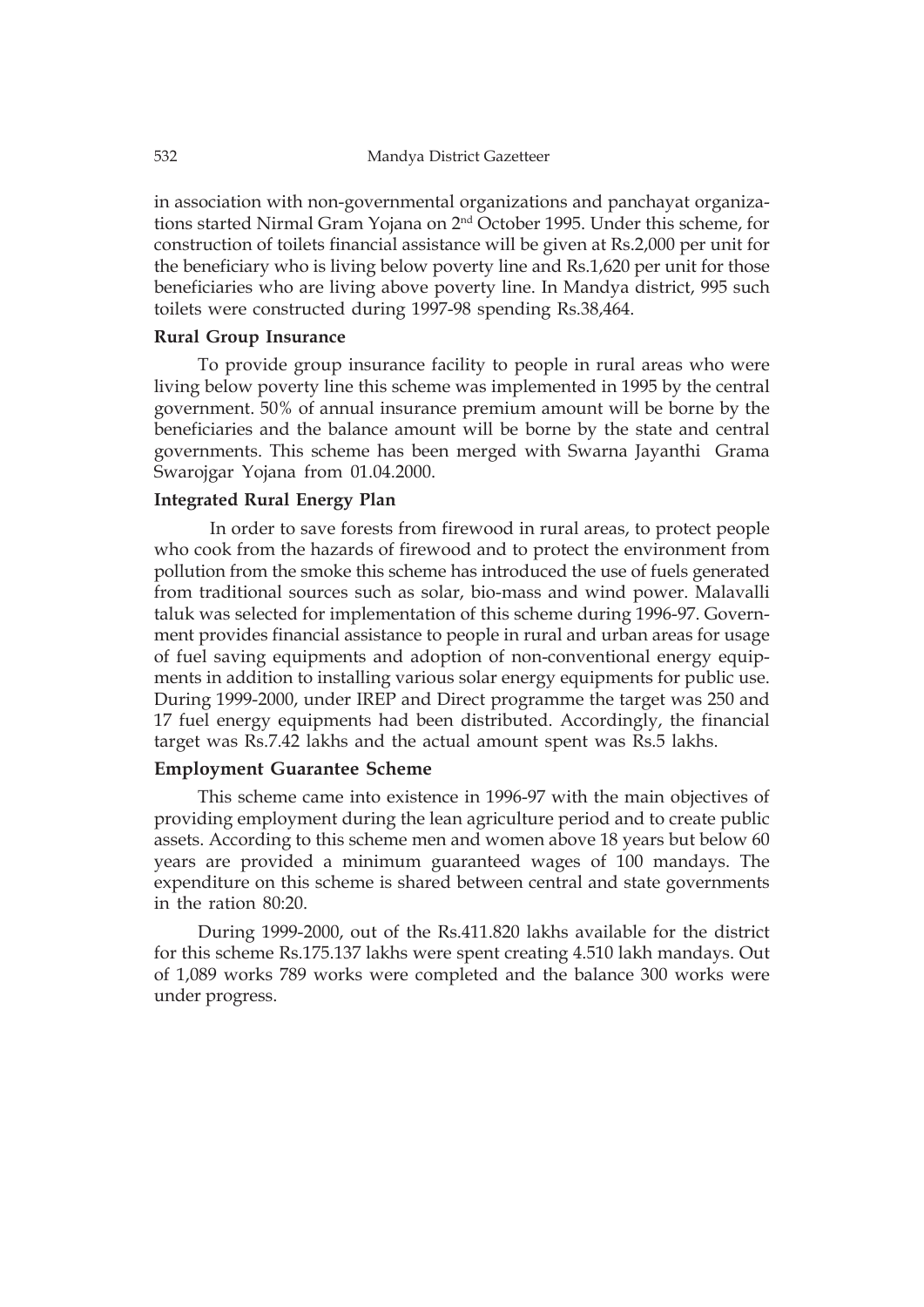in association with non-governmental organizations and panchayat organizations started Nirmal Gram Yojana on 2nd October 1995. Under this scheme, for construction of toilets financial assistance will be given at Rs.2,000 per unit for the beneficiary who is living below poverty line and Rs.1,620 per unit for those beneficiaries who are living above poverty line. In Mandya district, 995 such toilets were constructed during 1997-98 spending Rs.38,464.

**Rural Group Insurance**

To provide group insurance facility to people in rural areas who were living below poverty line this scheme was implemented in 1995 by the central government. 50% of annual insurance premium amount will be borne by the beneficiaries and the balance amount will be borne by the state and central governments. This scheme has been merged with Swarna Jayanthi Grama Swarojgar Yojana from 01.04.2000.

**Integrated Rural Energy Plan**

In order to save forests from firewood in rural areas, to protect people who cook from the hazards of firewood and to protect the environment from pollution from the smoke this scheme has introduced the use of fuels generated from traditional sources such as solar, bio-mass and wind power. Malavalli taluk was selected for implementation of this scheme during 1996-97. Government provides financial assistance to people in rural and urban areas for usage of fuel saving equipments and adoption of non-conventional energy equipments in addition to installing various solar energy equipments for public use. During 1999-2000, under IREP and Direct programme the target was 250 and 17 fuel energy equipments had been distributed. Accordingly, the financial target was Rs.7.42 lakhs and the actual amount spent was Rs.5 lakhs.

**Employment Guarantee Scheme**

This scheme came into existence in 1996-97 with the main objectives of providing employment during the lean agriculture period and to create public assets. According to this scheme men and women above 18 years but below 60 years are provided a minimum guaranteed wages of 100 mandays. The expenditure on this scheme is shared between central and state governments in the ration 80:20.

During 1999-2000, out of the Rs.411.820 lakhs available for the district for this scheme Rs.175.137 lakhs were spent creating 4.510 lakh mandays. Out of 1,089 works 789 works were completed and the balance 300 works were under progress.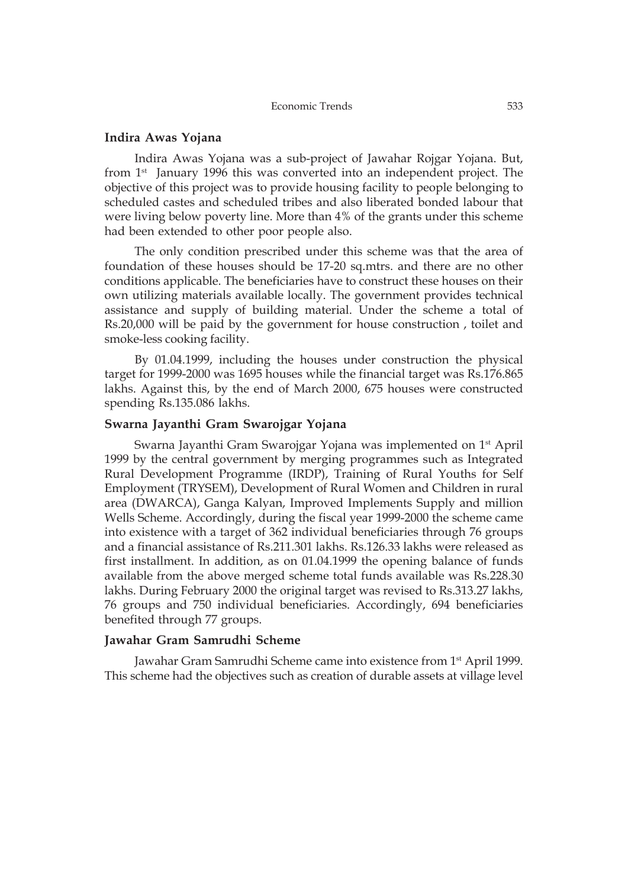## Indira Awas Yojana

Indira Awas Yojana was a sub-project of Jawahar Rojgar Yojana. But, from 1st January 1996 this was converted into an independent project. The objective of this project was to provide housing facility to people belonging to scheduled castes and scheduled tribes and also liberated bonded labour that were living below poverty line. More than 4% of the grants under this scheme had been extended to other poor people also.

The only condition prescribed under this scheme was that the area of foundation of these houses should be 17-20 sq.mtrs. and there are no other conditions applicable. The beneficiaries have to construct these houses on their own utilizing materials available locally. The government provides technical assistance and supply of building material. Under the scheme a total of Rs.20,000 will be paid by the government for house construction , toilet and smoke-less cooking facility.

By 01.04.1999, including the houses under construction the physical target for 1999-2000 was 1695 houses while the financial target was Rs.176.865 lakhs. Against this, by the end of March 2000, 675 houses were constructed spending Rs.135.086 lakhs.

## Swarna Jayanthi Gram Swarojgar Yojana

Swarna Jayanthi Gram Swarojgar Yojana was implemented on 1st April 1999 by the central government by merging programmes such as Integrated Rural Development Programme (IRDP), Training of Rural Youths for Self Employment (TRYSEM), Development of Rural Women and Children in rural area (DWARCA), Ganga Kalyan, Improved Implements Supply and million Wells Scheme. Accordingly, during the fiscal year 1999-2000 the scheme came into existence with a target of 362 individual beneficiaries through 76 groups and a financial assistance of Rs.211.301 lakhs. Rs.126.33 lakhs were released as first installment. In addition, as on 01.04.1999 the opening balance of funds available from the above merged scheme total funds available was Rs.228.30 lakhs. During February 2000 the original target was revised to Rs.313.27 lakhs, 76 groups and 750 individual beneficiaries. Accordingly, 694 beneficiaries benefited through 77 groups.

## Jawahar Gram Samrudhi Scheme

Jawahar Gram Samrudhi Scheme came into existence from 1st April 1999. This scheme had the objectives such as creation of durable assets at village level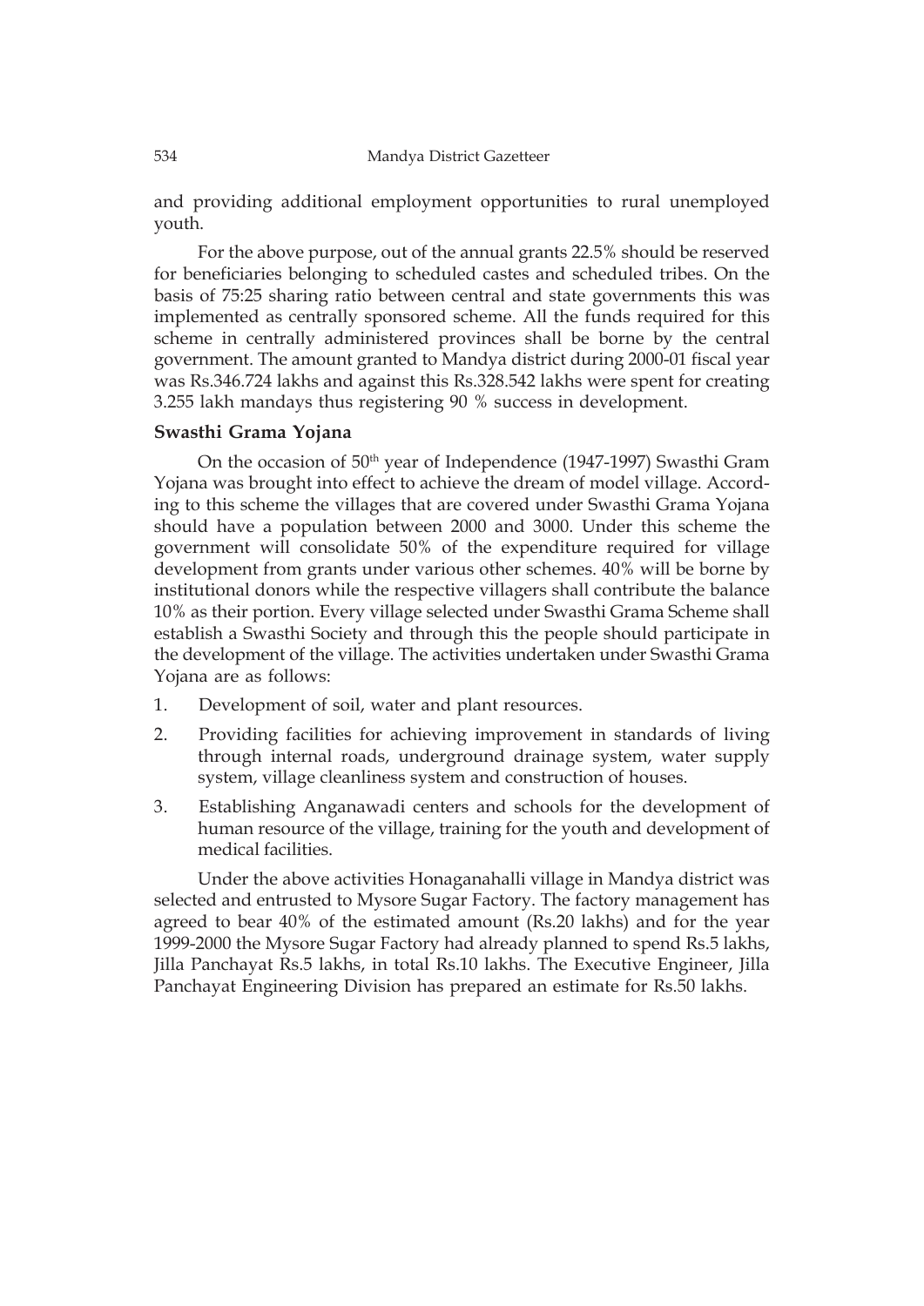and providing additional employment opportunities to rural unemployed youth.

For the above purpose, out of the annual grants 22.5% should be reserved for beneficiaries belonging to scheduled castes and scheduled tribes. On the basis of 75:25 sharing ratio between central and state governments this was implemented as centrally sponsored scheme. All the funds required for this scheme in centrally administered provinces shall be borne by the central government. The amount granted to Mandya district during 2000-01 fiscal year was Rs.346.724 lakhs and against this Rs.328.542 lakhs were spent for creating 3.255 lakh mandays thus registering 90 % success in development.

**Swasthi Grama Yojana**

On the occasion of 50th year of Independence (1947-1997) Swasthi Gram Yojana was brought into effect to achieve the dream of model village. According to this scheme the villages that are covered under Swasthi Grama Yojana should have a population between 2000 and 3000. Under this scheme the government will consolidate 50% of the expenditure required for village development from grants under various other schemes. 40% will be borne by institutional donors while the respective villagers shall contribute the balance 10% as their portion. Every village selected under Swasthi Grama Scheme shall establish a Swasthi Society and through this the people should participate in the development of the village. The activities undertaken under Swasthi Grama Yojana are as follows:

1. Development of soil, water and plant resources.
2. Providing facilities for achieving improvement in standards of living through internal roads, underground drainage system, water supply system, village cleanliness system and construction of houses.
3. Establishing Anganawadi centers and schools for the development of human resource of the village, training for the youth and development of medical facilities.

Under the above activities Honaganahalli village in Mandya district was selected and entrusted to Mysore Sugar Factory. The factory management has agreed to bear 40% of the estimated amount (Rs.20 lakhs) and for the year 1999-2000 the Mysore Sugar Factory had already planned to spend Rs.5 lakhs, Jilla Panchayat Rs.5 lakhs, in total Rs.10 lakhs. The Executive Engineer, Jilla Panchayat Engineering Division has prepared an estimate for Rs.50 lakhs.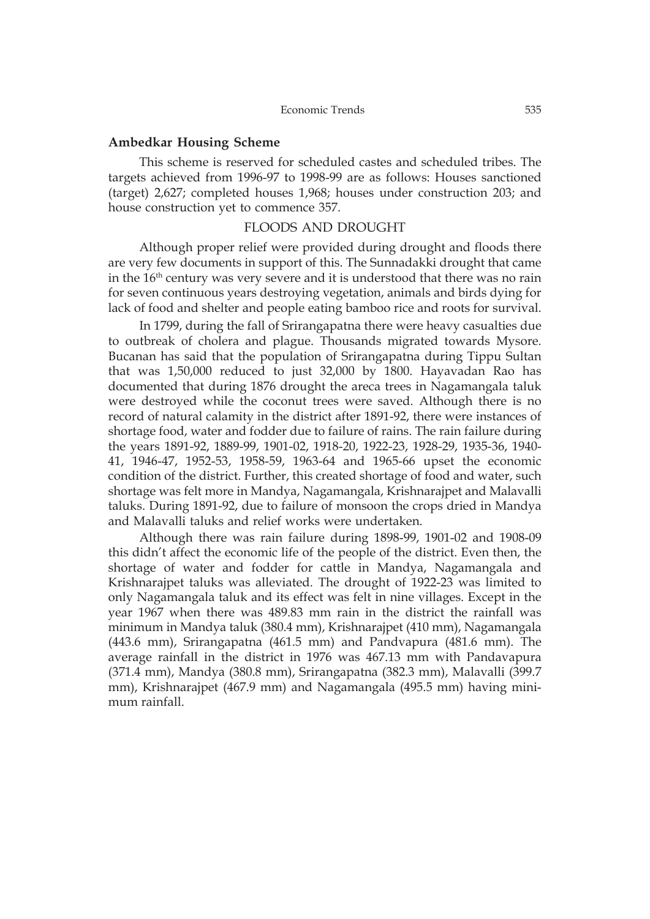### Ambedkar Housing Scheme

This scheme is reserved for scheduled castes and scheduled tribes. The targets achieved from 1996-97 to 1998-99 are as follows: Houses sanctioned (target) 2,627; completed houses 1,968; houses under construction 203; and house construction yet to commence 357.

## FLOODS AND DROUGHT

Although proper relief were provided during drought and floods there are very few documents in support of this. The Sunnadakki drought that came in the 16th century was very severe and it is understood that there was no rain for seven continuous years destroying vegetation, animals and birds dying for lack of food and shelter and people eating bamboo rice and roots for survival.

In 1799, during the fall of Srirangapatna there were heavy casualties due to outbreak of cholera and plague. Thousands migrated towards Mysore. Bucanan has said that the population of Srirangapatna during Tippu Sultan that was 1,50,000 reduced to just 32,000 by 1800. Hayavadan Rao has documented that during 1876 drought the areca trees in Nagamangala taluk were destroyed while the coconut trees were saved. Although there is no record of natural calamity in the district after 1891-92, there were instances of shortage food, water and fodder due to failure of rains. The rain failure during the years 1891-92, 1889-99, 1901-02, 1918-20, 1922-23, 1928-29, 1935-36, 1940-41, 1946-47, 1952-53, 1958-59, 1963-64 and 1965-66 upset the economic condition of the district. Further, this created shortage of food and water, such shortage was felt more in Mandya, Nagamangala, Krishnarajpet and Malavalli taluks. During 1891-92, due to failure of monsoon the crops dried in Mandya and Malavalli taluks and relief works were undertaken.

Although there was rain failure during 1898-99, 1901-02 and 1908-09 this didn't affect the economic life of the people of the district. Even then, the shortage of water and fodder for cattle in Mandya, Nagamangala and Krishnarajpet taluks was alleviated. The drought of 1922-23 was limited to only Nagamangala taluk and its effect was felt in nine villages. Except in the year 1967 when there was 489.83 mm rain in the district the rainfall was minimum in Mandya taluk (380.4 mm), Krishnarajpet (410 mm), Nagamangala (443.6 mm), Srirangapatna (461.5 mm) and Pandvapura (481.6 mm). The average rainfall in the district in 1976 was 467.13 mm with Pandavapura (371.4 mm), Mandya (380.8 mm), Srirangapatna (382.3 mm), Malavalli (399.7 mm), Krishnarajpet (467.9 mm) and Nagamangala (495.5 mm) having minimum rainfall.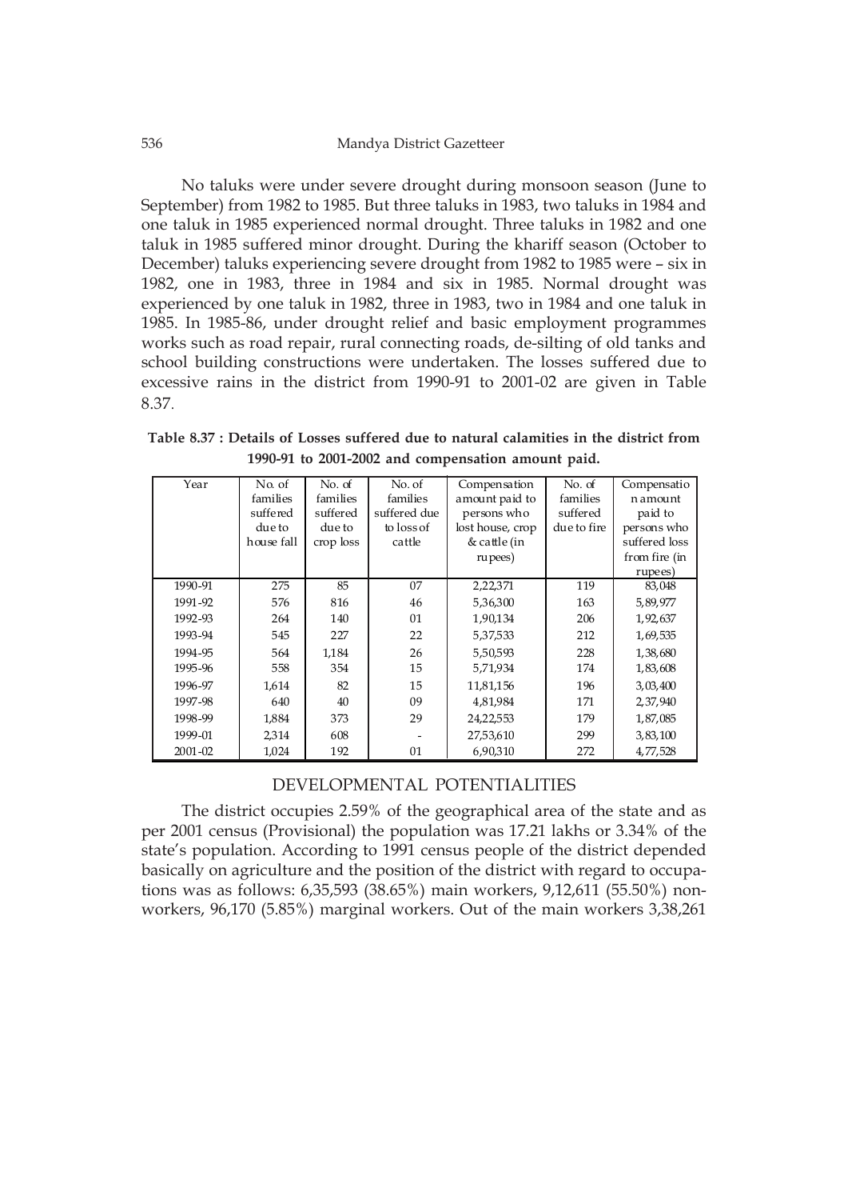No taluks were under severe drought during monsoon season (June to September) from 1982 to 1985. But three taluks in 1983, two taluks in 1984 and one taluk in 1985 experienced normal drought. Three taluks in 1982 and one taluk in 1985 suffered minor drought. During the khariff season (October to December) taluks experiencing severe drought from 1982 to 1985 were – six in 1982, one in 1983, three in 1984 and six in 1985. Normal drought was experienced by one taluk in 1982, three in 1983, two in 1984 and one taluk in 1985. In 1985-86, under drought relief and basic employment programmes works such as road repair, rural connecting roads, de-silting of old tanks and school building constructions were undertaken. The losses suffered due to excessive rains in the district from 1990-91 to 2001-02 are given in Table 8.37.

**Table 8.37 : Details of Losses suffered due to natural calamities in the district from 1990-91 to 2001-2002 and compensation amount paid.**

| Year | No. of families suffered due to house fall | No. of families suffered due to crop loss | No. of families suffered due to loss of cattle | Compensation amount paid to persons who lost house, crop & cattle (in rupees) | No. of families suffered due to fire | Compensation amount paid to persons who suffered loss from fire (in rupees) |
|---|---|---|---|---|---|---|
| 1990-91 | 275 | 85 | 07 | 2,22,371 | 119 | 83,048 |
| 1991-92 | 576 | 816 | 46 | 5,36,300 | 163 | 5,89,977 |
| 1992-93 | 264 | 140 | 01 | 1,90,134 | 206 | 1,92,637 |
| 1993-94 | 545 | 227 | 22 | 5,37,533 | 212 | 1,69,535 |
| 1994-95 | 564 | 1,184 | 26 | 5,50,593 | 228 | 1,38,680 |
| 1995-96 | 558 | 354 | 15 | 5,71,934 | 174 | 1,83,608 |
| 1996-97 | 1,614 | 82 | 15 | 11,81,156 | 196 | 3,03,400 |
| 1997-98 | 640 | 40 | 09 | 4,81,984 | 171 | 2,37,940 |
| 1998-99 | 1,884 | 373 | 29 | 24,22,553 | 179 | 1,87,085 |
| 1999-01 | 2,314 | 608 | - | 27,53,610 | 299 | 3,83,100 |
| 2001-02 | 1,024 | 192 | 01 | 6,90,310 | 272 | 4,77,528 |

## DEVELOPMENTAL POTENTIALITIES

The district occupies 2.59% of the geographical area of the state and as per 2001 census (Provisional) the population was 17.21 lakhs or 3.34% of the state's population. According to 1991 census people of the district depended basically on agriculture and the position of the district with regard to occupations was as follows: 6,35,593 (38.65%) main workers, 9,12,611 (55.50%) non-workers, 96,170 (5.85%) marginal workers. Out of the main workers 3,38,261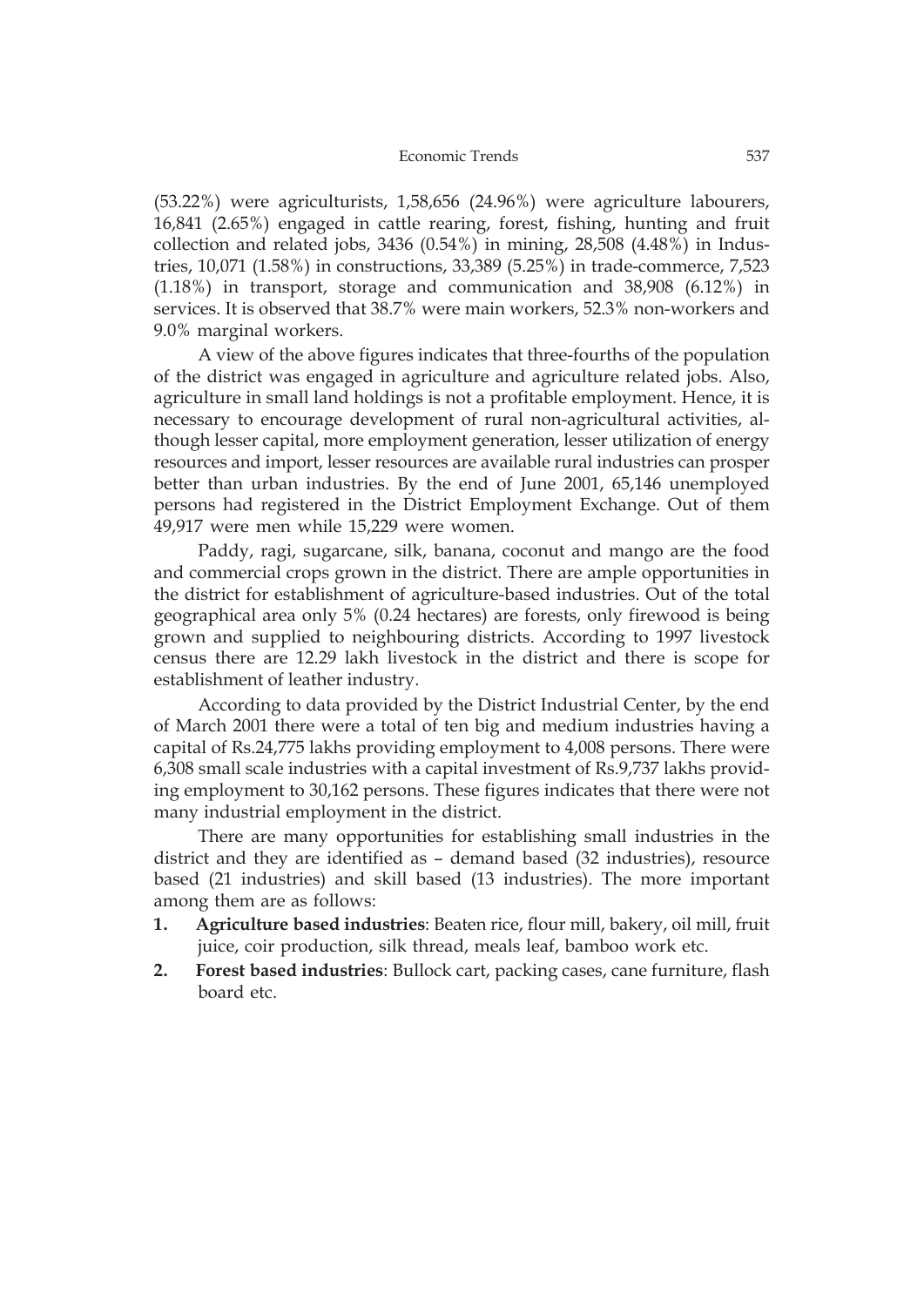(53.22%) were agriculturists, 1,58,656 (24.96%) were agriculture labourers, 16,841 (2.65%) engaged in cattle rearing, forest, fishing, hunting and fruit collection and related jobs, 3436 (0.54%) in mining, 28,508 (4.48%) in Industries, 10,071 (1.58%) in constructions, 33,389 (5.25%) in trade-commerce, 7,523 (1.18%) in transport, storage and communication and 38,908 (6.12%) in services. It is observed that 38.7% were main workers, 52.3% non-workers and 9.0% marginal workers.

A view of the above figures indicates that three-fourths of the population of the district was engaged in agriculture and agriculture related jobs. Also, agriculture in small land holdings is not a profitable employment. Hence, it is necessary to encourage development of rural non-agricultural activities, although lesser capital, more employment generation, lesser utilization of energy resources and import, lesser resources are available rural industries can prosper better than urban industries. By the end of June 2001, 65,146 unemployed persons had registered in the District Employment Exchange. Out of them 49,917 were men while 15,229 were women.

Paddy, ragi, sugarcane, silk, banana, coconut and mango are the food and commercial crops grown in the district. There are ample opportunities in the district for establishment of agriculture-based industries. Out of the total geographical area only 5% (0.24 hectares) are forests, only firewood is being grown and supplied to neighbouring districts. According to 1997 livestock census there are 12.29 lakh livestock in the district and there is scope for establishment of leather industry.

According to data provided by the District Industrial Center, by the end of March 2001 there were a total of ten big and medium industries having a capital of Rs.24,775 lakhs providing employment to 4,008 persons. There were 6,308 small scale industries with a capital investment of Rs.9,737 lakhs providing employment to 30,162 persons. These figures indicates that there were not many industrial employment in the district.

There are many opportunities for establishing small industries in the district and they are identified as – demand based (32 industries), resource based (21 industries) and skill based (13 industries). The more important among them are as follows:

1. **Agriculture based industries**: Beaten rice, flour mill, bakery, oil mill, fruit juice, coir production, silk thread, meals leaf, bamboo work etc.
2. **Forest based industries**: Bullock cart, packing cases, cane furniture, flash board etc.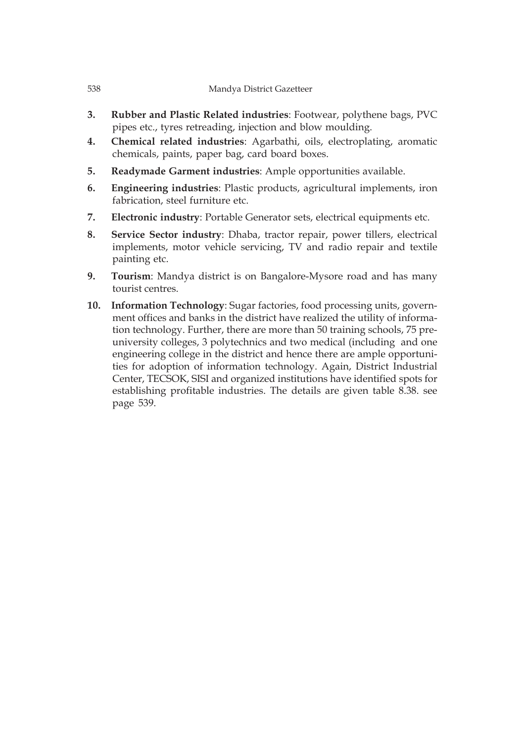3. **Rubber and Plastic Related industries**: Footwear, polythene bags, PVC pipes etc., tyres retreading, injection and blow moulding.
4. **Chemical related industries**: Agarbathi, oils, electroplating, aromatic chemicals, paints, paper bag, card board boxes.
5. **Readymade Garment industries**: Ample opportunities available.
6. **Engineering industries**: Plastic products, agricultural implements, iron fabrication, steel furniture etc.
7. **Electronic industry**: Portable Generator sets, electrical equipments etc.
8. **Service Sector industry**: Dhaba, tractor repair, power tillers, electrical implements, motor vehicle servicing, TV and radio repair and textile painting etc.
9. **Tourism**: Mandya district is on Bangalore-Mysore road and has many tourist centres.
10. **Information Technology**: Sugar factories, food processing units, government offices and banks in the district have realized the utility of information technology. Further, there are more than 50 training schools, 75 pre-university colleges, 3 polytechnics and two medical (including and one engineering college in the district and hence there are ample opportunities for adoption of information technology. Again, District Industrial Center, TECSOK, SISI and organized institutions have identified spots for establishing profitable industries. The details are given table 8.38. see page 539.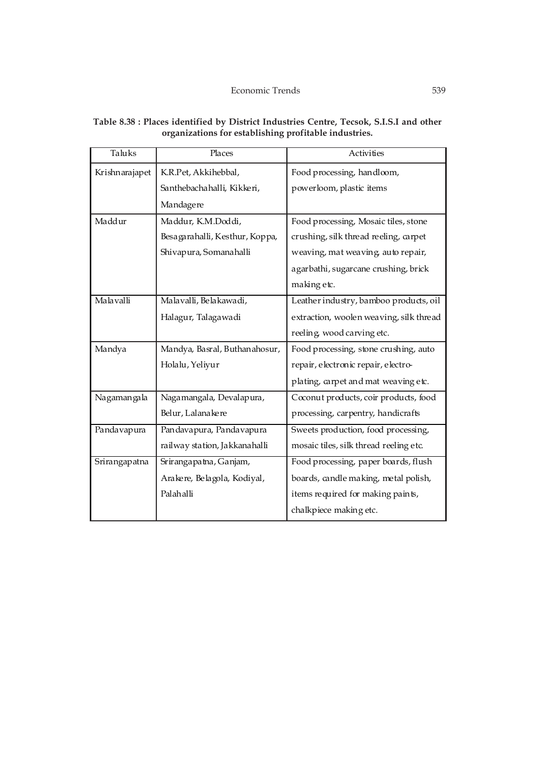**Table 8.38 : Places identified by District Industries Centre, Tecsok, S.I.S.I and other organizations for establishing profitable industries.**

| Taluks | Places | Activities |
|---|---|---|
| Krishnarajapet | K.R.Pet, Akkihebbal, Santhebachahalli, Kikkeri, Mandagere | Food processing, handloom, powerloom, plastic items |
| Maddur | Maddur, K.M.Doddi, Besagarahalli, Kesthur, Koppa, Shivapura, Somanahalli | Food processing, Mosaic tiles, stone crushing, silk thread reeling, carpet weaving, mat weaving, auto repair, agarbathi, sugarcane crushing, brick making etc. |
| Malavalli | Malavalli, Belakawadi, Halagur, Talagawadi | Leather industry, bamboo products, oil extraction, woolen weaving, silk thread reeling, wood carving etc. |
| Mandya | Mandya, Basral, Buthanahosur, Holalu, Yeliyur | Food processing, stone crushing, auto repair, electronic repair, electro-plating, carpet and mat weaving etc. |
| Nagamangala | Nagamangala, Devalapura, Belur, Lalanakere | Coconut products, coir products, food processing, carpentry, handicrafts |
| Pandavapura | Pandavapura, Pandavapura railway station, Jakkanahalli | Sweets production, food processing, mosaic tiles, silk thread reeling etc. |
| Srirangapatna | Srirangapatna, Ganjam, Arakere, Belagola, Kodiyal, Palahalli | Food processing, paper boards, flush boards, candle making, metal polish, items required for making paints, chalkpiece making etc. |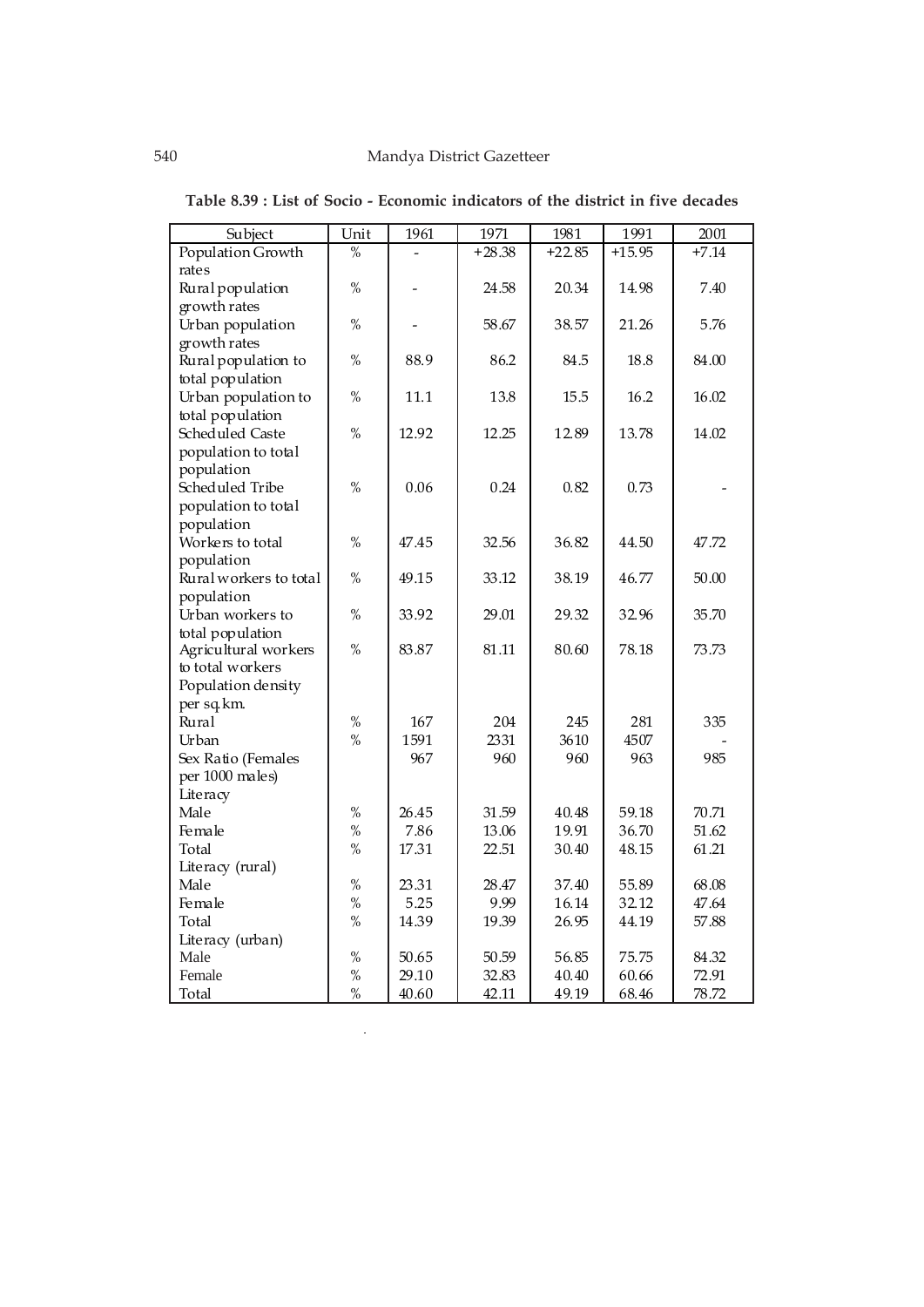**Table 8.39 : List of Socio - Economic indicators of the district in five decades**

| Subject | Unit | 1961 | 1971 | 1981 | 1991 | 2001 |
|---|---|---|---|---|---|---|
| Population Growth rates | % | - | +28.38 | +22.85 | +15.95 | +7.14 |
| Rural population growth rates | % | - | 24.58 | 20.34 | 14.98 | 7.40 |
| Urban population growth rates | % | - | 58.67 | 38.57 | 21.26 | 5.76 |
| Rural population to total population | % | 88.9 | 86.2 | 84.5 | 18.8 | 84.00 |
| Urban population to total population | % | 11.1 | 13.8 | 15.5 | 16.2 | 16.02 |
| Scheduled Caste population to total population | % | 12.92 | 12.25 | 12.89 | 13.78 | 14.02 |
| Scheduled Tribe population to total population | % | 0.06 | 0.24 | 0.82 | 0.73 | - |
| Workers to total population | % | 47.45 | 32.56 | 36.82 | 44.50 | 47.72 |
| Rural workers to total population | % | 49.15 | 33.12 | 38.19 | 46.77 | 50.00 |
| Urban workers to total population | % | 33.92 | 29.01 | 29.32 | 32.96 | 35.70 |
| Agricultural workers to total workers | % | 83.87 | 81.11 | 80.60 | 78.18 | 73.73 |
| Population density per sq.km. | | | | | | |
| Rural | % | 167 | 204 | 245 | 281 | 335 |
| Urban | % | 1591 | 2331 | 3610 | 4507 | - |
| Sex Ratio (Females per 1000 males) | | 967 | 960 | 960 | 963 | 985 |
| Literacy | | | | | | |
| Male | % | 26.45 | 31.59 | 40.48 | 59.18 | 70.71 |
| Female | % | 7.86 | 13.06 | 19.91 | 36.70 | 51.62 |
| Total | % | 17.31 | 22.51 | 30.40 | 48.15 | 61.21 |
| Literacy (rural) | | | | | | |
| Male | % | 23.31 | 28.47 | 37.40 | 55.89 | 68.08 |
| Female | % | 5.25 | 9.99 | 16.14 | 32.12 | 47.64 |
| Total | % | 14.39 | 19.39 | 26.95 | 44.19 | 57.88 |
| Literacy (urban) | | | | | | |
| Male | % | 50.65 | 50.59 | 56.85 | 75.75 | 84.32 |
| Female | % | 29.10 | 32.83 | 40.40 | 60.66 | 72.91 |
| Total | % | 40.60 | 42.11 | 49.19 | 68.46 | 78.72 |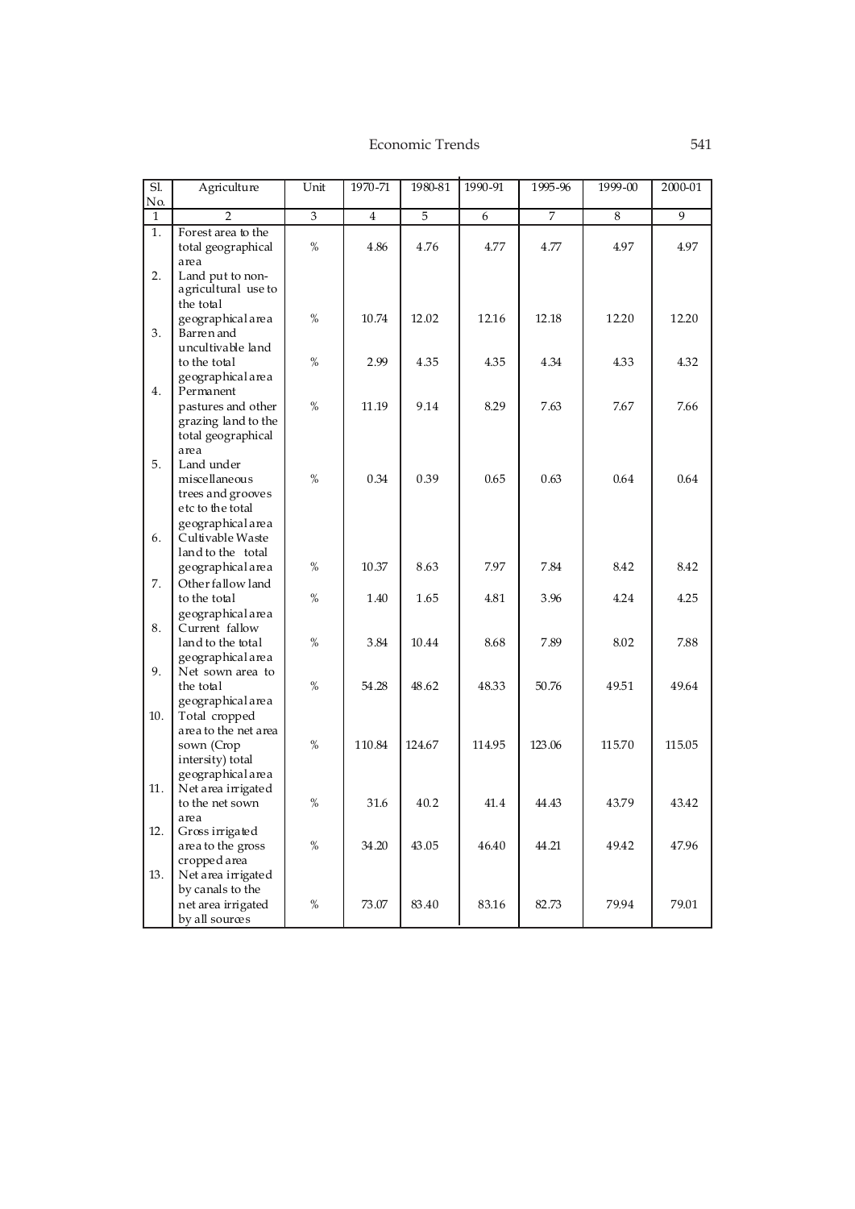| Sl. No. | Agriculture | Unit | 1970-71 | 1980-81 | 1990-91 | 1995-96 | 1999-00 | 2000-01 |
|---|---|---|---|---|---|---|---|---|
| 1 | 2 | 3 | 4 | 5 | 6 | 7 | 8 | 9 |
| 1. | Forest area to the total geographical area | % | 4.86 | 4.76 | 4.77 | 4.77 | 4.97 | 4.97 |
| 2. | Land put to non-agricultural use to the total geographical area | % | 10.74 | 12.02 | 12.16 | 12.18 | 12.20 | 12.20 |
| 3. | Barren and uncultivable land to the total geographical area | % | 2.99 | 4.35 | 4.35 | 4.34 | 4.33 | 4.32 |
| 4. | Permanent pastures and other grazing land to the total geographical area | % | 11.19 | 9.14 | 8.29 | 7.63 | 7.67 | 7.66 |
| 5. | Land under miscellaneous trees and grooves etc to the total geographical area | % | 0.34 | 0.39 | 0.65 | 0.63 | 0.64 | 0.64 |
| 6. | Cultivable Waste land to the total geographical area | % | 10.37 | 8.63 | 7.97 | 7.84 | 8.42 | 8.42 |
| 7. | Other fallow land to the total geographical area | % | 1.40 | 1.65 | 4.81 | 3.96 | 4.24 | 4.25 |
| 8. | Current fallow land to the total geographical area | % | 3.84 | 10.44 | 8.68 | 7.89 | 8.02 | 7.88 |
| 9. | Net sown area to the total geographical area | % | 54.28 | 48.62 | 48.33 | 50.76 | 49.51 | 49.64 |
| 10. | Total cropped area to the net area sown (Crop intersity) total geographical area | % | 110.84 | 124.67 | 114.95 | 123.06 | 115.70 | 115.05 |
| 11. | Net area irrigated to the net sown area | % | 31.6 | 40.2 | 41.4 | 44.43 | 43.79 | 43.42 |
| 12. | Gross irrigated area to the gross cropped area | % | 34.20 | 43.05 | 46.40 | 44.21 | 49.42 | 47.96 |
| 13. | Net area irrigated by canals to the net area irrigated by all sources | % | 73.07 | 83.40 | 83.16 | 82.73 | 79.94 | 79.01 |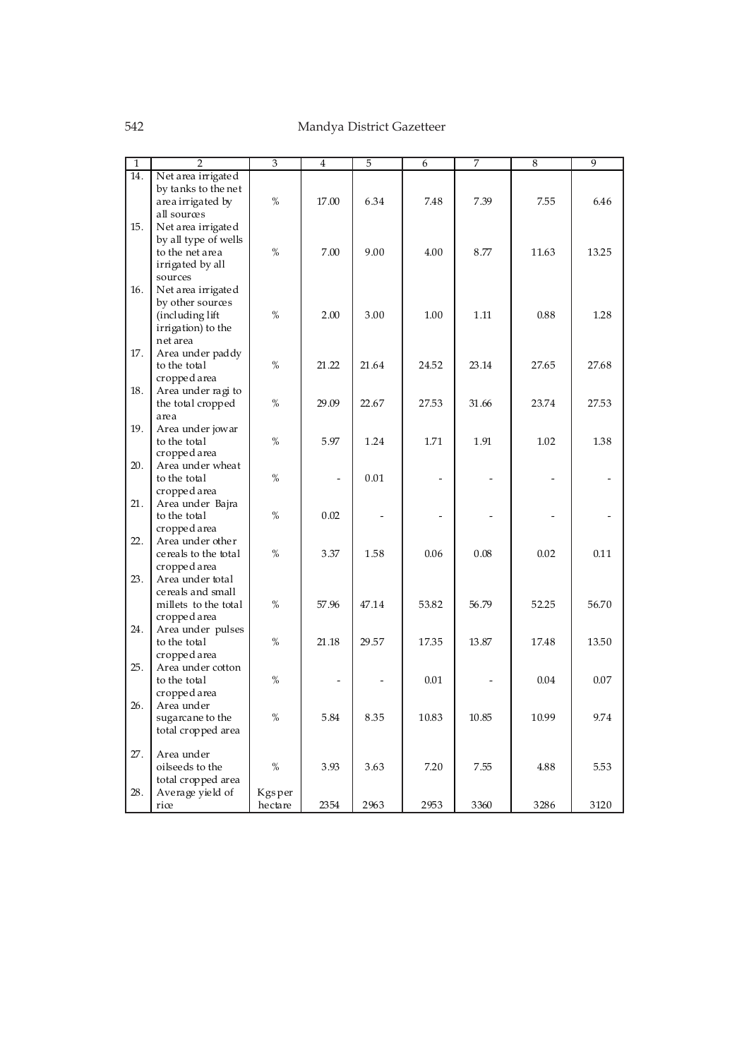| 1 | 2 | 3 | 4 | 5 | 6 | 7 | 8 | 9 |
|---|---|---|---|---|---|---|---|---|
| 14. | Net area irrigated by tanks to the net area irrigated by all sources | % | 17.00 | 6.34 | 7.48 | 7.39 | 7.55 | 6.46 |
| 15. | Net area irrigated by all type of wells to the net area irrigated by all sources | % | 7.00 | 9.00 | 4.00 | 8.77 | 11.63 | 13.25 |
| 16. | Net area irrigated by other sources (including lift irrigation) to the net area | % | 2.00 | 3.00 | 1.00 | 1.11 | 0.88 | 1.28 |
| 17. | Area under paddy to the total cropped area | % | 21.22 | 21.64 | 24.52 | 23.14 | 27.65 | 27.68 |
| 18. | Area under ragi to the total cropped area | % | 29.09 | 22.67 | 27.53 | 31.66 | 23.74 | 27.53 |
| 19. | Area under jowar to the total cropped area | % | 5.97 | 1.24 | 1.71 | 1.91 | 1.02 | 1.38 |
| 20. | Area under wheat to the total cropped area | % | - | 0.01 | - | - | - | - |
| 21. | Area under Bajra to the total cropped area | % | 0.02 | - | - | - | - | - |
| 22. | Area under other cereals to the total cropped area | % | 3.37 | 1.58 | 0.06 | 0.08 | 0.02 | 0.11 |
| 23. | Area under total cereals and small millets to the total cropped area | % | 57.96 | 47.14 | 53.82 | 56.79 | 52.25 | 56.70 |
| 24. | Area under pulses to the total cropped area | % | 21.18 | 29.57 | 17.35 | 13.87 | 17.48 | 13.50 |
| 25. | Area under cotton to the total cropped area | % | - | - | 0.01 | - | 0.04 | 0.07 |
| 26. | Area under sugarcane to the total cropped area | % | 5.84 | 8.35 | 10.83 | 10.85 | 10.99 | 9.74 |
| 27. | Area under oilseeds to the total cropped area | % | 3.93 | 3.63 | 7.20 | 7.55 | 4.88 | 5.53 |
| 28. | Average yield of rice | Kgs per hectare | 2354 | 2963 | 2953 | 3360 | 3286 | 3120 |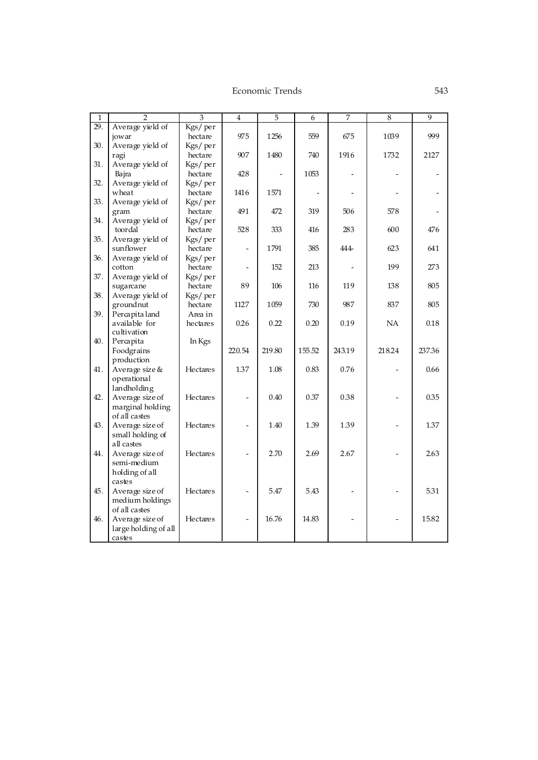| 1 | 2 | 3 | 4 | 5 | 6 | 7 | 8 | 9 |
|---|---|---|---|---|---|---|---|---|
| 29. | Average yield of jowar | Kgs/ per hectare | 975 | 1256 | 559 | 675 | 1039 | 999 |
| 30. | Average yield of ragi | Kgs/ per hectare | 907 | 1480 | 740 | 1916 | 1732 | 2127 |
| 31. | Average yield of Bajra | Kgs/ per hectare | 428 | - | 1053 | - | - | - |
| 32. | Average yield of wheat | Kgs/ per hectare | 1416 | 1571 | - | - | - | - |
| 33. | Average yield of gram | Kgs/ per hectare | 491 | 472 | 319 | 506 | 578 | - |
| 34. | Average yield of toordal | Kgs/ per hectare | 528 | 333 | 416 | 283 | 600 | 476 |
| 35. | Average yield of sunflower | Kgs/ per hectare | - | 1791 | 385 | 444- | 623 | 641 |
| 36. | Average yield of cotton | Kgs/ per hectare | - | 152 | 213 | - | 199 | 273 |
| 37. | Average yield of sugarcane | Kgs/ per hectare | 89 | 106 | 116 | 119 | 138 | 805 |
| 38. | Average yield of groundnut | Kgs/ per hectare | 1127 | 1059 | 730 | 987 | 837 | 805 |
| 39. | Percapita land available for cultivation | Area in hectares | 0.26 | 0.22 | 0.20 | 0.19 | NA | 0.18 |
| 40. | Percapita Foodgrains production | In Kgs | 220.54 | 219.80 | 155.52 | 243.19 | 218.24 | 237.36 |
| 41. | Average size & operational landholding | Hectares | 1.37 | 1.08 | 0.83 | 0.76 | - | 0.66 |
| 42. | Average size of marginal holding of all castes | Hectares | - | 0.40 | 0.37 | 0.38 | - | 0.35 |
| 43. | Average size of small holding of all castes | Hectares | - | 1.40 | 1.39 | 1.39 | - | 1.37 |
| 44. | Average size of semi-medium holding of all castes | Hectares | - | 2.70 | 2.69 | 2.67 | - | 2.63 |
| 45. | Average size of medium holdings of all castes | Hectares | - | 5.47 | 5.43 | - | - | 5.31 |
| 46. | Average size of large holding of all castes | Hectares | - | 16.76 | 14.83 | - | - | 15.82 |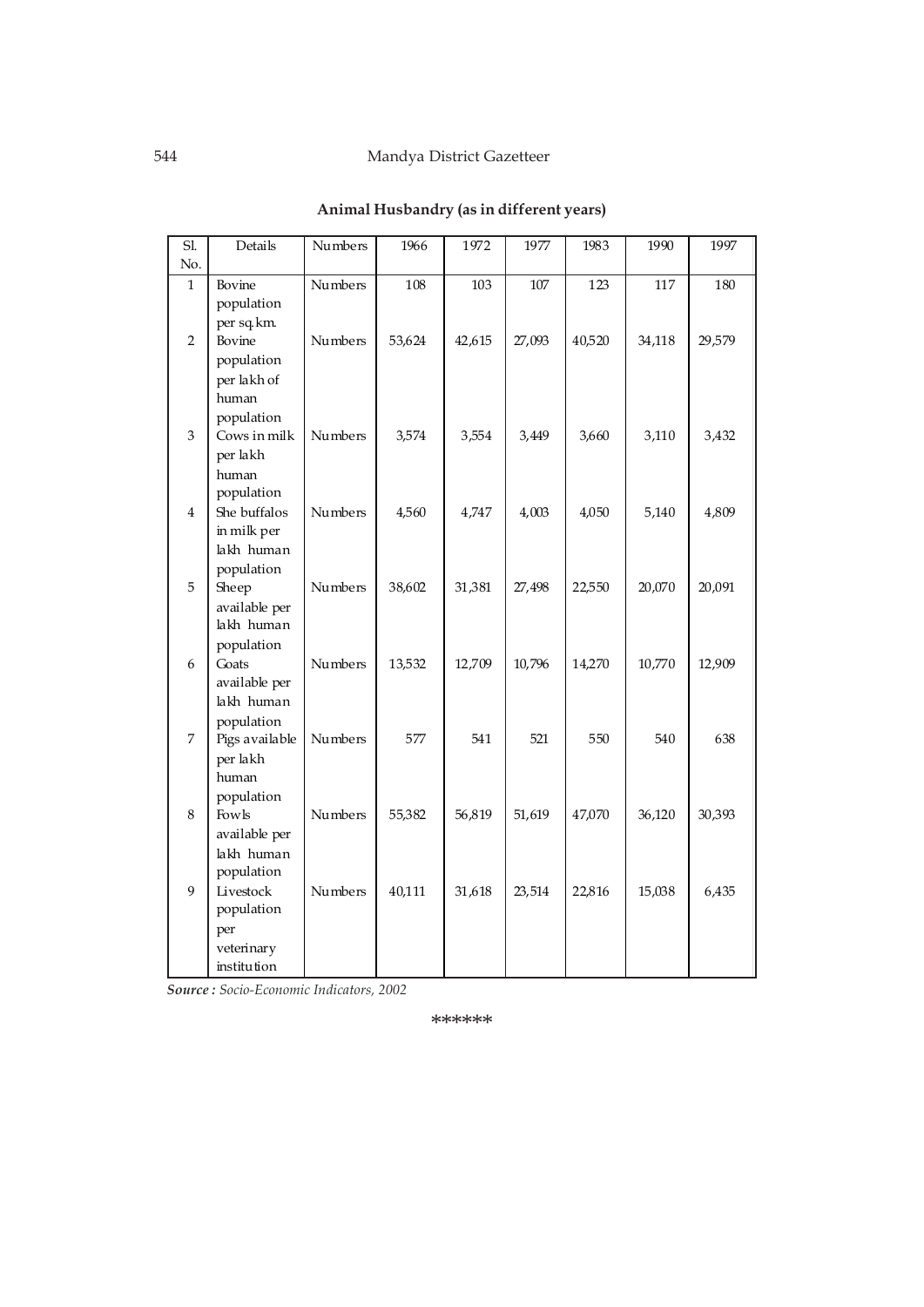## Animal Husbandry (as in different years)

| Sl. No. | Details | Numbers | 1966 | 1972 | 1977 | 1983 | 1990 | 1997 |
|---|---|---|---|---|---|---|---|---|
| 1 | Bovine population per sq.km. | Numbers | 108 | 103 | 107 | 123 | 117 | 180 |
| 2 | Bovine population per lakh of human population | Numbers | 53,624 | 42,615 | 27,093 | 40,520 | 34,118 | 29,579 |
| 3 | Cows in milk per lakh human population | Numbers | 3,574 | 3,554 | 3,449 | 3,660 | 3,110 | 3,432 |
| 4 | She buffalos in milk per lakh human population | Numbers | 4,560 | 4,747 | 4,003 | 4,050 | 5,140 | 4,809 |
| 5 | Sheep available per lakh human population | Numbers | 38,602 | 31,381 | 27,498 | 22,550 | 20,070 | 20,091 |
| 6 | Goats available per lakh human population | Numbers | 13,532 | 12,709 | 10,796 | 14,270 | 10,770 | 12,909 |
| 7 | Pigs available per lakh human population | Numbers | 577 | 541 | 521 | 550 | 540 | 638 |
| 8 | Fowls available per lakh human population | Numbers | 55,382 | 56,819 | 51,619 | 47,070 | 36,120 | 30,393 |
| 9 | Livestock population per veterinary institution | Numbers | 40,111 | 31,618 | 23,514 | 22,816 | 15,038 | 6,435 |

***Source :*** *Socio-Economic Indicators, 2002*

******